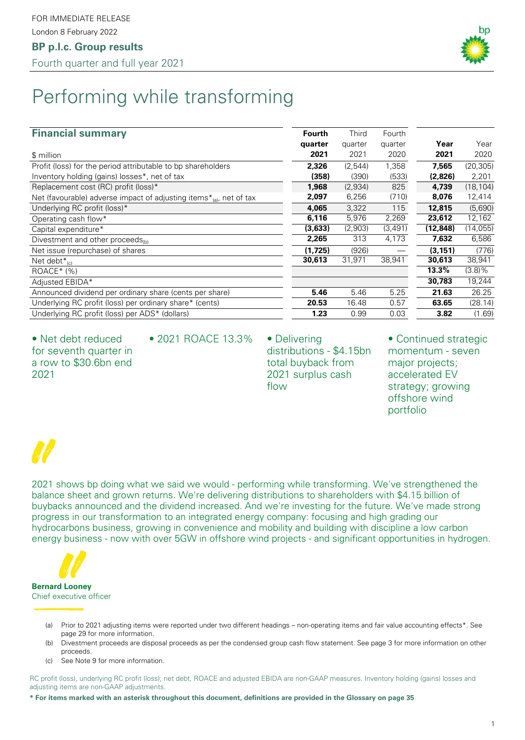FOR IMMEDIATE RELEASE

London 8 February 2022

**BP p.l.c. Group results**

Fourth quarter and full year 2021

# Performing while transforming

## Financial summary

| $ million | Fourth quarter 2021 | Third quarter 2021 | Fourth quarter 2020 | Year 2021 | Year 2020 |
|---|---|---|---|---|---|
| Profit (loss) for the period attributable to bp shareholders | **2,326** | (2,544) | 1,358 | **7,565** | (20,305) |
| Inventory holding (gains) losses*, net of tax | **(358)** | (390) | (533) | **(2,826)** | 2,201 |
| Replacement cost (RC) profit (loss)* | **1,968** | (2,934) | 825 | **4,739** | (18,104) |
| Net (favourable) adverse impact of adjusting items*(a), net of tax | **2,097** | 6,256 | (710) | **8,076** | 12,414 |
| Underlying RC profit (loss)* | **4,065** | 3,322 | 115 | **12,815** | (5,690) |
| Operating cash flow* | **6,116** | 5,976 | 2,269 | **23,612** | 12,162 |
| Capital expenditure* | **(3,633)** | (2,903) | (3,491) | **(12,848)** | (14,055) |
| Divestment and other proceeds(b) | **2,265** | 313 | 4,173 | **7,632** | 6,586 |
| Net issue (repurchase) of shares | **(1,725)** | (926) | — | **(3,151)** | (776) |
| Net debt*(c) | **30,613** | 31,971 | 38,941 | **30,613** | 38,941 |
| ROACE* (%) | | | | **13.3%** | (3.8)% |
| Adjusted EBIDA* | | | | **30,783** | 19,244 |
| Announced dividend per ordinary share (cents per share) | **5.46** | 5.46 | 5.25 | **21.63** | 26.25 |
| Underlying RC profit (loss) per ordinary share* (cents) | **20.53** | 16.48 | 0.57 | **63.65** | (28.14) |
| Underlying RC profit (loss) per ADS* (dollars) | **1.23** | 0.99 | 0.03 | **3.82** | (1.69) |

- Net debt reduced for seventh quarter in a row to $30.6bn end 2021
- 2021 ROACE 13.3%
- Delivering distributions - $4.15bn total buyback from 2021 surplus cash flow
- Continued strategic momentum - seven major projects; accelerated EV strategy; growing offshore wind portfolio

2021 shows bp doing what we said we would - performing while transforming. We've strengthened the balance sheet and grown returns. We're delivering distributions to shareholders with $4.15 billion of buybacks announced and the dividend increased. And we're investing for the future. We've made strong progress in our transformation to an integrated energy company: focusing and high grading our hydrocarbons business, growing in convenience and mobility and building with discipline a low carbon energy business - now with over 5GW in offshore wind projects - and significant opportunities in hydrogen.

**Bernard Looney**
Chief executive officer

(a) Prior to 2021 adjusting items were reported under two different headings – non-operating items and fair value accounting effects*. See page 29 for more information.

(b) Divestment proceeds are disposal proceeds as per the condensed group cash flow statement. See page 3 for more information on other proceeds.

(c) See Note 9 for more information.

RC profit (loss), underlying RC profit (loss), net debt, ROACE and adjusted EBIDA are non-GAAP measures. Inventory holding (gains) losses and adjusting items are non-GAAP adjustments.

**\* For items marked with an asterisk throughout this document, definitions are provided in the Glossary on page 35.**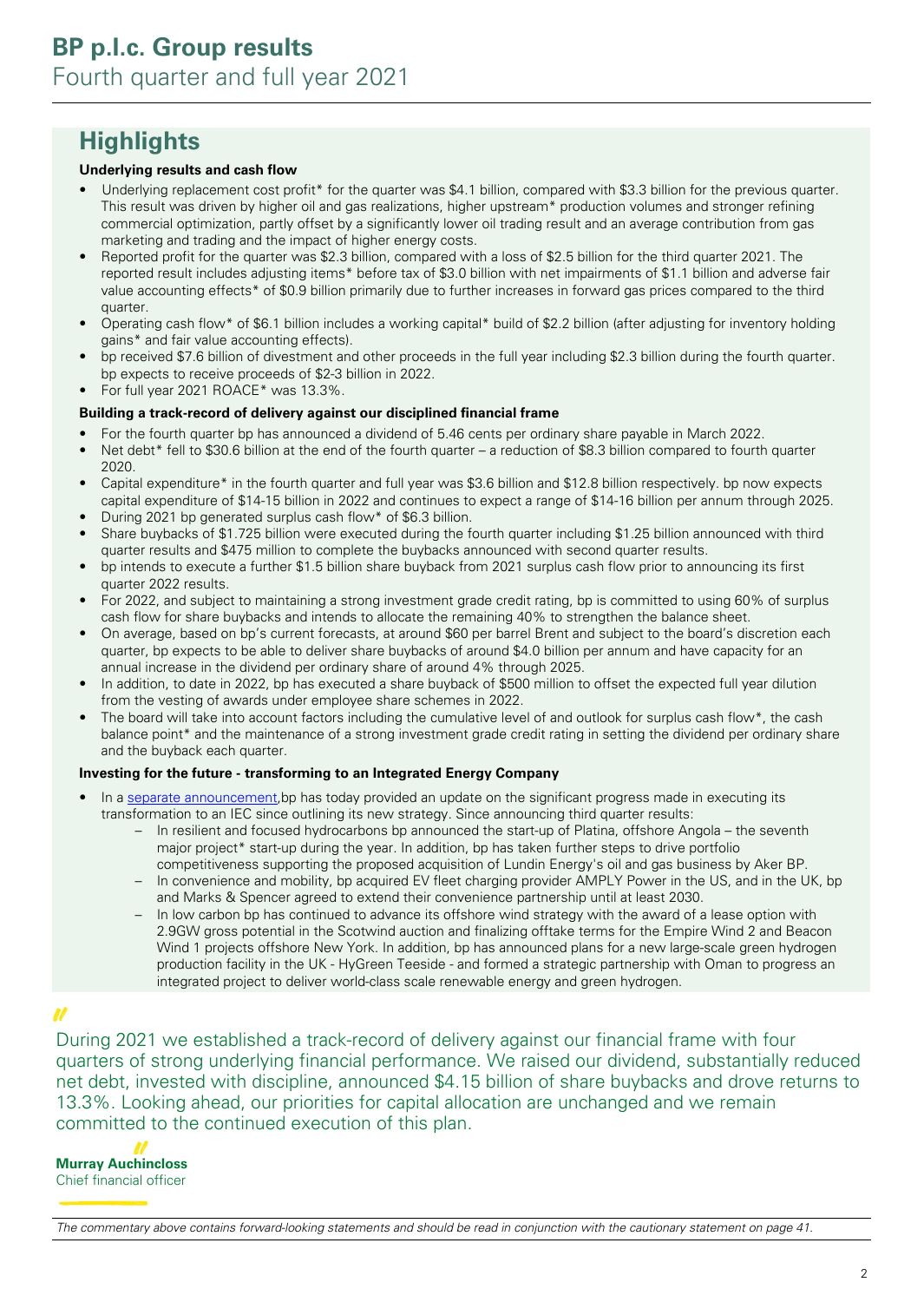# BP p.l.c. Group results

Fourth quarter and full year 2021

## Highlights

**Underlying results and cash flow**

- Underlying replacement cost profit* for the quarter was $4.1 billion, compared with $3.3 billion for the previous quarter. This result was driven by higher oil and gas realizations, higher upstream* production volumes and stronger refining commercial optimization, partly offset by a significantly lower oil trading result and an average contribution from gas marketing and trading and the impact of higher energy costs.
- Reported profit for the quarter was $2.3 billion, compared with a loss of $2.5 billion for the third quarter 2021. The reported result includes adjusting items* before tax of $3.0 billion with net impairments of $1.1 billion and adverse fair value accounting effects* of $0.9 billion primarily due to further increases in forward gas prices compared to the third quarter.
- Operating cash flow* of $6.1 billion includes a working capital* build of $2.2 billion (after adjusting for inventory holding gains* and fair value accounting effects).
- bp received $7.6 billion of divestment and other proceeds in the full year including $2.3 billion during the fourth quarter. bp expects to receive proceeds of $2-3 billion in 2022.
- For full year 2021 ROACE* was 13.3%.

**Building a track-record of delivery against our disciplined financial frame**

- For the fourth quarter bp has announced a dividend of 5.46 cents per ordinary share payable in March 2022.
- Net debt* fell to $30.6 billion at the end of the fourth quarter – a reduction of $8.3 billion compared to fourth quarter 2020.
- Capital expenditure* in the fourth quarter and full year was $3.6 billion and $12.8 billion respectively. bp now expects capital expenditure of $14-15 billion in 2022 and continues to expect a range of $14-16 billion per annum through 2025.
- During 2021 bp generated surplus cash flow* of $6.3 billion.
- Share buybacks of $1.725 billion were executed during the fourth quarter including $1.25 billion announced with third quarter results and $475 million to complete the buybacks announced with second quarter results.
- bp intends to execute a further $1.5 billion share buyback from 2021 surplus cash flow prior to announcing its first quarter 2022 results.
- For 2022, and subject to maintaining a strong investment grade credit rating, bp is committed to using 60% of surplus cash flow for share buybacks and intends to allocate the remaining 40% to strengthen the balance sheet.
- On average, based on bp's current forecasts, at around $60 per barrel Brent and subject to the board's discretion each quarter, bp expects to be able to deliver share buybacks of around $4.0 billion per annum and have capacity for an annual increase in the dividend per ordinary share of around 4% through 2025.
- In addition, to date in 2022, bp has executed a share buyback of $500 million to offset the expected full year dilution from the vesting of awards under employee share schemes in 2022.
- The board will take into account factors including the cumulative level of and outlook for surplus cash flow*, the cash balance point* and the maintenance of a strong investment grade credit rating in setting the dividend per ordinary share and the buyback each quarter.

**Investing for the future - transforming to an Integrated Energy Company**

- In a separate announcement,bp has today provided an update on the significant progress made in executing its transformation to an IEC since outlining its new strategy. Since announcing third quarter results:
  - In resilient and focused hydrocarbons bp announced the start-up of Platina, offshore Angola – the seventh major project* start-up during the year. In addition, bp has taken further steps to drive portfolio competitiveness supporting the proposed acquisition of Lundin Energy's oil and gas business by Aker BP.
  - In convenience and mobility, bp acquired EV fleet charging provider AMPLY Power in the US, and in the UK, bp and Marks & Spencer agreed to extend their convenience partnership until at least 2030.
  - In low carbon bp has continued to advance its offshore wind strategy with the award of a lease option with 2.9GW gross potential in the Scotwind auction and finalizing offtake terms for the Empire Wind 2 and Beacon Wind 1 projects offshore New York. In addition, bp has announced plans for a new large-scale green hydrogen production facility in the UK - HyGreen Teeside - and formed a strategic partnership with Oman to progress an integrated project to deliver world-class scale renewable energy and green hydrogen.

"

During 2021 we established a track-record of delivery against our financial frame with four quarters of strong underlying financial performance. We raised our dividend, substantially reduced net debt, invested with discipline, announced $4.15 billion of share buybacks and drove returns to 13.3%. Looking ahead, our priorities for capital allocation are unchanged and we remain committed to the continued execution of this plan.

"

**Murray Auchincloss**
Chief financial officer

*The commentary above contains forward-looking statements and should be read in conjunction with the cautionary statement on page 41.*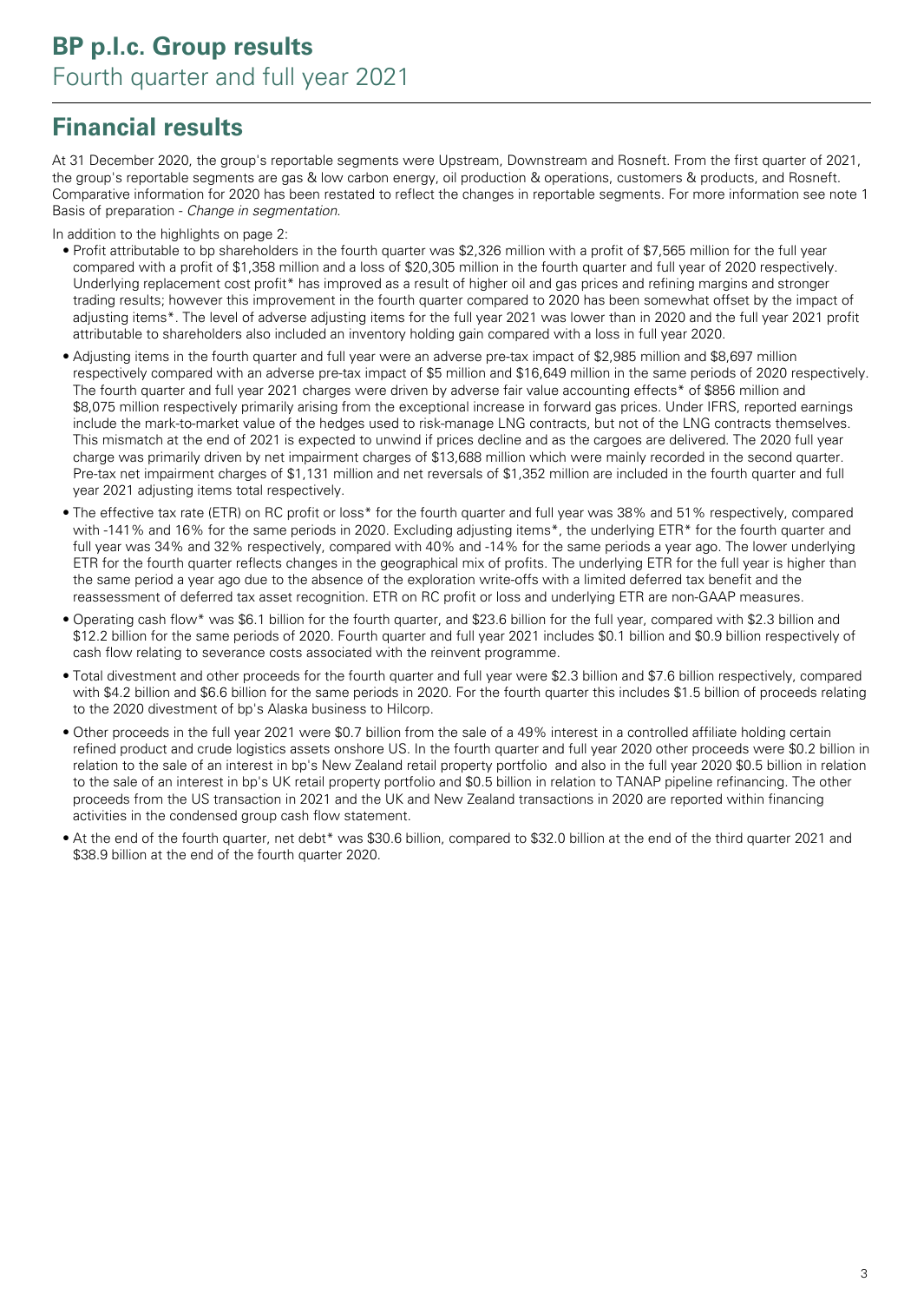# BP p.l.c. Group results
Fourth quarter and full year 2021

## Financial results

At 31 December 2020, the group's reportable segments were Upstream, Downstream and Rosneft. From the first quarter of 2021, the group's reportable segments are gas & low carbon energy, oil production & operations, customers & products, and Rosneft. Comparative information for 2020 has been restated to reflect the changes in reportable segments. For more information see note 1 Basis of preparation - *Change in segmentation*.

In addition to the highlights on page 2:

- Profit attributable to bp shareholders in the fourth quarter was $2,326 million with a profit of $7,565 million for the full year compared with a profit of $1,358 million and a loss of $20,305 million in the fourth quarter and full year of 2020 respectively. Underlying replacement cost profit* has improved as a result of higher oil and gas prices and refining margins and stronger trading results; however this improvement in the fourth quarter compared to 2020 has been somewhat offset by the impact of adjusting items*. The level of adverse adjusting items for the full year 2021 was lower than in 2020 and the full year 2021 profit attributable to shareholders also included an inventory holding gain compared with a loss in full year 2020.
- Adjusting items in the fourth quarter and full year were an adverse pre-tax impact of $2,985 million and $8,697 million respectively compared with an adverse pre-tax impact of $5 million and $16,649 million in the same periods of 2020 respectively. The fourth quarter and full year 2021 charges were driven by adverse fair value accounting effects* of $856 million and $8,075 million respectively primarily arising from the exceptional increase in forward gas prices. Under IFRS, reported earnings include the mark-to-market value of the hedges used to risk-manage LNG contracts, but not of the LNG contracts themselves. This mismatch at the end of 2021 is expected to unwind if prices decline and as the cargoes are delivered. The 2020 full year charge was primarily driven by net impairment charges of $13,688 million which were mainly recorded in the second quarter. Pre-tax net impairment charges of $1,131 million and net reversals of $1,352 million are included in the fourth quarter and full year 2021 adjusting items total respectively.
- The effective tax rate (ETR) on RC profit or loss* for the fourth quarter and full year was 38% and 51% respectively, compared with -141% and 16% for the same periods in 2020. Excluding adjusting items*, the underlying ETR* for the fourth quarter and full year was 34% and 32% respectively, compared with 40% and -14% for the same periods a year ago. The lower underlying ETR for the fourth quarter reflects changes in the geographical mix of profits. The underlying ETR for the full year is higher than the same period a year ago due to the absence of the exploration write-offs with a limited deferred tax benefit and the reassessment of deferred tax asset recognition. ETR on RC profit or loss and underlying ETR are non-GAAP measures.
- Operating cash flow* was $6.1 billion for the fourth quarter, and $23.6 billion for the full year, compared with $2.3 billion and $12.2 billion for the same periods of 2020. Fourth quarter and full year 2021 includes $0.1 billion and $0.9 billion respectively of cash flow relating to severance costs associated with the reinvent programme.
- Total divestment and other proceeds for the fourth quarter and full year were $2.3 billion and $7.6 billion respectively, compared with $4.2 billion and $6.6 billion for the same periods in 2020. For the fourth quarter this includes $1.5 billion of proceeds relating to the 2020 divestment of bp's Alaska business to Hilcorp.
- Other proceeds in the full year 2021 were $0.7 billion from the sale of a 49% interest in a controlled affiliate holding certain refined product and crude logistics assets onshore US. In the fourth quarter and full year 2020 other proceeds were $0.2 billion in relation to the sale of an interest in bp's New Zealand retail property portfolio and also in the full year 2020 $0.5 billion in relation to the sale of an interest in bp's UK retail property portfolio and $0.5 billion in relation to TANAP pipeline refinancing. The other proceeds from the US transaction in 2021 and the UK and New Zealand transactions in 2020 are reported within financing activities in the condensed group cash flow statement.
- At the end of the fourth quarter, net debt* was $30.6 billion, compared to $32.0 billion at the end of the third quarter 2021 and $38.9 billion at the end of the fourth quarter 2020.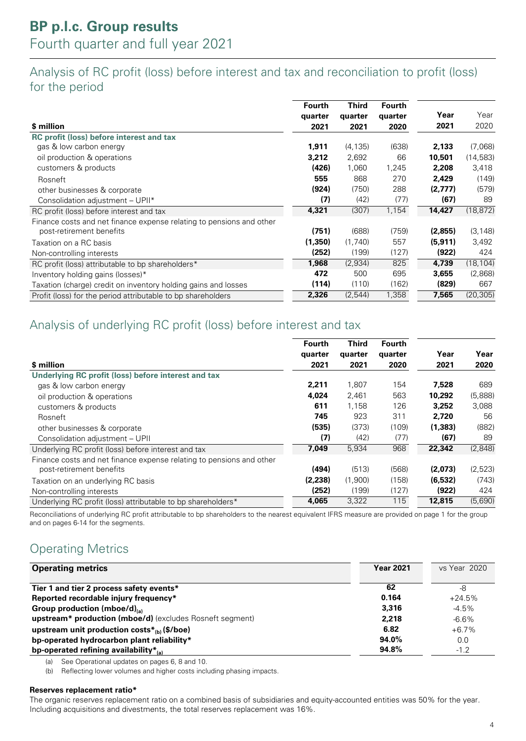# BP p.l.c. Group results

Fourth quarter and full year 2021

## Analysis of RC profit (loss) before interest and tax and reconciliation to profit (loss) for the period

| $ million | Fourth quarter 2021 | Third quarter 2021 | Fourth quarter 2020 | Year 2021 | Year 2020 |
|---|---|---|---|---|---|
| **RC profit (loss) before interest and tax** | | | | | |
| gas & low carbon energy | **1,911** | (4,135) | (638) | **2,133** | (7,068) |
| oil production & operations | **3,212** | 2,692 | 66 | **10,501** | (14,583) |
| customers & products | **(426)** | 1,060 | 1,245 | **2,208** | 3,418 |
| Rosneft | **555** | 868 | 270 | **2,429** | (149) |
| other businesses & corporate | **(924)** | (750) | 288 | **(2,777)** | (579) |
| Consolidation adjustment – UPII* | **(7)** | (42) | (77) | **(67)** | 89 |
| RC profit (loss) before interest and tax | **4,321** | (307) | 1,154 | **14,427** | (18,872) |
| Finance costs and net finance expense relating to pensions and other post-retirement benefits | **(751)** | (688) | (759) | **(2,855)** | (3,148) |
| Taxation on a RC basis | **(1,350)** | (1,740) | 557 | **(5,911)** | 3,492 |
| Non-controlling interests | **(252)** | (199) | (127) | **(922)** | 424 |
| RC profit (loss) attributable to bp shareholders* | **1,968** | (2,934) | 825 | **4,739** | (18,104) |
| Inventory holding gains (losses)* | **472** | 500 | 695 | **3,655** | (2,868) |
| Taxation (charge) credit on inventory holding gains and losses | **(114)** | (110) | (162) | **(829)** | 667 |
| Profit (loss) for the period attributable to bp shareholders | **2,326** | (2,544) | 1,358 | **7,565** | (20,305) |

## Analysis of underlying RC profit (loss) before interest and tax

| $ million | Fourth quarter 2021 | Third quarter 2021 | Fourth quarter 2020 | Year 2021 | Year 2020 |
|---|---|---|---|---|---|
| **Underlying RC profit (loss) before interest and tax** | | | | | |
| gas & low carbon energy | **2,211** | 1,807 | 154 | **7,528** | 689 |
| oil production & operations | **4,024** | 2,461 | 563 | **10,292** | (5,888) |
| customers & products | **611** | 1,158 | 126 | **3,252** | 3,088 |
| Rosneft | **745** | 923 | 311 | **2,720** | 56 |
| other businesses & corporate | **(535)** | (373) | (109) | **(1,383)** | (882) |
| Consolidation adjustment – UPII | **(7)** | (42) | (77) | **(67)** | 89 |
| Underlying RC profit (loss) before interest and tax | **7,049** | 5,934 | 968 | **22,342** | (2,848) |
| Finance costs and net finance expense relating to pensions and other post-retirement benefits | **(494)** | (513) | (568) | **(2,073)** | (2,523) |
| Taxation on an underlying RC basis | **(2,238)** | (1,900) | (158) | **(6,532)** | (743) |
| Non-controlling interests | **(252)** | (199) | (127) | **(922)** | 424 |
| Underlying RC profit (loss) attributable to bp shareholders* | **4,065** | 3,322 | 115 | **12,815** | (5,690) |

Reconciliations of underlying RC profit attributable to bp shareholders to the nearest equivalent IFRS measure are provided on page 1 for the group and on pages 6-14 for the segments.

## Operating Metrics

| **Operating metrics** | **Year 2021** | vs Year 2020 |
|---|---|---|
| **Tier 1 and tier 2 process safety events*** | **62** | -8 |
| **Reported recordable injury frequency*** | **0.164** | +24.5% |
| **Group production (mboe/d)(a)** | **3,316** | -4.5% |
| **upstream* production (mboe/d)** (excludes Rosneft segment) | **2,218** | -6.6% |
| **upstream unit production costs*(b) ($/boe)** | **6.82** | +6.7% |
| **bp-operated hydrocarbon plant reliability*** | **94.0%** | 0.0 |
| **bp-operated refining availability*(a)** | **94.8%** | -1.2 |

(a) See Operational updates on pages 6, 8 and 10.

(b) Reflecting lower volumes and higher costs including phasing impacts.

**Reserves replacement ratio***

The organic reserves replacement ratio on a combined basis of subsidiaries and equity-accounted entities was 50% for the year. Including acquisitions and divestments, the total reserves replacement was 16%.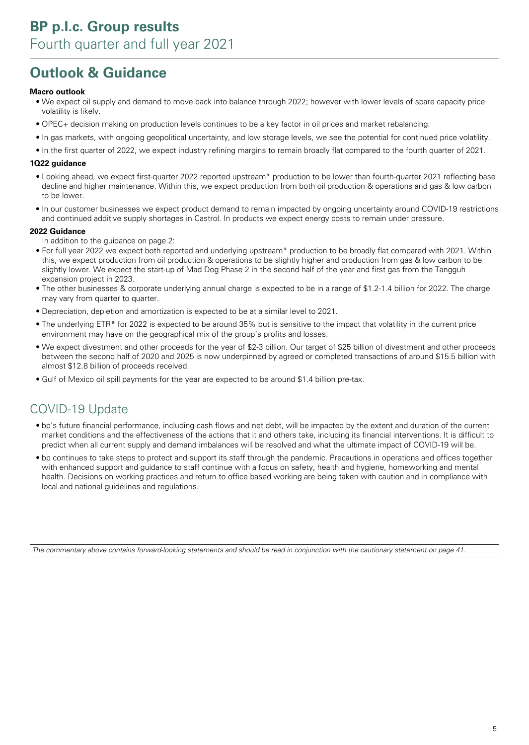## Outlook & Guidance

**Macro outlook**

- We expect oil supply and demand to move back into balance through 2022; however with lower levels of spare capacity price volatility is likely.
- OPEC+ decision making on production levels continues to be a key factor in oil prices and market rebalancing.
- In gas markets, with ongoing geopolitical uncertainty, and low storage levels, we see the potential for continued price volatility.
- In the first quarter of 2022, we expect industry refining margins to remain broadly flat compared to the fourth quarter of 2021.

**1Q22 guidance**

- Looking ahead, we expect first-quarter 2022 reported upstream* production to be lower than fourth-quarter 2021 reflecting base decline and higher maintenance. Within this, we expect production from both oil production & operations and gas & low carbon to be lower.
- In our customer businesses we expect product demand to remain impacted by ongoing uncertainty around COVID-19 restrictions and continued additive supply shortages in Castrol. In products we expect energy costs to remain under pressure.

**2022 Guidance**

In addition to the guidance on page 2:

- For full year 2022 we expect both reported and underlying upstream* production to be broadly flat compared with 2021. Within this, we expect production from oil production & operations to be slightly higher and production from gas & low carbon to be slightly lower. We expect the start-up of Mad Dog Phase 2 in the second half of the year and first gas from the Tangguh expansion project in 2023.
- The other businesses & corporate underlying annual charge is expected to be in a range of $1.2-1.4 billion for 2022. The charge may vary from quarter to quarter.
- Depreciation, depletion and amortization is expected to be at a similar level to 2021.
- The underlying ETR* for 2022 is expected to be around 35% but is sensitive to the impact that volatility in the current price environment may have on the geographical mix of the group's profits and losses.
- We expect divestment and other proceeds for the year of $2-3 billion. Our target of $25 billion of divestment and other proceeds between the second half of 2020 and 2025 is now underpinned by agreed or completed transactions of around $15.5 billion with almost $12.8 billion of proceeds received.
- Gulf of Mexico oil spill payments for the year are expected to be around $1.4 billion pre-tax.

## COVID-19 Update

- bp's future financial performance, including cash flows and net debt, will be impacted by the extent and duration of the current market conditions and the effectiveness of the actions that it and others take, including its financial interventions. It is difficult to predict when all current supply and demand imbalances will be resolved and what the ultimate impact of COVID-19 will be.
- bp continues to take steps to protect and support its staff through the pandemic. Precautions in operations and offices together with enhanced support and guidance to staff continue with a focus on safety, health and hygiene, homeworking and mental health. Decisions on working practices and return to office based working are being taken with caution and in compliance with local and national guidelines and regulations.

*The commentary above contains forward-looking statements and should be read in conjunction with the cautionary statement on page 41.*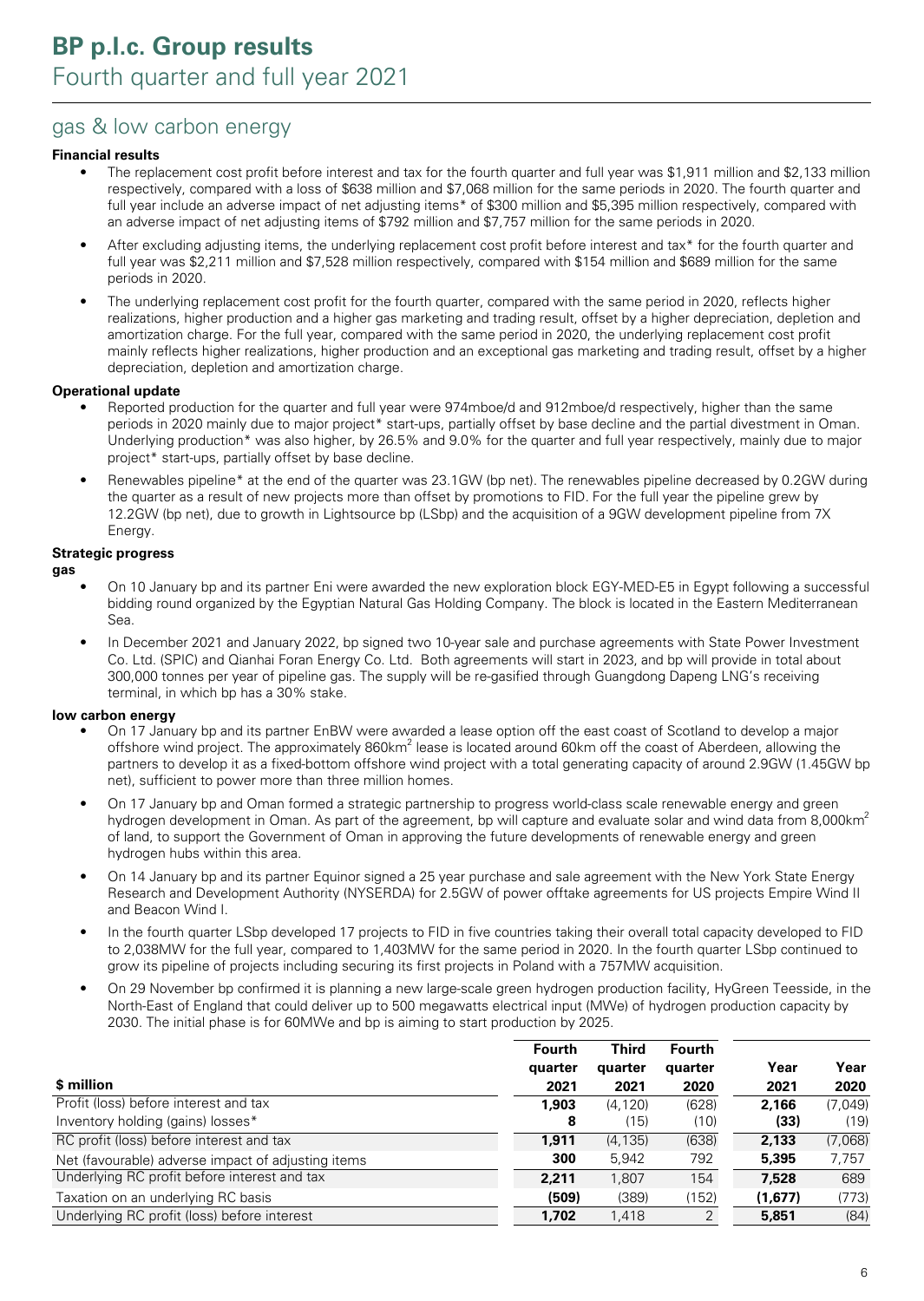# BP p.l.c. Group results

## Fourth quarter and full year 2021

## gas & low carbon energy

**Financial results**

- The replacement cost profit before interest and tax for the fourth quarter and full year was $1,911 million and $2,133 million respectively, compared with a loss of $638 million and $7,068 million for the same periods in 2020. The fourth quarter and full year include an adverse impact of net adjusting items* of $300 million and $5,395 million respectively, compared with an adverse impact of net adjusting items of $792 million and $7,757 million for the same periods in 2020.
- After excluding adjusting items, the underlying replacement cost profit before interest and tax* for the fourth quarter and full year was $2,211 million and $7,528 million respectively, compared with $154 million and $689 million for the same periods in 2020.
- The underlying replacement cost profit for the fourth quarter, compared with the same period in 2020, reflects higher realizations, higher production and a higher gas marketing and trading result, offset by a higher depreciation, depletion and amortization charge. For the full year, compared with the same period in 2020, the underlying replacement cost profit mainly reflects higher realizations, higher production and an exceptional gas marketing and trading result, offset by a higher depreciation, depletion and amortization charge.

**Operational update**

- Reported production for the quarter and full year were 974mboe/d and 912mboe/d respectively, higher than the same periods in 2020 mainly due to major project* start-ups, partially offset by base decline and the partial divestment in Oman. Underlying production* was also higher, by 26.5% and 9.0% for the quarter and full year respectively, mainly due to major project* start-ups, partially offset by base decline.
- Renewables pipeline* at the end of the quarter was 23.1GW (bp net). The renewables pipeline decreased by 0.2GW during the quarter as a result of new projects more than offset by promotions to FID. For the full year the pipeline grew by 12.2GW (bp net), due to growth in Lightsource bp (LSbp) and the acquisition of a 9GW development pipeline from 7X Energy.

**Strategic progress**

**gas**

- On 10 January bp and its partner Eni were awarded the new exploration block EGY-MED-E5 in Egypt following a successful bidding round organized by the Egyptian Natural Gas Holding Company. The block is located in the Eastern Mediterranean Sea.
- In December 2021 and January 2022, bp signed two 10-year sale and purchase agreements with State Power Investment Co. Ltd. (SPIC) and Qianhai Foran Energy Co. Ltd. Both agreements will start in 2023, and bp will provide in total about 300,000 tonnes per year of pipeline gas. The supply will be re-gasified through Guangdong Dapeng LNG's receiving terminal, in which bp has a 30% stake.

**low carbon energy**

- On 17 January bp and its partner EnBW were awarded a lease option off the east coast of Scotland to develop a major offshore wind project. The approximately 860km$^2$ lease is located around 60km off the coast of Aberdeen, allowing the partners to develop it as a fixed-bottom offshore wind project with a total generating capacity of around 2.9GW (1.45GW bp net), sufficient to power more than three million homes.
- On 17 January bp and Oman formed a strategic partnership to progress world-class scale renewable energy and green hydrogen development in Oman. As part of the agreement, bp will capture and evaluate solar and wind data from 8,000km$^2$ of land, to support the Government of Oman in approving the future developments of renewable energy and green hydrogen hubs within this area.
- On 14 January bp and its partner Equinor signed a 25 year purchase and sale agreement with the New York State Energy Research and Development Authority (NYSERDA) for 2.5GW of power offtake agreements for US projects Empire Wind II and Beacon Wind I.
- In the fourth quarter LSbp developed 17 projects to FID in five countries taking their overall total capacity developed to FID to 2,038MW for the full year, compared to 1,403MW for the same period in 2020. In the fourth quarter LSbp continued to grow its pipeline of projects including securing its first projects in Poland with a 757MW acquisition.
- On 29 November bp confirmed it is planning a new large-scale green hydrogen production facility, HyGreen Teesside, in the North-East of England that could deliver up to 500 megawatts electrical input (MWe) of hydrogen production capacity by 2030. The initial phase is for 60MWe and bp is aiming to start production by 2025.

| $ million | Fourth quarter 2021 | Third quarter 2021 | Fourth quarter 2020 | Year 2021 | Year 2020 |
|---|---|---|---|---|---|
| Profit (loss) before interest and tax | **1,903** | (4,120) | (628) | **2,166** | (7,049) |
| Inventory holding (gains) losses* | **8** | (15) | (10) | **(33)** | (19) |
| RC profit (loss) before interest and tax | **1,911** | (4,135) | (638) | **2,133** | (7,068) |
| Net (favourable) adverse impact of adjusting items | **300** | 5,942 | 792 | **5,395** | 7,757 |
| Underlying RC profit before interest and tax | **2,211** | 1,807 | 154 | **7,528** | 689 |
| Taxation on an underlying RC basis | **(509)** | (389) | (152) | **(1,677)** | (773) |
| Underlying RC profit (loss) before interest | **1,702** | 1,418 | 2 | **5,851** | (84) |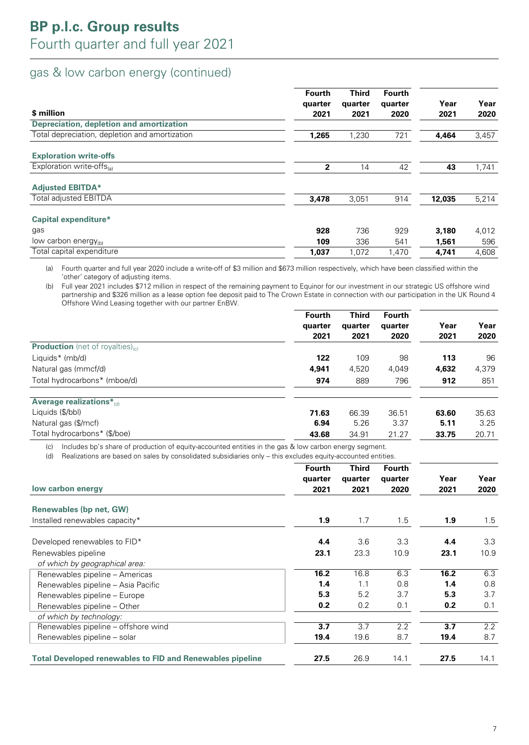# BP p.l.c. Group results

Fourth quarter and full year 2021

## gas & low carbon energy (continued)

| $ million | Fourth quarter 2021 | Third quarter 2021 | Fourth quarter 2020 | Year 2021 | Year 2020 |
|---|---|---|---|---|---|
| **Depreciation, depletion and amortization** | | | | | |
| Total depreciation, depletion and amortization | **1,265** | 1,230 | 721 | **4,464** | 3,457 |
| **Exploration write-offs** | | | | | |
| Exploration write-offs[(a)] | **2** | 14 | 42 | **43** | 1,741 |
| **Adjusted EBITDA*** | | | | | |
| Total adjusted EBITDA | **3,478** | 3,051 | 914 | **12,035** | 5,214 |
| **Capital expenditure*** | | | | | |
| gas | **928** | 736 | 929 | **3,180** | 4,012 |
| low carbon energy[(b)] | **109** | 336 | 541 | **1,561** | 596 |
| Total capital expenditure | **1,037** | 1,072 | 1,470 | **4,741** | 4,608 |

(a) Fourth quarter and full year 2020 include a write-off of $3 million and $673 million respectively, which have been classified within the 'other' category of adjusting items.

(b) Full year 2021 includes $712 million in respect of the remaining payment to Equinor for our investment in our strategic US offshore wind partnership and $326 million as a lease option fee deposit paid to The Crown Estate in connection with our participation in the UK Round 4 Offshore Wind Leasing together with our partner EnBW.

| | Fourth quarter 2021 | Third quarter 2021 | Fourth quarter 2020 | Year 2021 | Year 2020 |
|---|---|---|---|---|---|
| **Production** (net of royalties)[(c)] | | | | | |
| Liquids* (mb/d) | **122** | 109 | 98 | **113** | 96 |
| Natural gas (mmcf/d) | **4,941** | 4,520 | 4,049 | **4,632** | 4,379 |
| Total hydrocarbons* (mboe/d) | **974** | 889 | 796 | **912** | 851 |
| **Average realizations***[(d)] | | | | | |
| Liquids ($/bbl) | **71.63** | 66.39 | 36.51 | **63.60** | 35.63 |
| Natural gas ($/mcf) | **6.94** | 5.26 | 3.37 | **5.11** | 3.25 |
| Total hydrocarbons* ($/boe) | **43.68** | 34.91 | 21.27 | **33.75** | 20.71 |

(c) Includes bp's share of production of equity-accounted entities in the gas & low carbon energy segment.

(d) Realizations are based on sales by consolidated subsidiaries only – this excludes equity-accounted entities.

| low carbon energy | Fourth quarter 2021 | Third quarter 2021 | Fourth quarter 2020 | Year 2021 | Year 2020 |
|---|---|---|---|---|---|
| **Renewables (bp net, GW)** | | | | | |
| Installed renewables capacity* | **1.9** | 1.7 | 1.5 | **1.9** | 1.5 |
| Developed renewables to FID* | **4.4** | 3.6 | 3.3 | **4.4** | 3.3 |
| Renewables pipeline | **23.1** | 23.3 | 10.9 | **23.1** | 10.9 |
| *of which by geographical area:* | | | | | |
| Renewables pipeline – Americas | **16.2** | 16.8 | 6.3 | **16.2** | 6.3 |
| Renewables pipeline – Asia Pacific | **1.4** | 1.1 | 0.8 | **1.4** | 0.8 |
| Renewables pipeline – Europe | **5.3** | 5.2 | 3.7 | **5.3** | 3.7 |
| Renewables pipeline – Other | **0.2** | 0.2 | 0.1 | **0.2** | 0.1 |
| *of which by technology:* | | | | | |
| Renewables pipeline – offshore wind | **3.7** | 3.7 | 2.2 | **3.7** | 2.2 |
| Renewables pipeline – solar | **19.4** | 19.6 | 8.7 | **19.4** | 8.7 |
| **Total Developed renewables to FID and Renewables pipeline** | **27.5** | 26.9 | 14.1 | **27.5** | 14.1 |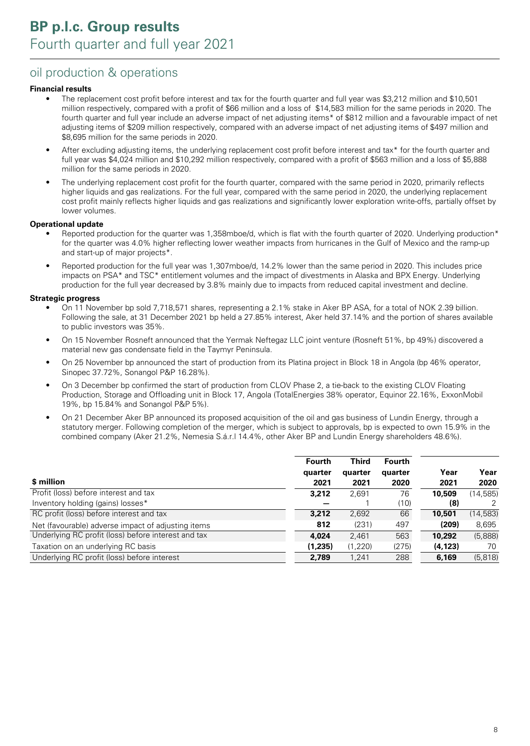# BP p.l.c. Group results

## Fourth quarter and full year 2021

## oil production & operations

### Financial results

- The replacement cost profit before interest and tax for the fourth quarter and full year was $3,212 million and $10,501 million respectively, compared with a profit of $66 million and a loss of $14,583 million for the same periods in 2020. The fourth quarter and full year include an adverse impact of net adjusting items* of $812 million and a favourable impact of net adjusting items of $209 million respectively, compared with an adverse impact of net adjusting items of $497 million and $8,695 million for the same periods in 2020.
- After excluding adjusting items, the underlying replacement cost profit before interest and tax* for the fourth quarter and full year was $4,024 million and $10,292 million respectively, compared with a profit of $563 million and a loss of $5,888 million for the same periods in 2020.
- The underlying replacement cost profit for the fourth quarter, compared with the same period in 2020, primarily reflects higher liquids and gas realizations. For the full year, compared with the same period in 2020, the underlying replacement cost profit mainly reflects higher liquids and gas realizations and significantly lower exploration write-offs, partially offset by lower volumes.

### Operational update

- Reported production for the quarter was 1,358mboe/d, which is flat with the fourth quarter of 2020. Underlying production* for the quarter was 4.0% higher reflecting lower weather impacts from hurricanes in the Gulf of Mexico and the ramp-up and start-up of major projects*.
- Reported production for the full year was 1,307mboe/d, 14.2% lower than the same period in 2020. This includes price impacts on PSA* and TSC* entitlement volumes and the impact of divestments in Alaska and BPX Energy. Underlying production for the full year decreased by 3.8% mainly due to impacts from reduced capital investment and decline.

### Strategic progress

- On 11 November bp sold 7,718,571 shares, representing a 2.1% stake in Aker BP ASA, for a total of NOK 2.39 billion. Following the sale, at 31 December 2021 bp held a 27.85% interest, Aker held 37.14% and the portion of shares available to public investors was 35%.
- On 15 November Rosneft announced that the Yermak Neftegaz LLC joint venture (Rosneft 51%, bp 49%) discovered a material new gas condensate field in the Taymyr Peninsula.
- On 25 November bp announced the start of production from its Platina project in Block 18 in Angola (bp 46% operator, Sinopec 37.72%, Sonangol P&P 16.28%).
- On 3 December bp confirmed the start of production from CLOV Phase 2, a tie-back to the existing CLOV Floating Production, Storage and Offloading unit in Block 17, Angola (TotalEnergies 38% operator, Equinor 22.16%, ExxonMobil 19%, bp 15.84% and Sonangol P&P 5%).
- On 21 December Aker BP announced its proposed acquisition of the oil and gas business of Lundin Energy, through a statutory merger. Following completion of the merger, which is subject to approvals, bp is expected to own 15.9% in the combined company (Aker 21.2%, Nemesia S.á.r.l 14.4%, other Aker BP and Lundin Energy shareholders 48.6%).

| $ million | Fourth quarter 2021 | Third quarter 2021 | Fourth quarter 2020 | Year 2021 | Year 2020 |
|---|---|---|---|---|---|
| Profit (loss) before interest and tax | **3,212** | 2,691 | 76 | **10,509** | (14,585) |
| Inventory holding (gains) losses* | **—** | 1 | (10) | **(8)** | 2 |
| RC profit (loss) before interest and tax | **3,212** | 2,692 | 66 | **10,501** | (14,583) |
| Net (favourable) adverse impact of adjusting items | **812** | (231) | 497 | **(209)** | 8,695 |
| Underlying RC profit (loss) before interest and tax | **4,024** | 2,461 | 563 | **10,292** | (5,888) |
| Taxation on an underlying RC basis | **(1,235)** | (1,220) | (275) | **(4,123)** | 70 |
| Underlying RC profit (loss) before interest | **2,789** | 1,241 | 288 | **6,169** | (5,818) |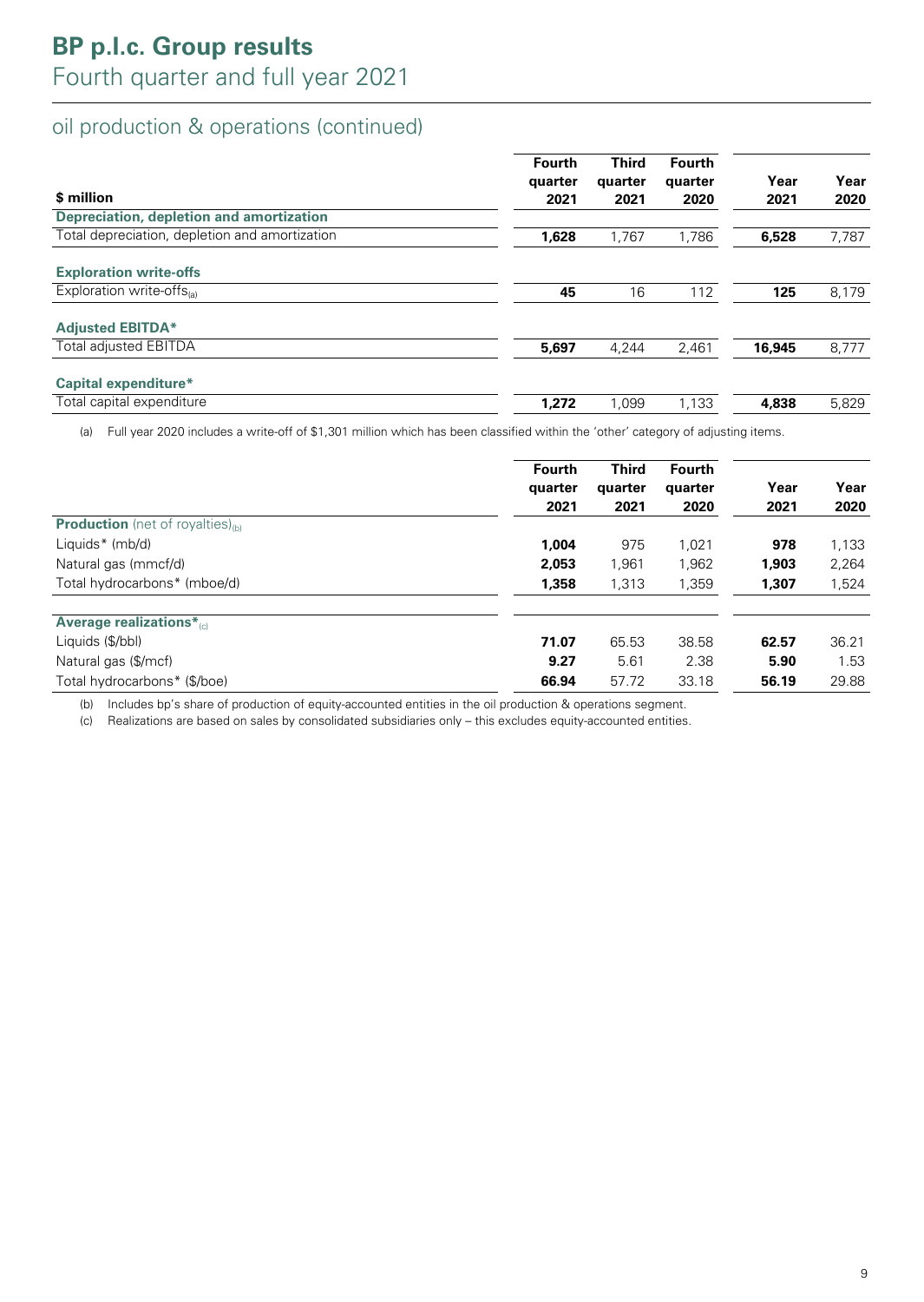# BP p.l.c. Group results
Fourth quarter and full year 2021

## oil production & operations (continued)

| $ million | Fourth quarter 2021 | Third quarter 2021 | Fourth quarter 2020 | Year 2021 | Year 2020 |
|---|---|---|---|---|---|
| **Depreciation, depletion and amortization** | | | | | |
| Total depreciation, depletion and amortization | **1,628** | 1,767 | 1,786 | **6,528** | 7,787 |
| **Exploration write-offs** | | | | | |
| Exploration write-offs(a) | **45** | 16 | 112 | **125** | 8,179 |
| **Adjusted EBITDA*** | | | | | |
| Total adjusted EBITDA | **5,697** | 4,244 | 2,461 | **16,945** | 8,777 |
| **Capital expenditure*** | | | | | |
| Total capital expenditure | **1,272** | 1,099 | 1,133 | **4,838** | 5,829 |

(a) Full year 2020 includes a write-off of $1,301 million which has been classified within the 'other' category of adjusting items.

| | Fourth quarter 2021 | Third quarter 2021 | Fourth quarter 2020 | Year 2021 | Year 2020 |
|---|---|---|---|---|---|
| **Production** (net of royalties)(b) | | | | | |
| Liquids* (mb/d) | **1,004** | 975 | 1,021 | **978** | 1,133 |
| Natural gas (mmcf/d) | **2,053** | 1,961 | 1,962 | **1,903** | 2,264 |
| Total hydrocarbons* (mboe/d) | **1,358** | 1,313 | 1,359 | **1,307** | 1,524 |
| **Average realizations***(c) | | | | | |
| Liquids ($/bbl) | **71.07** | 65.53 | 38.58 | **62.57** | 36.21 |
| Natural gas ($/mcf) | **9.27** | 5.61 | 2.38 | **5.90** | 1.53 |
| Total hydrocarbons* ($/boe) | **66.94** | 57.72 | 33.18 | **56.19** | 29.88 |

(b) Includes bp's share of production of equity-accounted entities in the oil production & operations segment.

(c) Realizations are based on sales by consolidated subsidiaries only – this excludes equity-accounted entities.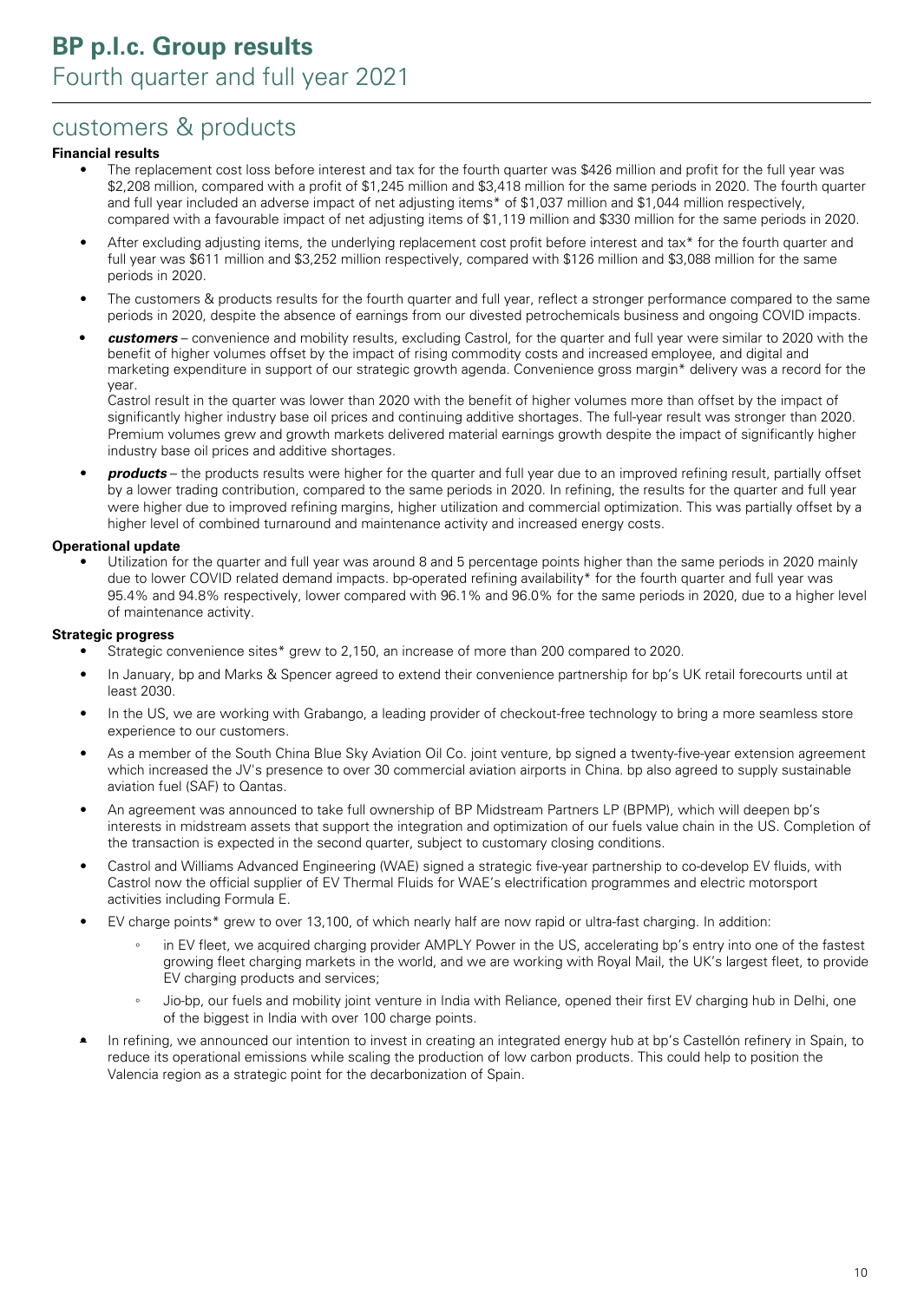# customers & products

**Financial results**

- The replacement cost loss before interest and tax for the fourth quarter was $426 million and profit for the full year was $2,208 million, compared with a profit of $1,245 million and $3,418 million for the same periods in 2020. The fourth quarter and full year included an adverse impact of net adjusting items* of $1,037 million and $1,044 million respectively, compared with a favourable impact of net adjusting items of $1,119 million and $330 million for the same periods in 2020.
- After excluding adjusting items, the underlying replacement cost profit before interest and tax* for the fourth quarter and full year was $611 million and $3,252 million respectively, compared with $126 million and $3,088 million for the same periods in 2020.
- The customers & products results for the fourth quarter and full year, reflect a stronger performance compared to the same periods in 2020, despite the absence of earnings from our divested petrochemicals business and ongoing COVID impacts.
- ***customers*** – convenience and mobility results, excluding Castrol, for the quarter and full year were similar to 2020 with the benefit of higher volumes offset by the impact of rising commodity costs and increased employee, and digital and marketing expenditure in support of our strategic growth agenda. Convenience gross margin* delivery was a record for the year.

  Castrol result in the quarter was lower than 2020 with the benefit of higher volumes more than offset by the impact of significantly higher industry base oil prices and continuing additive shortages. The full-year result was stronger than 2020. Premium volumes grew and growth markets delivered material earnings growth despite the impact of significantly higher industry base oil prices and additive shortages.
- ***products*** – the products results were higher for the quarter and full year due to an improved refining result, partially offset by a lower trading contribution, compared to the same periods in 2020. In refining, the results for the quarter and full year were higher due to improved refining margins, higher utilization and commercial optimization. This was partially offset by a higher level of combined turnaround and maintenance activity and increased energy costs.

**Operational update**

- Utilization for the quarter and full year was around 8 and 5 percentage points higher than the same periods in 2020 mainly due to lower COVID related demand impacts. bp-operated refining availability* for the fourth quarter and full year was 95.4% and 94.8% respectively, lower compared with 96.1% and 96.0% for the same periods in 2020, due to a higher level of maintenance activity.

**Strategic progress**

- Strategic convenience sites* grew to 2,150, an increase of more than 200 compared to 2020.
- In January, bp and Marks & Spencer agreed to extend their convenience partnership for bp's UK retail forecourts until at least 2030.
- In the US, we are working with Grabango, a leading provider of checkout-free technology to bring a more seamless store experience to our customers.
- As a member of the South China Blue Sky Aviation Oil Co. joint venture, bp signed a twenty-five-year extension agreement which increased the JV's presence to over 30 commercial aviation airports in China. bp also agreed to supply sustainable aviation fuel (SAF) to Qantas.
- An agreement was announced to take full ownership of BP Midstream Partners LP (BPMP), which will deepen bp's interests in midstream assets that support the integration and optimization of our fuels value chain in the US. Completion of the transaction is expected in the second quarter, subject to customary closing conditions.
- Castrol and Williams Advanced Engineering (WAE) signed a strategic five-year partnership to co-develop EV fluids, with Castrol now the official supplier of EV Thermal Fluids for WAE's electrification programmes and electric motorsport activities including Formula E.
- EV charge points* grew to over 13,100, of which nearly half are now rapid or ultra-fast charging. In addition:
  - in EV fleet, we acquired charging provider AMPLY Power in the US, accelerating bp's entry into one of the fastest growing fleet charging markets in the world, and we are working with Royal Mail, the UK's largest fleet, to provide EV charging products and services;
  - Jio-bp, our fuels and mobility joint venture in India with Reliance, opened their first EV charging hub in Delhi, one of the biggest in India with over 100 charge points.
- In refining, we announced our intention to invest in creating an integrated energy hub at bp's Castellón refinery in Spain, to reduce its operational emissions while scaling the production of low carbon products. This could help to position the Valencia region as a strategic point for the decarbonization of Spain.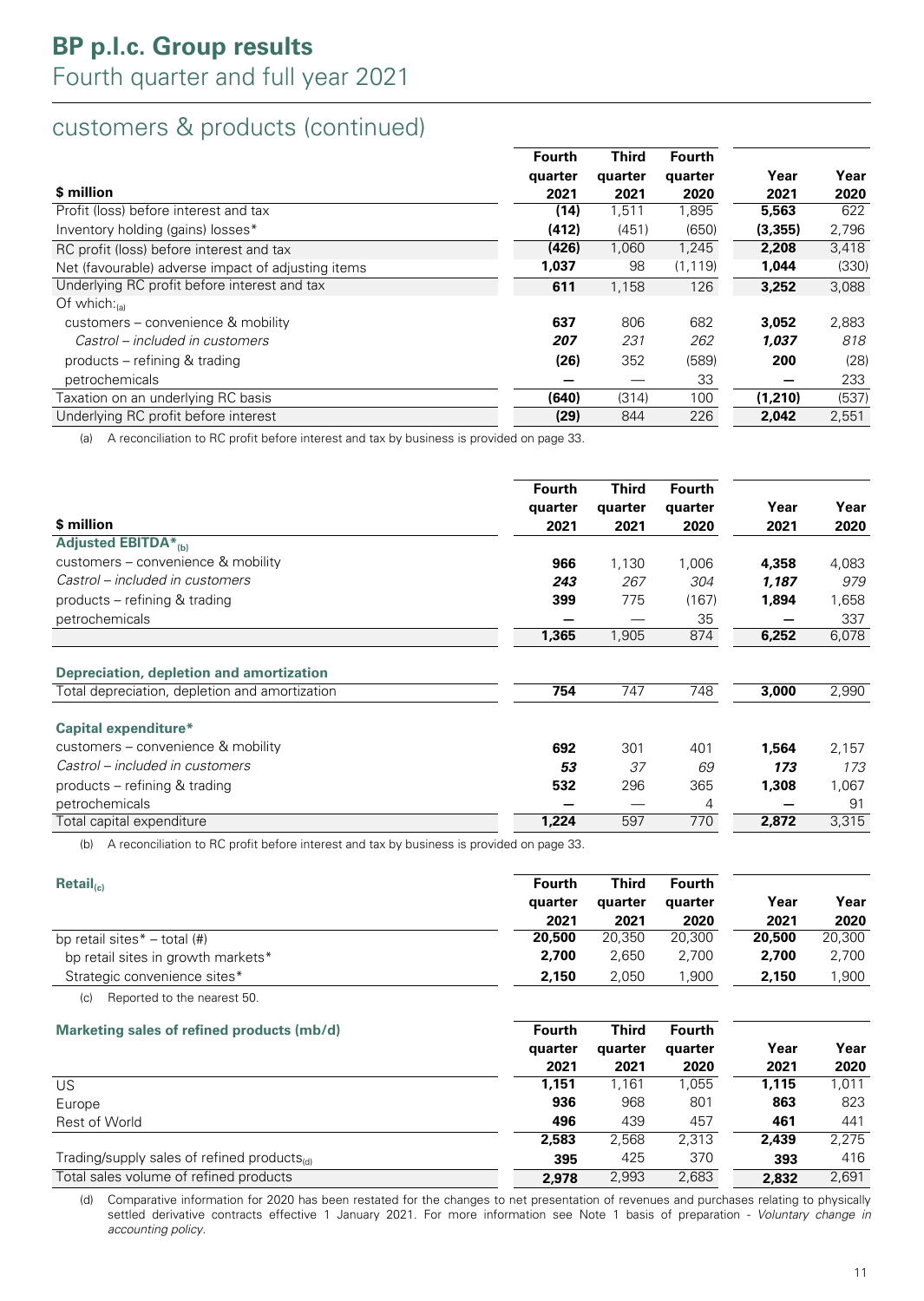# BP p.l.c. Group results

## Fourth quarter and full year 2021

## customers & products (continued)

| $ million | Fourth quarter 2021 | Third quarter 2021 | Fourth quarter 2020 | Year 2021 | Year 2020 |
|---|---|---|---|---|---|
| Profit (loss) before interest and tax | **(14)** | 1,511 | 1,895 | **5,563** | 622 |
| Inventory holding (gains) losses* | **(412)** | (451) | (650) | **(3,355)** | 2,796 |
| RC profit (loss) before interest and tax | **(426)** | 1,060 | 1,245 | **2,208** | 3,418 |
| Net (favourable) adverse impact of adjusting items | **1,037** | 98 | (1,119) | **1,044** | (330) |
| Underlying RC profit before interest and tax | **611** | 1,158 | 126 | **3,252** | 3,088 |
| Of which:(a) | | | | | |
| customers – convenience & mobility | **637** | 806 | 682 | **3,052** | 2,883 |
| *Castrol – included in customers* | ***207*** | *231* | *262* | ***1,037*** | *818* |
| products – refining & trading | **(26)** | 352 | (589) | **200** | (28) |
| petrochemicals | **—** | — | 33 | **—** | 233 |
| Taxation on an underlying RC basis | **(640)** | (314) | 100 | **(1,210)** | (537) |
| Underlying RC profit before interest | **(29)** | 844 | 226 | **2,042** | 2,551 |

(a) A reconciliation to RC profit before interest and tax by business is provided on page 33.

| $ million | Fourth quarter 2021 | Third quarter 2021 | Fourth quarter 2020 | Year 2021 | Year 2020 |
|---|---|---|---|---|---|
| **Adjusted EBITDA*(b)** | | | | | |
| customers – convenience & mobility | **966** | 1,130 | 1,006 | **4,358** | 4,083 |
| *Castrol – included in customers* | ***243*** | *267* | *304* | ***1,187*** | *979* |
| products – refining & trading | **399** | 775 | (167) | **1,894** | 1,658 |
| petrochemicals | **—** | — | 35 | **—** | 337 |
| | **1,365** | 1,905 | 874 | **6,252** | 6,078 |
| **Depreciation, depletion and amortization** | | | | | |
| Total depreciation, depletion and amortization | **754** | 747 | 748 | **3,000** | 2,990 |
| **Capital expenditure*** | | | | | |
| customers – convenience & mobility | **692** | 301 | 401 | **1,564** | 2,157 |
| *Castrol – included in customers* | ***53*** | *37* | *69* | ***173*** | *173* |
| products – refining & trading | **532** | 296 | 365 | **1,308** | 1,067 |
| petrochemicals | **—** | — | 4 | **—** | 91 |
| Total capital expenditure | **1,224** | 597 | 770 | **2,872** | 3,315 |

(b) A reconciliation to RC profit before interest and tax by business is provided on page 33.

| **Retail(c)** | Fourth quarter 2021 | Third quarter 2021 | Fourth quarter 2020 | Year 2021 | Year 2020 |
|---|---|---|---|---|---|
| bp retail sites* – total (#) | **20,500** | 20,350 | 20,300 | **20,500** | 20,300 |
| bp retail sites in growth markets* | **2,700** | 2,650 | 2,700 | **2,700** | 2,700 |
| Strategic convenience sites* | **2,150** | 2,050 | 1,900 | **2,150** | 1,900 |

(c) Reported to the nearest 50.

| **Marketing sales of refined products (mb/d)** | Fourth quarter 2021 | Third quarter 2021 | Fourth quarter 2020 | Year 2021 | Year 2020 |
|---|---|---|---|---|---|
| US | **1,151** | 1,161 | 1,055 | **1,115** | 1,011 |
| Europe | **936** | 968 | 801 | **863** | 823 |
| Rest of World | **496** | 439 | 457 | **461** | 441 |
| | **2,583** | 2,568 | 2,313 | **2,439** | 2,275 |
| Trading/supply sales of refined products(d) | **395** | 425 | 370 | **393** | 416 |
| Total sales volume of refined products | **2,978** | 2,993 | 2,683 | **2,832** | 2,691 |

(d) Comparative information for 2020 has been restated for the changes to net presentation of revenues and purchases relating to physically settled derivative contracts effective 1 January 2021. For more information see Note 1 basis of preparation - *Voluntary change in accounting policy*.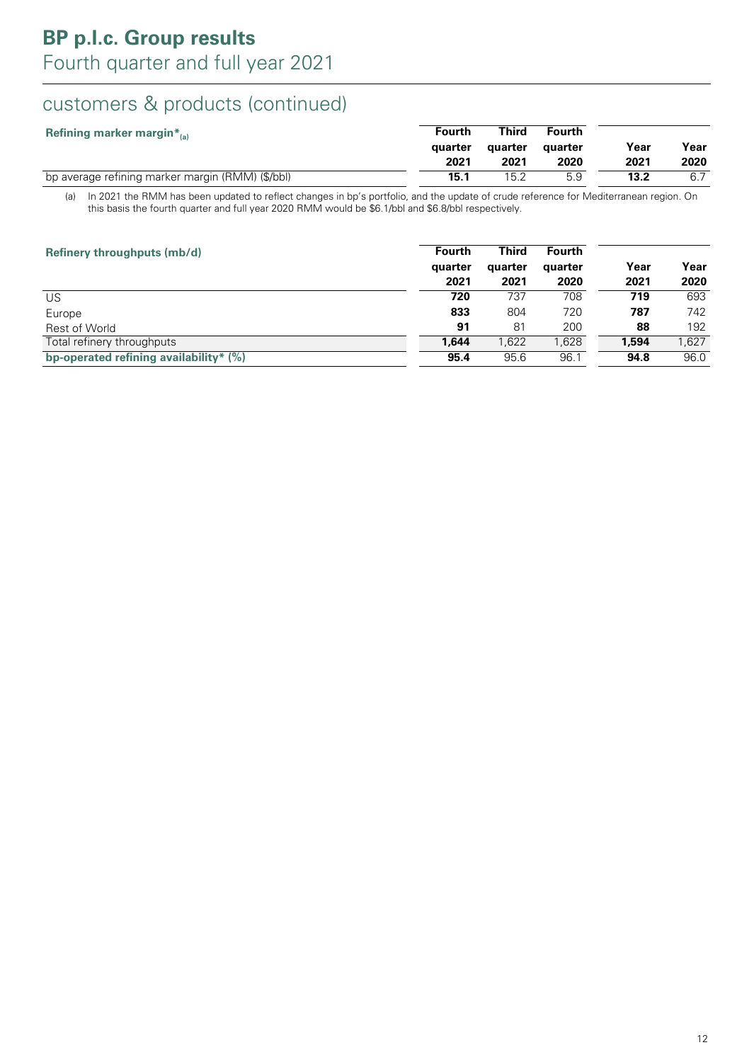## customers & products (continued)

| Refining marker margin*[(a)] | Fourth quarter 2021 | Third quarter 2021 | Fourth quarter 2020 | Year 2021 | Year 2020 |
|---|---|---|---|---|---|
| bp average refining marker margin (RMM) ($/bbl) | **15.1** | 15.2 | 5.9 | **13.2** | 6.7 |

(a) In 2021 the RMM has been updated to reflect changes in bp's portfolio, and the update of crude reference for Mediterranean region. On this basis the fourth quarter and full year 2020 RMM would be $6.1/bbl and $6.8/bbl respectively.

| Refinery throughputs (mb/d) | Fourth quarter 2021 | Third quarter 2021 | Fourth quarter 2020 | Year 2021 | Year 2020 |
|---|---|---|---|---|---|
| US | **720** | 737 | 708 | **719** | 693 |
| Europe | **833** | 804 | 720 | **787** | 742 |
| Rest of World | **91** | 81 | 200 | **88** | 192 |
| Total refinery throughputs | **1,644** | 1,622 | 1,628 | **1,594** | 1,627 |
| **bp-operated refining availability* (%)** | **95.4** | 95.6 | 96.1 | **94.8** | 96.0 |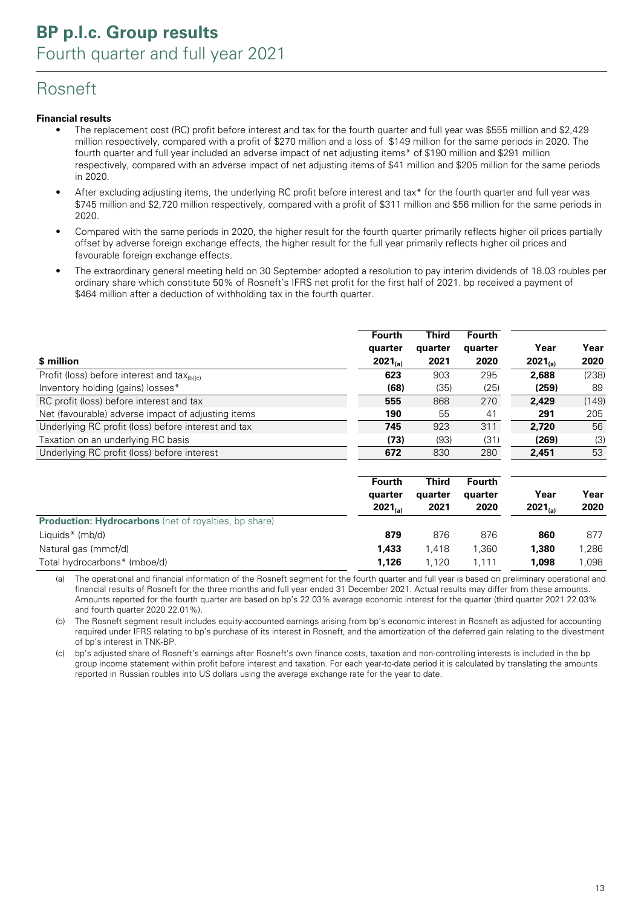# BP p.l.c. Group results

Fourth quarter and full year 2021

## Rosneft

**Financial results**

- The replacement cost (RC) profit before interest and tax for the fourth quarter and full year was $555 million and $2,429 million respectively, compared with a profit of $270 million and a loss of $149 million for the same periods in 2020. The fourth quarter and full year included an adverse impact of net adjusting items* of $190 million and $291 million respectively, compared with an adverse impact of net adjusting items of $41 million and $205 million for the same periods in 2020.
- After excluding adjusting items, the underlying RC profit before interest and tax* for the fourth quarter and full year was $745 million and $2,720 million respectively, compared with a profit of $311 million and $56 million for the same periods in 2020.
- Compared with the same periods in 2020, the higher result for the fourth quarter primarily reflects higher oil prices partially offset by adverse foreign exchange effects, the higher result for the full year primarily reflects higher oil prices and favourable foreign exchange effects.
- The extraordinary general meeting held on 30 September adopted a resolution to pay interim dividends of 18.03 roubles per ordinary share which constitute 50% of Rosneft's IFRS net profit for the first half of 2021. bp received a payment of $464 million after a deduction of withholding tax in the fourth quarter.

| $ million | Fourth quarter 2021[(a)] | Third quarter 2021 | Fourth quarter 2020 | Year 2021[(a)] | Year 2020 |
|---|---|---|---|---|---|
| Profit (loss) before interest and tax[(b)(c)] | **623** | 903 | 295 | **2,688** | (238) |
| Inventory holding (gains) losses* | **(68)** | (35) | (25) | **(259)** | 89 |
| RC profit (loss) before interest and tax | **555** | 868 | 270 | **2,429** | (149) |
| Net (favourable) adverse impact of adjusting items | **190** | 55 | 41 | **291** | 205 |
| Underlying RC profit (loss) before interest and tax | **745** | 923 | 311 | **2,720** | 56 |
| Taxation on an underlying RC basis | **(73)** | (93) | (31) | **(269)** | (3) |
| Underlying RC profit (loss) before interest | **672** | 830 | 280 | **2,451** | 53 |

| | Fourth quarter 2021[(a)] | Third quarter 2021 | Fourth quarter 2020 | Year 2021[(a)] | Year 2020 |
|---|---|---|---|---|---|
| **Production: Hydrocarbons** (net of royalties, bp share) | | | | | |
| Liquids* (mb/d) | **879** | 876 | 876 | **860** | 877 |
| Natural gas (mmcf/d) | **1,433** | 1,418 | 1,360 | **1,380** | 1,286 |
| Total hydrocarbons* (mboe/d) | **1,126** | 1,120 | 1,111 | **1,098** | 1,098 |

(a) The operational and financial information of the Rosneft segment for the fourth quarter and full year is based on preliminary operational and financial results of Rosneft for the three months and full year ended 31 December 2021. Actual results may differ from these amounts. Amounts reported for the fourth quarter are based on bp's 22.03% average economic interest for the quarter (third quarter 2021 22.03% and fourth quarter 2020 22.01%).

(b) The Rosneft segment result includes equity-accounted earnings arising from bp's economic interest in Rosneft as adjusted for accounting required under IFRS relating to bp's purchase of its interest in Rosneft, and the amortization of the deferred gain relating to the divestment of bp's interest in TNK-BP.

(c) bp's adjusted share of Rosneft's earnings after Rosneft's own finance costs, taxation and non-controlling interests is included in the bp group income statement within profit before interest and taxation. For each year-to-date period it is calculated by translating the amounts reported in Russian roubles into US dollars using the average exchange rate for the year to date.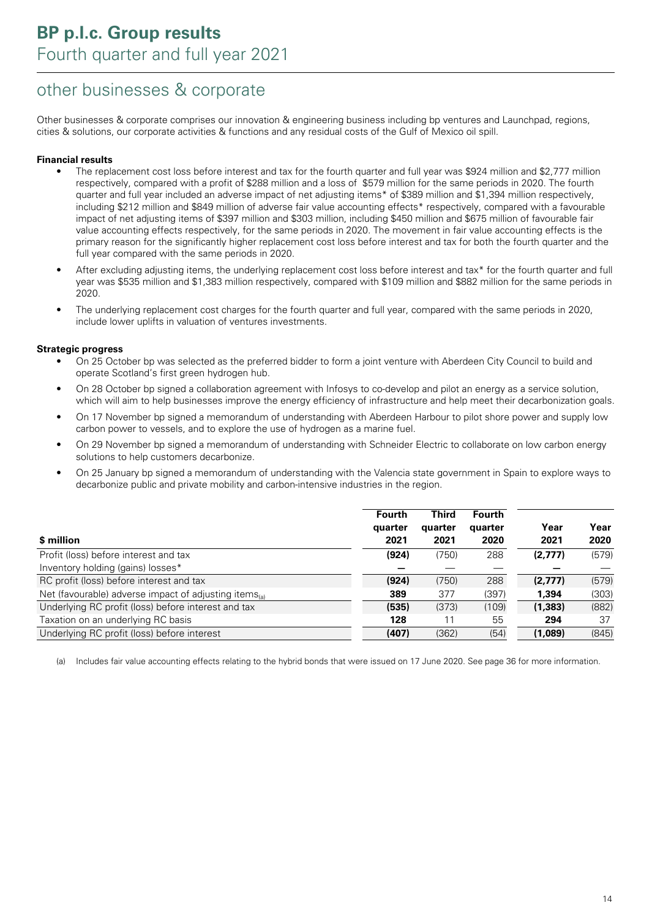## other businesses & corporate

Other businesses & corporate comprises our innovation & engineering business including bp ventures and Launchpad, regions, cities & solutions, our corporate activities & functions and any residual costs of the Gulf of Mexico oil spill.

**Financial results**

- The replacement cost loss before interest and tax for the fourth quarter and full year was $924 million and $2,777 million respectively, compared with a profit of $288 million and a loss of $579 million for the same periods in 2020. The fourth quarter and full year included an adverse impact of net adjusting items* of $389 million and $1,394 million respectively, including $212 million and $849 million of adverse fair value accounting effects* respectively, compared with a favourable impact of net adjusting items of $397 million and $303 million, including $450 million and $675 million of favourable fair value accounting effects respectively, for the same periods in 2020. The movement in fair value accounting effects is the primary reason for the significantly higher replacement cost loss before interest and tax for both the fourth quarter and the full year compared with the same periods in 2020.
- After excluding adjusting items, the underlying replacement cost loss before interest and tax* for the fourth quarter and full year was $535 million and $1,383 million respectively, compared with $109 million and $882 million for the same periods in 2020.
- The underlying replacement cost charges for the fourth quarter and full year, compared with the same periods in 2020, include lower uplifts in valuation of ventures investments.

**Strategic progress**

- On 25 October bp was selected as the preferred bidder to form a joint venture with Aberdeen City Council to build and operate Scotland's first green hydrogen hub.
- On 28 October bp signed a collaboration agreement with Infosys to co-develop and pilot an energy as a service solution, which will aim to help businesses improve the energy efficiency of infrastructure and help meet their decarbonization goals.
- On 17 November bp signed a memorandum of understanding with Aberdeen Harbour to pilot shore power and supply low carbon power to vessels, and to explore the use of hydrogen as a marine fuel.
- On 29 November bp signed a memorandum of understanding with Schneider Electric to collaborate on low carbon energy solutions to help customers decarbonize.
- On 25 January bp signed a memorandum of understanding with the Valencia state government in Spain to explore ways to decarbonize public and private mobility and carbon-intensive industries in the region.

| $ million | Fourth quarter 2021 | Third quarter 2021 | Fourth quarter 2020 | Year 2021 | Year 2020 |
|---|---|---|---|---|---|
| Profit (loss) before interest and tax | **(924)** | (750) | 288 | **(2,777)** | (579) |
| Inventory holding (gains) losses* | **—** | — | — | **—** | — |
| RC profit (loss) before interest and tax | **(924)** | (750) | 288 | **(2,777)** | (579) |
| Net (favourable) adverse impact of adjusting items(a) | **389** | 377 | (397) | **1,394** | (303) |
| Underlying RC profit (loss) before interest and tax | **(535)** | (373) | (109) | **(1,383)** | (882) |
| Taxation on an underlying RC basis | **128** | 11 | 55 | **294** | 37 |
| Underlying RC profit (loss) before interest | **(407)** | (362) | (54) | **(1,089)** | (845) |

(a) Includes fair value accounting effects relating to the hybrid bonds that were issued on 17 June 2020. See page 36 for more information.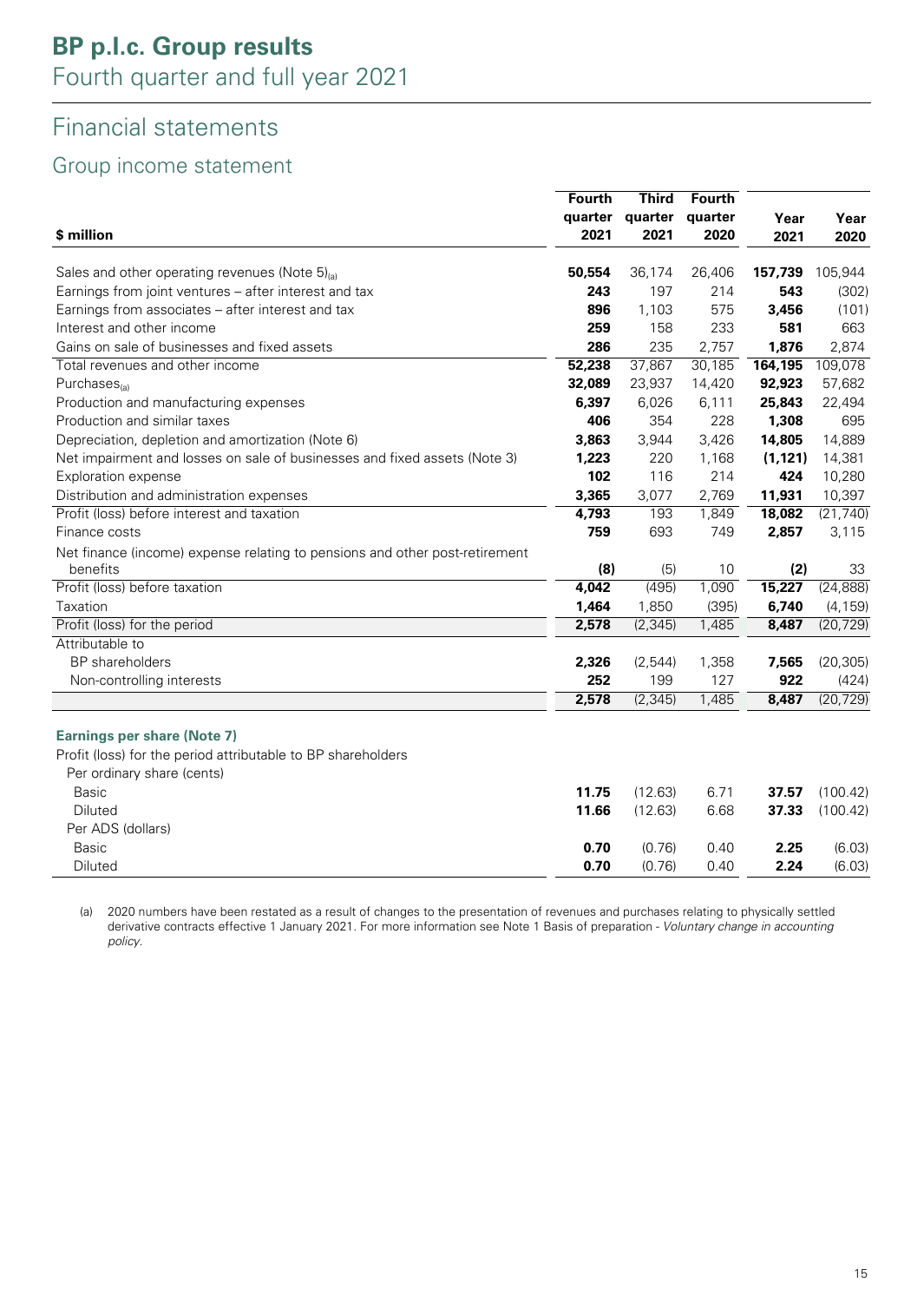# BP p.l.c. Group results

Fourth quarter and full year 2021

## Financial statements

### Group income statement

| $ million | Fourth quarter 2021 | Third quarter 2021 | Fourth quarter 2020 | Year 2021 | Year 2020 |
|---|---|---|---|---|---|
| Sales and other operating revenues (Note 5)[a] | **50,554** | 36,174 | 26,406 | **157,739** | 105,944 |
| Earnings from joint ventures – after interest and tax | **243** | 197 | 214 | **543** | (302) |
| Earnings from associates – after interest and tax | **896** | 1,103 | 575 | **3,456** | (101) |
| Interest and other income | **259** | 158 | 233 | **581** | 663 |
| Gains on sale of businesses and fixed assets | **286** | 235 | 2,757 | **1,876** | 2,874 |
| Total revenues and other income | **52,238** | 37,867 | 30,185 | **164,195** | 109,078 |
| Purchases[a] | **32,089** | 23,937 | 14,420 | **92,923** | 57,682 |
| Production and manufacturing expenses | **6,397** | 6,026 | 6,111 | **25,843** | 22,494 |
| Production and similar taxes | **406** | 354 | 228 | **1,308** | 695 |
| Depreciation, depletion and amortization (Note 6) | **3,863** | 3,944 | 3,426 | **14,805** | 14,889 |
| Net impairment and losses on sale of businesses and fixed assets (Note 3) | **1,223** | 220 | 1,168 | **(1,121)** | 14,381 |
| Exploration expense | **102** | 116 | 214 | **424** | 10,280 |
| Distribution and administration expenses | **3,365** | 3,077 | 2,769 | **11,931** | 10,397 |
| Profit (loss) before interest and taxation | **4,793** | 193 | 1,849 | **18,082** | (21,740) |
| Finance costs | **759** | 693 | 749 | **2,857** | 3,115 |
| Net finance (income) expense relating to pensions and other post-retirement benefits | **(8)** | (5) | 10 | **(2)** | 33 |
| Profit (loss) before taxation | **4,042** | (495) | 1,090 | **15,227** | (24,888) |
| Taxation | **1,464** | 1,850 | (395) | **6,740** | (4,159) |
| Profit (loss) for the period | **2,578** | (2,345) | 1,485 | **8,487** | (20,729) |
| Attributable to | | | | | |
| BP shareholders | **2,326** | (2,544) | 1,358 | **7,565** | (20,305) |
| Non-controlling interests | **252** | 199 | 127 | **922** | (424) |
| | **2,578** | (2,345) | 1,485 | **8,487** | (20,729) |
| | | | | | |
| **Earnings per share (Note 7)** | | | | | |
| Profit (loss) for the period attributable to BP shareholders | | | | | |
| Per ordinary share (cents) | | | | | |
| Basic | **11.75** | (12.63) | 6.71 | **37.57** | (100.42) |
| Diluted | **11.66** | (12.63) | 6.68 | **37.33** | (100.42) |
| Per ADS (dollars) | | | | | |
| Basic | **0.70** | (0.76) | 0.40 | **2.25** | (6.03) |
| Diluted | **0.70** | (0.76) | 0.40 | **2.24** | (6.03) |

(a) 2020 numbers have been restated as a result of changes to the presentation of revenues and purchases relating to physically settled derivative contracts effective 1 January 2021. For more information see Note 1 Basis of preparation - *Voluntary change in accounting policy*.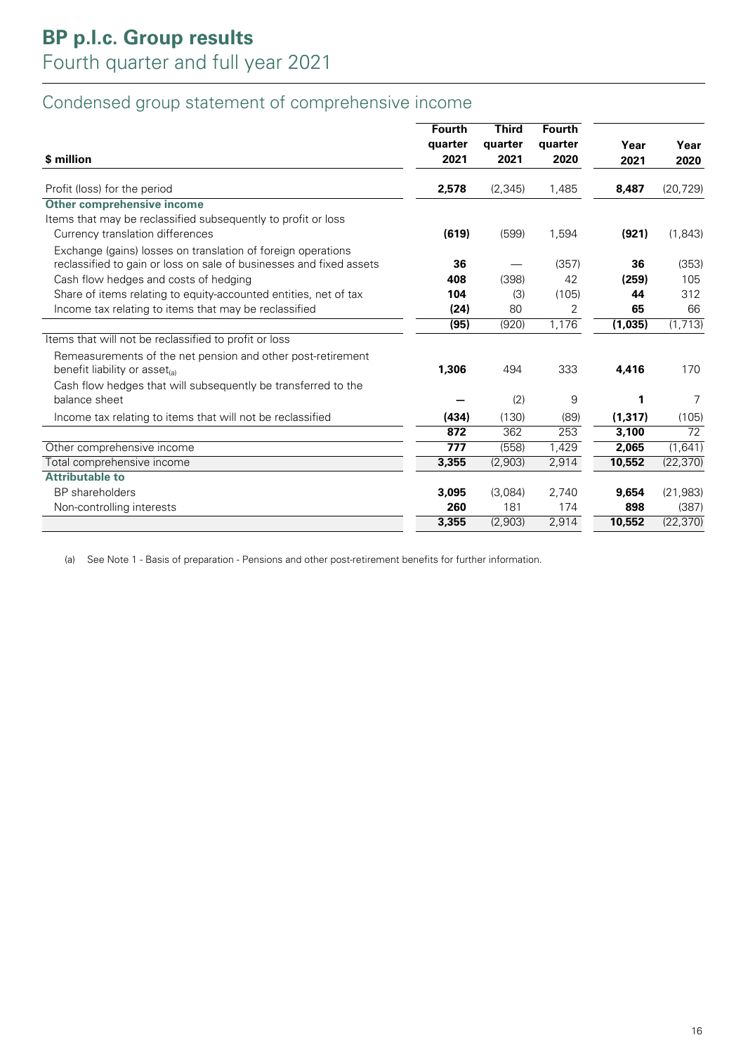# BP p.l.c. Group results

## Fourth quarter and full year 2021

### Condensed group statement of comprehensive income

| $ million | Fourth quarter 2021 | Third quarter 2021 | Fourth quarter 2020 | Year 2021 | Year 2020 |
|---|---|---|---|---|---|
| Profit (loss) for the period | **2,578** | (2,345) | 1,485 | **8,487** | (20,729) |
| **Other comprehensive income** | | | | | |
| Items that may be reclassified subsequently to profit or loss | | | | | |
| Currency translation differences | **(619)** | (599) | 1,594 | **(921)** | (1,843) |
| Exchange (gains) losses on translation of foreign operations reclassified to gain or loss on sale of businesses and fixed assets | **36** | — | (357) | **36** | (353) |
| Cash flow hedges and costs of hedging | **408** | (398) | 42 | **(259)** | 105 |
| Share of items relating to equity-accounted entities, net of tax | **104** | (3) | (105) | **44** | 312 |
| Income tax relating to items that may be reclassified | **(24)** | 80 | 2 | **65** | 66 |
| | **(95)** | (920) | 1,176 | **(1,035)** | (1,713) |
| Items that will not be reclassified to profit or loss | | | | | |
| Remeasurements of the net pension and other post-retirement benefit liability or asset[a] | **1,306** | 494 | 333 | **4,416** | 170 |
| Cash flow hedges that will subsequently be transferred to the balance sheet | **—** | (2) | 9 | **1** | 7 |
| Income tax relating to items that will not be reclassified | **(434)** | (130) | (89) | **(1,317)** | (105) |
| | **872** | 362 | 253 | **3,100** | 72 |
| Other comprehensive income | **777** | (558) | 1,429 | **2,065** | (1,641) |
| Total comprehensive income | **3,355** | (2,903) | 2,914 | **10,552** | (22,370) |
| **Attributable to** | | | | | |
| BP shareholders | **3,095** | (3,084) | 2,740 | **9,654** | (21,983) |
| Non-controlling interests | **260** | 181 | 174 | **898** | (387) |
| | **3,355** | (2,903) | 2,914 | **10,552** | (22,370) |

(a) See Note 1 - Basis of preparation - Pensions and other post-retirement benefits for further information.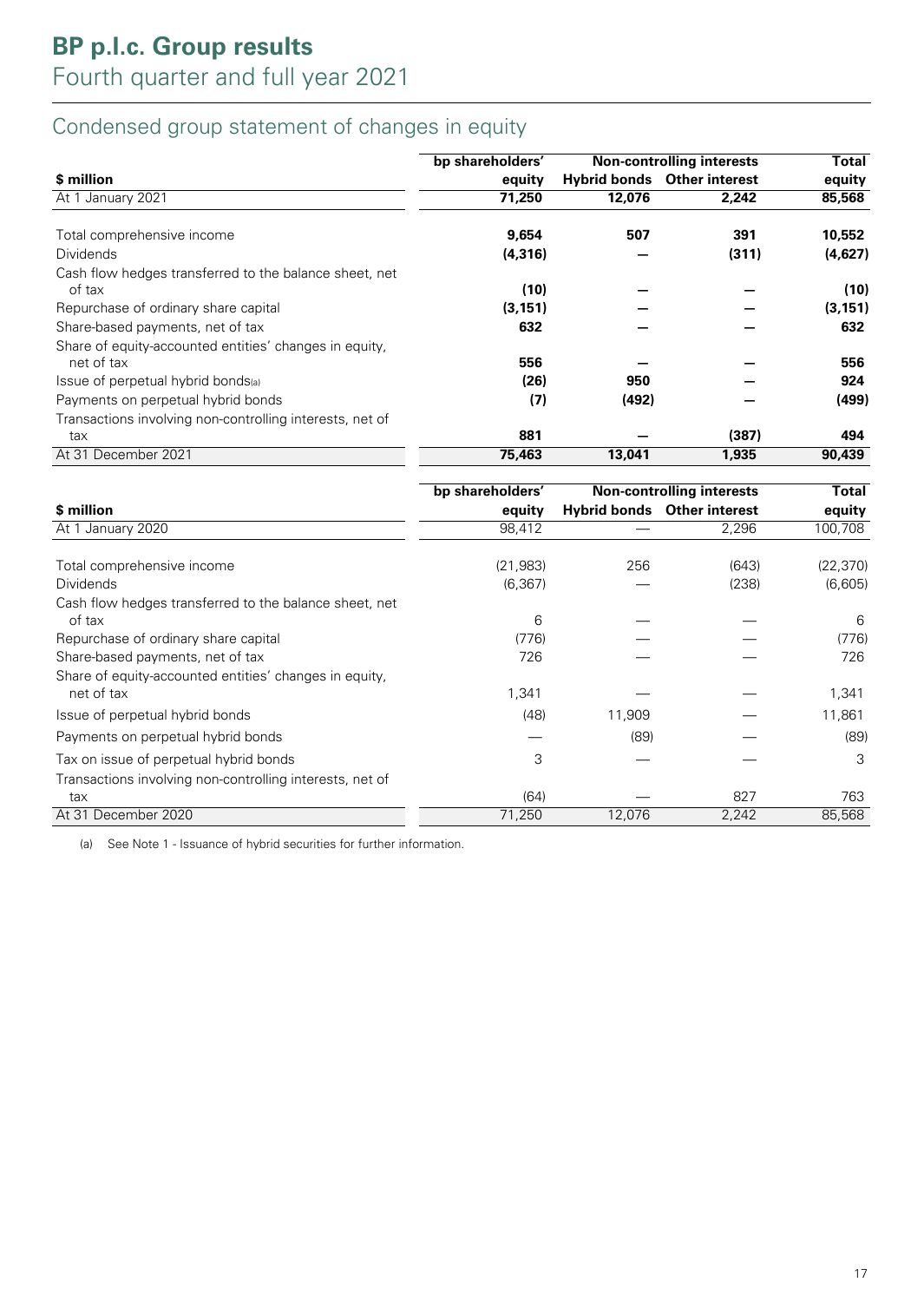# BP p.l.c. Group results

Fourth quarter and full year 2021

## Condensed group statement of changes in equity

| $ million | bp shareholders' equity | Non-controlling interests | | Total equity |
|---|---|---|---|---|
| | | Hybrid bonds | Other interest | |
| **At 1 January 2021** | **71,250** | **12,076** | **2,242** | **85,568** |
| Total comprehensive income | **9,654** | **507** | **391** | **10,552** |
| Dividends | **(4,316)** | **—** | **(311)** | **(4,627)** |
| Cash flow hedges transferred to the balance sheet, net of tax | **(10)** | **—** | **—** | **(10)** |
| Repurchase of ordinary share capital | **(3,151)** | **—** | **—** | **(3,151)** |
| Share-based payments, net of tax | **632** | **—** | **—** | **632** |
| Share of equity-accounted entities' changes in equity, net of tax | **556** | **—** | **—** | **556** |
| Issue of perpetual hybrid bonds[a] | **(26)** | **950** | **—** | **924** |
| Payments on perpetual hybrid bonds | **(7)** | **(492)** | **—** | **(499)** |
| Transactions involving non-controlling interests, net of tax | **881** | **—** | **(387)** | **494** |
| **At 31 December 2021** | **75,463** | **13,041** | **1,935** | **90,439** |

| $ million | bp shareholders' equity | Non-controlling interests | | Total equity |
|---|---|---|---|---|
| | | Hybrid bonds | Other interest | |
| At 1 January 2020 | 98,412 | — | 2,296 | 100,708 |
| Total comprehensive income | (21,983) | 256 | (643) | (22,370) |
| Dividends | (6,367) | — | (238) | (6,605) |
| Cash flow hedges transferred to the balance sheet, net of tax | 6 | — | — | 6 |
| Repurchase of ordinary share capital | (776) | — | — | (776) |
| Share-based payments, net of tax | 726 | — | — | 726 |
| Share of equity-accounted entities' changes in equity, net of tax | 1,341 | — | — | 1,341 |
| Issue of perpetual hybrid bonds | (48) | 11,909 | — | 11,861 |
| Payments on perpetual hybrid bonds | — | (89) | — | (89) |
| Tax on issue of perpetual hybrid bonds | 3 | — | — | 3 |
| Transactions involving non-controlling interests, net of tax | (64) | — | 827 | 763 |
| At 31 December 2020 | 71,250 | 12,076 | 2,242 | 85,568 |

(a) See Note 1 - Issuance of hybrid securities for further information.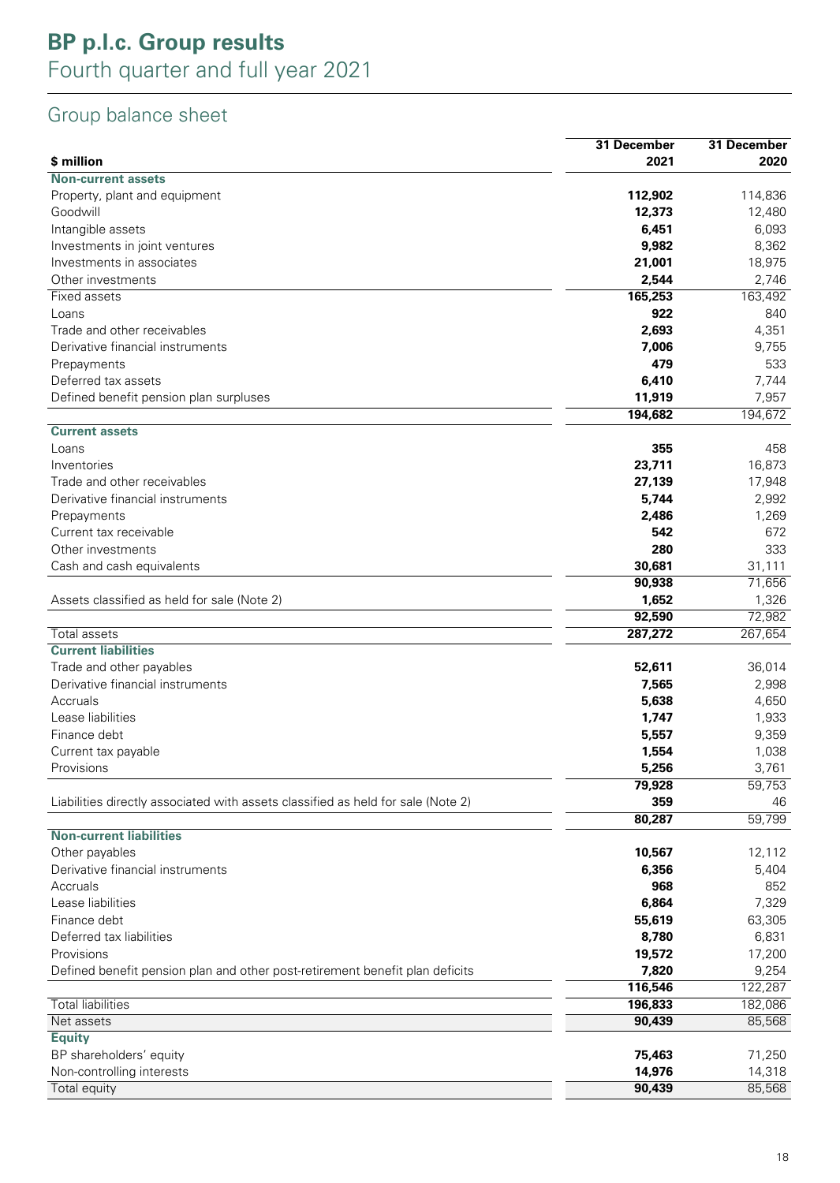# BP p.l.c. Group results
## Fourth quarter and full year 2021

### Group balance sheet

| $ million | 31 December 2021 | 31 December 2020 |
|---|---|---|
| **Non-current assets** | | |
| Property, plant and equipment | **112,902** | 114,836 |
| Goodwill | **12,373** | 12,480 |
| Intangible assets | **6,451** | 6,093 |
| Investments in joint ventures | **9,982** | 8,362 |
| Investments in associates | **21,001** | 18,975 |
| Other investments | **2,544** | 2,746 |
| Fixed assets | **165,253** | 163,492 |
| Loans | **922** | 840 |
| Trade and other receivables | **2,693** | 4,351 |
| Derivative financial instruments | **7,006** | 9,755 |
| Prepayments | **479** | 533 |
| Deferred tax assets | **6,410** | 7,744 |
| Defined benefit pension plan surpluses | **11,919** | 7,957 |
| | **194,682** | 194,672 |
| **Current assets** | | |
| Loans | **355** | 458 |
| Inventories | **23,711** | 16,873 |
| Trade and other receivables | **27,139** | 17,948 |
| Derivative financial instruments | **5,744** | 2,992 |
| Prepayments | **2,486** | 1,269 |
| Current tax receivable | **542** | 672 |
| Other investments | **280** | 333 |
| Cash and cash equivalents | **30,681** | 31,111 |
| | **90,938** | 71,656 |
| Assets classified as held for sale (Note 2) | **1,652** | 1,326 |
| | **92,590** | 72,982 |
| Total assets | **287,272** | 267,654 |
| **Current liabilities** | | |
| Trade and other payables | **52,611** | 36,014 |
| Derivative financial instruments | **7,565** | 2,998 |
| Accruals | **5,638** | 4,650 |
| Lease liabilities | **1,747** | 1,933 |
| Finance debt | **5,557** | 9,359 |
| Current tax payable | **1,554** | 1,038 |
| Provisions | **5,256** | 3,761 |
| | **79,928** | 59,753 |
| Liabilities directly associated with assets classified as held for sale (Note 2) | **359** | 46 |
| | **80,287** | 59,799 |
| **Non-current liabilities** | | |
| Other payables | **10,567** | 12,112 |
| Derivative financial instruments | **6,356** | 5,404 |
| Accruals | **968** | 852 |
| Lease liabilities | **6,864** | 7,329 |
| Finance debt | **55,619** | 63,305 |
| Deferred tax liabilities | **8,780** | 6,831 |
| Provisions | **19,572** | 17,200 |
| Defined benefit pension plan and other post-retirement benefit plan deficits | **7,820** | 9,254 |
| | **116,546** | 122,287 |
| Total liabilities | **196,833** | 182,086 |
| Net assets | **90,439** | 85,568 |
| **Equity** | | |
| BP shareholders' equity | **75,463** | 71,250 |
| Non-controlling interests | **14,976** | 14,318 |
| Total equity | **90,439** | 85,568 |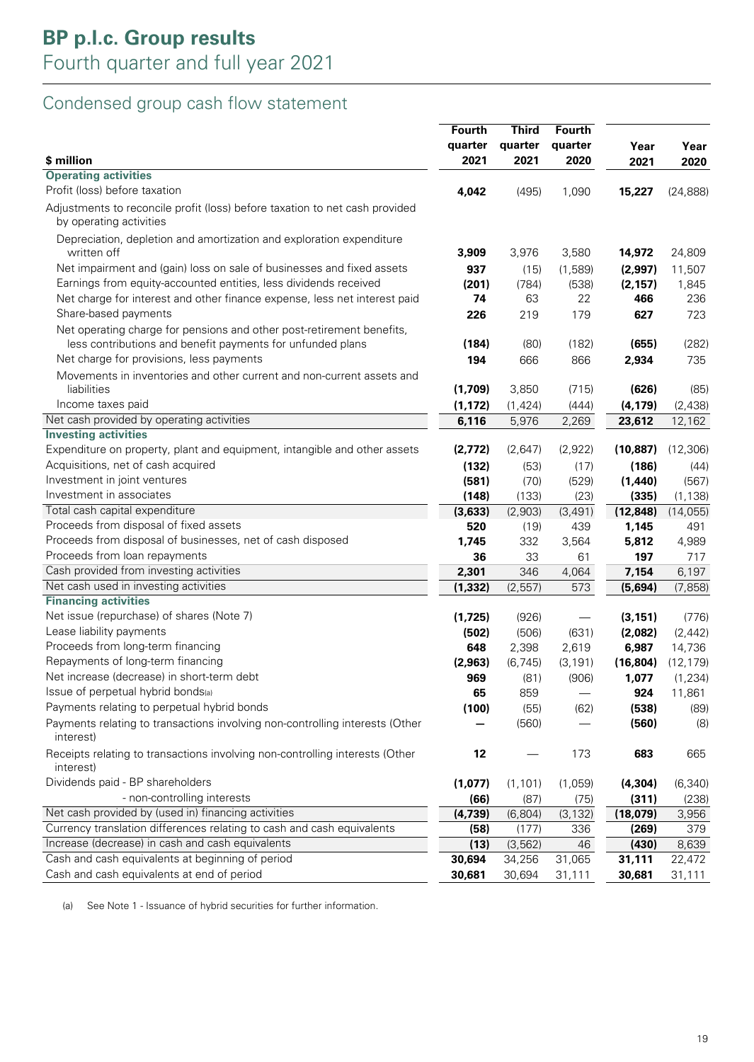# BP p.l.c. Group results
## Fourth quarter and full year 2021

## Condensed group cash flow statement

| $ million | Fourth quarter 2021 | Third quarter 2021 | Fourth quarter 2020 | Year 2021 | Year 2020 |
|---|---|---|---|---|---|
| **Operating activities** | | | | | |
| Profit (loss) before taxation | **4,042** | (495) | 1,090 | **15,227** | (24,888) |
| Adjustments to reconcile profit (loss) before taxation to net cash provided by operating activities | | | | | |
| Depreciation, depletion and amortization and exploration expenditure written off | **3,909** | 3,976 | 3,580 | **14,972** | 24,809 |
| Net impairment and (gain) loss on sale of businesses and fixed assets | **937** | (15) | (1,589) | **(2,997)** | 11,507 |
| Earnings from equity-accounted entities, less dividends received | **(201)** | (784) | (538) | **(2,157)** | 1,845 |
| Net charge for interest and other finance expense, less net interest paid | **74** | 63 | 22 | **466** | 236 |
| Share-based payments | **226** | 219 | 179 | **627** | 723 |
| Net operating charge for pensions and other post-retirement benefits, less contributions and benefit payments for unfunded plans | **(184)** | (80) | (182) | **(655)** | (282) |
| Net charge for provisions, less payments | **194** | 666 | 866 | **2,934** | 735 |
| Movements in inventories and other current and non-current assets and liabilities | **(1,709)** | 3,850 | (715) | **(626)** | (85) |
| Income taxes paid | **(1,172)** | (1,424) | (444) | **(4,179)** | (2,438) |
| Net cash provided by operating activities | **6,116** | 5,976 | 2,269 | **23,612** | 12,162 |
| **Investing activities** | | | | | |
| Expenditure on property, plant and equipment, intangible and other assets | **(2,772)** | (2,647) | (2,922) | **(10,887)** | (12,306) |
| Acquisitions, net of cash acquired | **(132)** | (53) | (17) | **(186)** | (44) |
| Investment in joint ventures | **(581)** | (70) | (529) | **(1,440)** | (567) |
| Investment in associates | **(148)** | (133) | (23) | **(335)** | (1,138) |
| Total cash capital expenditure | **(3,633)** | (2,903) | (3,491) | **(12,848)** | (14,055) |
| Proceeds from disposal of fixed assets | **520** | (19) | 439 | **1,145** | 491 |
| Proceeds from disposal of businesses, net of cash disposed | **1,745** | 332 | 3,564 | **5,812** | 4,989 |
| Proceeds from loan repayments | **36** | 33 | 61 | **197** | 717 |
| Cash provided from investing activities | **2,301** | 346 | 4,064 | **7,154** | 6,197 |
| Net cash used in investing activities | **(1,332)** | (2,557) | 573 | **(5,694)** | (7,858) |
| **Financing activities** | | | | | |
| Net issue (repurchase) of shares (Note 7) | **(1,725)** | (926) | — | **(3,151)** | (776) |
| Lease liability payments | **(502)** | (506) | (631) | **(2,082)** | (2,442) |
| Proceeds from long-term financing | **648** | 2,398 | 2,619 | **6,987** | 14,736 |
| Repayments of long-term financing | **(2,963)** | (6,745) | (3,191) | **(16,804)** | (12,179) |
| Net increase (decrease) in short-term debt | **969** | (81) | (906) | **1,077** | (1,234) |
| Issue of perpetual hybrid bonds[a] | **65** | 859 | — | **924** | 11,861 |
| Payments relating to perpetual hybrid bonds | **(100)** | (55) | (62) | **(538)** | (89) |
| Payments relating to transactions involving non-controlling interests (Other interest) | **—** | (560) | — | **(560)** | (8) |
| Receipts relating to transactions involving non-controlling interests (Other interest) | **12** | — | 173 | **683** | 665 |
| Dividends paid - BP shareholders | **(1,077)** | (1,101) | (1,059) | **(4,304)** | (6,340) |
| - non-controlling interests | **(66)** | (87) | (75) | **(311)** | (238) |
| Net cash provided by (used in) financing activities | **(4,739)** | (6,804) | (3,132) | **(18,079)** | 3,956 |
| Currency translation differences relating to cash and cash equivalents | **(58)** | (177) | 336 | **(269)** | 379 |
| Increase (decrease) in cash and cash equivalents | **(13)** | (3,562) | 46 | **(430)** | 8,639 |
| Cash and cash equivalents at beginning of period | **30,694** | 34,256 | 31,065 | **31,111** | 22,472 |
| Cash and cash equivalents at end of period | **30,681** | 30,694 | 31,111 | **30,681** | 31,111 |

(a) See Note 1 - Issuance of hybrid securities for further information.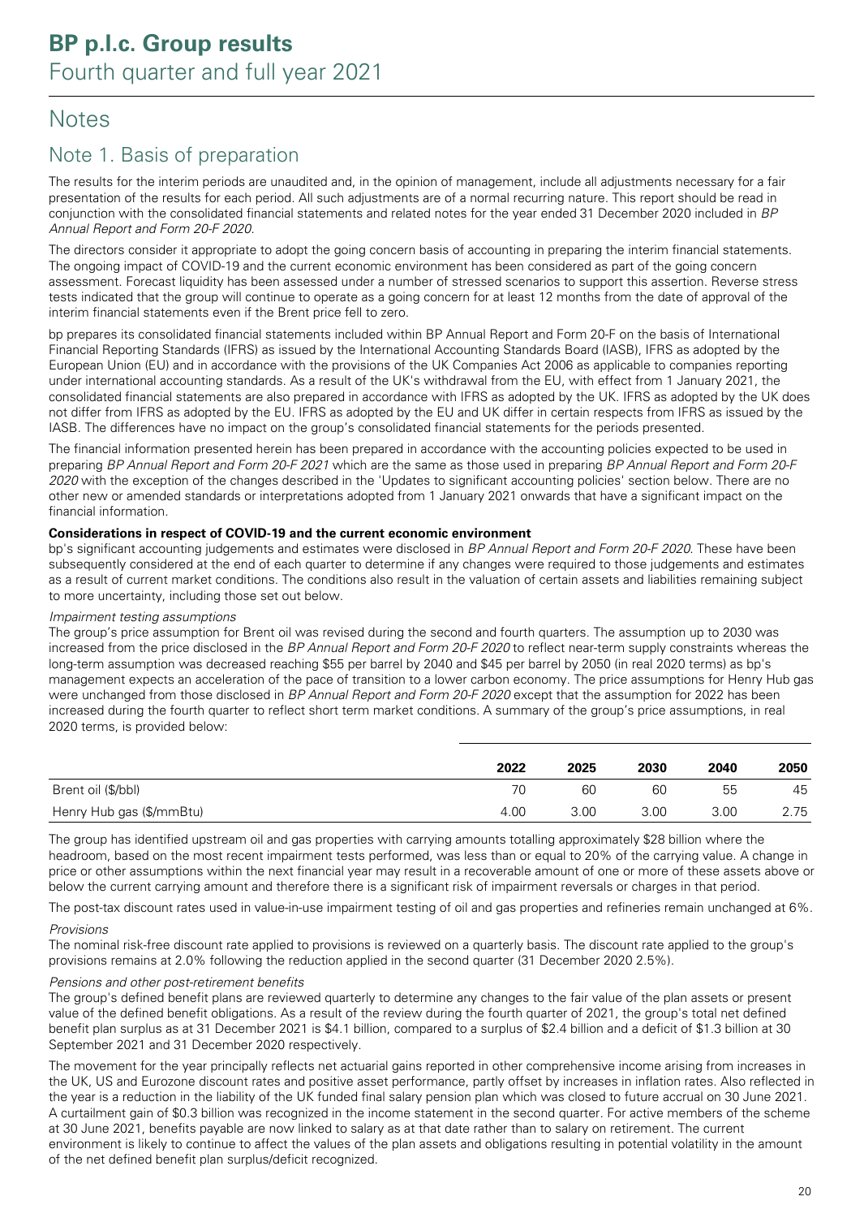# Notes

## Note 1. Basis of preparation

The results for the interim periods are unaudited and, in the opinion of management, include all adjustments necessary for a fair presentation of the results for each period. All such adjustments are of a normal recurring nature. This report should be read in conjunction with the consolidated financial statements and related notes for the year ended 31 December 2020 included in *BP Annual Report and Form 20-F 2020*.

The directors consider it appropriate to adopt the going concern basis of accounting in preparing the interim financial statements. The ongoing impact of COVID-19 and the current economic environment has been considered as part of the going concern assessment. Forecast liquidity has been assessed under a number of stressed scenarios to support this assertion. Reverse stress tests indicated that the group will continue to operate as a going concern for at least 12 months from the date of approval of the interim financial statements even if the Brent price fell to zero.

bp prepares its consolidated financial statements included within BP Annual Report and Form 20-F on the basis of International Financial Reporting Standards (IFRS) as issued by the International Accounting Standards Board (IASB), IFRS as adopted by the European Union (EU) and in accordance with the provisions of the UK Companies Act 2006 as applicable to companies reporting under international accounting standards. As a result of the UK's withdrawal from the EU, with effect from 1 January 2021, the consolidated financial statements are also prepared in accordance with IFRS as adopted by the UK. IFRS as adopted by the UK does not differ from IFRS as adopted by the EU. IFRS as adopted by the EU and UK differ in certain respects from IFRS as issued by the IASB. The differences have no impact on the group's consolidated financial statements for the periods presented.

The financial information presented herein has been prepared in accordance with the accounting policies expected to be used in preparing *BP Annual Report and Form 20-F 2021* which are the same as those used in preparing *BP Annual Report and Form 20-F 2020* with the exception of the changes described in the 'Updates to significant accounting policies' section below. There are no other new or amended standards or interpretations adopted from 1 January 2021 onwards that have a significant impact on the financial information.

**Considerations in respect of COVID-19 and the current economic environment**

bp's significant accounting judgements and estimates were disclosed in *BP Annual Report and Form 20-F 2020*. These have been subsequently considered at the end of each quarter to determine if any changes were required to those judgements and estimates as a result of current market conditions. The conditions also result in the valuation of certain assets and liabilities remaining subject to more uncertainty, including those set out below.

*Impairment testing assumptions*

The group's price assumption for Brent oil was revised during the second and fourth quarters. The assumption up to 2030 was increased from the price disclosed in the *BP Annual Report and Form 20-F 2020* to reflect near-term supply constraints whereas the long-term assumption was decreased reaching $55 per barrel by 2040 and $45 per barrel by 2050 (in real 2020 terms) as bp's management expects an acceleration of the pace of transition to a lower carbon economy. The price assumptions for Henry Hub gas were unchanged from those disclosed in *BP Annual Report and Form 20-F 2020* except that the assumption for 2022 has been increased during the fourth quarter to reflect short term market conditions. A summary of the group's price assumptions, in real 2020 terms, is provided below:

| | 2022 | 2025 | 2030 | 2040 | 2050 |
|---|---|---|---|---|---|
| Brent oil ($/bbl) | 70 | 60 | 60 | 55 | 45 |
| Henry Hub gas ($/mmBtu) | 4.00 | 3.00 | 3.00 | 3.00 | 2.75 |

The group has identified upstream oil and gas properties with carrying amounts totalling approximately $28 billion where the headroom, based on the most recent impairment tests performed, was less than or equal to 20% of the carrying value. A change in price or other assumptions within the next financial year may result in a recoverable amount of one or more of these assets above or below the current carrying amount and therefore there is a significant risk of impairment reversals or charges in that period.

The post-tax discount rates used in value-in-use impairment testing of oil and gas properties and refineries remain unchanged at 6%.

*Provisions*

The nominal risk-free discount rate applied to provisions is reviewed on a quarterly basis. The discount rate applied to the group's provisions remains at 2.0% following the reduction applied in the second quarter (31 December 2020 2.5%).

*Pensions and other post-retirement benefits*

The group's defined benefit plans are reviewed quarterly to determine any changes to the fair value of the plan assets or present value of the defined benefit obligations. As a result of the review during the fourth quarter of 2021, the group's total net defined benefit plan surplus as at 31 December 2021 is $4.1 billion, compared to a surplus of $2.4 billion and a deficit of $1.3 billion at 30 September 2021 and 31 December 2020 respectively.

The movement for the year principally reflects net actuarial gains reported in other comprehensive income arising from increases in the UK, US and Eurozone discount rates and positive asset performance, partly offset by increases in inflation rates. Also reflected in the year is a reduction in the liability of the UK funded final salary pension plan which was closed to future accrual on 30 June 2021. A curtailment gain of $0.3 billion was recognized in the income statement in the second quarter. For active members of the scheme at 30 June 2021, benefits payable are now linked to salary as at that date rather than to salary on retirement. The current environment is likely to continue to affect the values of the plan assets and obligations resulting in potential volatility in the amount of the net defined benefit plan surplus/deficit recognized.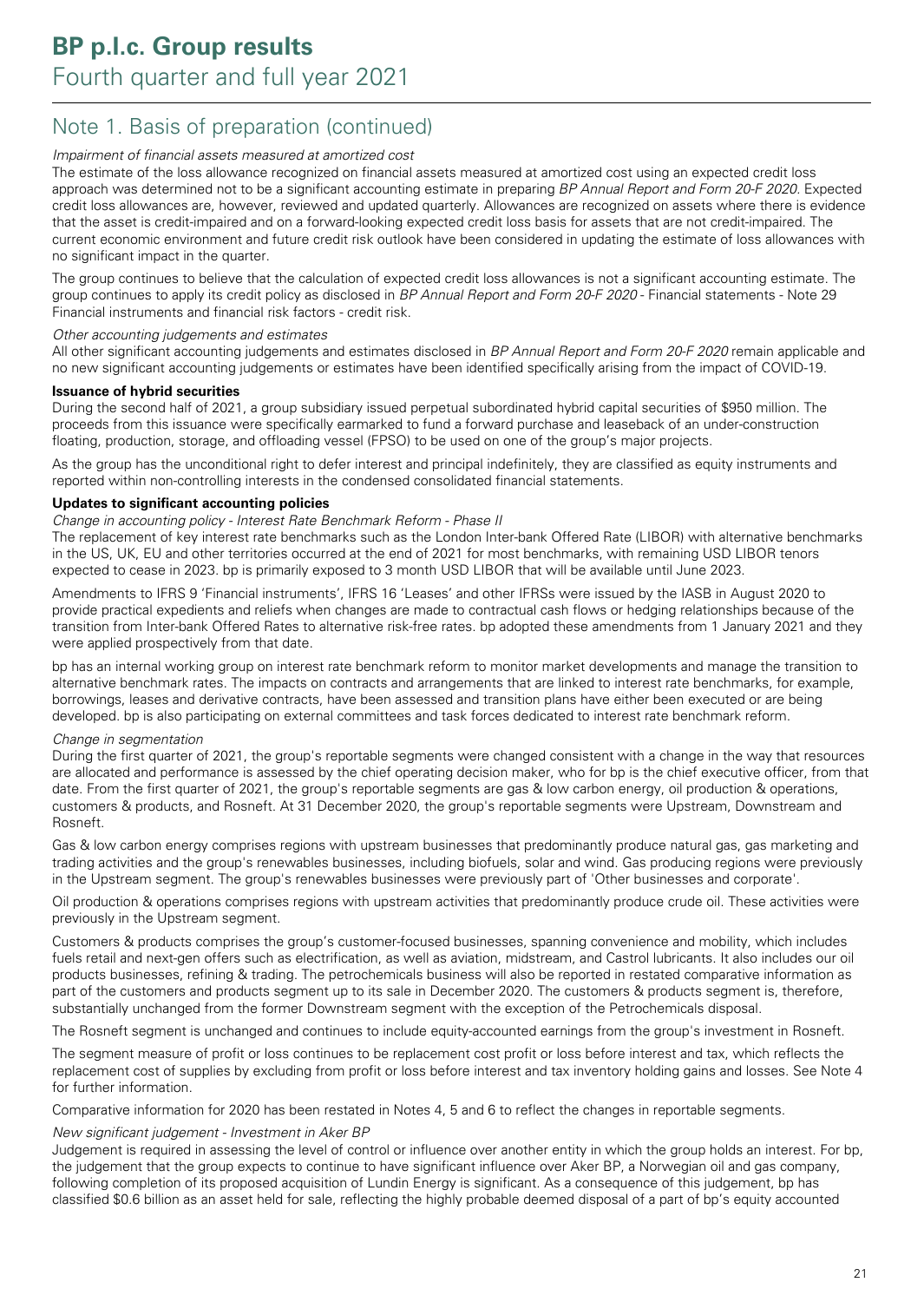## Note 1. Basis of preparation (continued)

*Impairment of financial assets measured at amortized cost*

The estimate of the loss allowance recognized on financial assets measured at amortized cost using an expected credit loss approach was determined not to be a significant accounting estimate in preparing *BP Annual Report and Form 20-F 2020*. Expected credit loss allowances are, however, reviewed and updated quarterly. Allowances are recognized on assets where there is evidence that the asset is credit-impaired and on a forward-looking expected credit loss basis for assets that are not credit-impaired. The current economic environment and future credit risk outlook have been considered in updating the estimate of loss allowances with no significant impact in the quarter.

The group continues to believe that the calculation of expected credit loss allowances is not a significant accounting estimate. The group continues to apply its credit policy as disclosed in *BP Annual Report and Form 20-F 2020* - Financial statements - Note 29 Financial instruments and financial risk factors - credit risk.

*Other accounting judgements and estimates*

All other significant accounting judgements and estimates disclosed in *BP Annual Report and Form 20-F 2020* remain applicable and no new significant accounting judgements or estimates have been identified specifically arising from the impact of COVID-19.

**Issuance of hybrid securities**

During the second half of 2021, a group subsidiary issued perpetual subordinated hybrid capital securities of $950 million. The proceeds from this issuance were specifically earmarked to fund a forward purchase and leaseback of an under-construction floating, production, storage, and offloading vessel (FPSO) to be used on one of the group's major projects.

As the group has the unconditional right to defer interest and principal indefinitely, they are classified as equity instruments and reported within non-controlling interests in the condensed consolidated financial statements.

**Updates to significant accounting policies**

*Change in accounting policy - Interest Rate Benchmark Reform - Phase II*

The replacement of key interest rate benchmarks such as the London Inter-bank Offered Rate (LIBOR) with alternative benchmarks in the US, UK, EU and other territories occurred at the end of 2021 for most benchmarks, with remaining USD LIBOR tenors expected to cease in 2023. bp is primarily exposed to 3 month USD LIBOR that will be available until June 2023.

Amendments to IFRS 9 'Financial instruments', IFRS 16 'Leases' and other IFRSs were issued by the IASB in August 2020 to provide practical expedients and reliefs when changes are made to contractual cash flows or hedging relationships because of the transition from Inter-bank Offered Rates to alternative risk-free rates. bp adopted these amendments from 1 January 2021 and they were applied prospectively from that date.

bp has an internal working group on interest rate benchmark reform to monitor market developments and manage the transition to alternative benchmark rates. The impacts on contracts and arrangements that are linked to interest rate benchmarks, for example, borrowings, leases and derivative contracts, have been assessed and transition plans have either been executed or are being developed. bp is also participating on external committees and task forces dedicated to interest rate benchmark reform.

*Change in segmentation*

During the first quarter of 2021, the group's reportable segments were changed consistent with a change in the way that resources are allocated and performance is assessed by the chief operating decision maker, who for bp is the chief executive officer, from that date. From the first quarter of 2021, the group's reportable segments are gas & low carbon energy, oil production & operations, customers & products, and Rosneft. At 31 December 2020, the group's reportable segments were Upstream, Downstream and Rosneft.

Gas & low carbon energy comprises regions with upstream businesses that predominantly produce natural gas, gas marketing and trading activities and the group's renewables businesses, including biofuels, solar and wind. Gas producing regions were previously in the Upstream segment. The group's renewables businesses were previously part of 'Other businesses and corporate'.

Oil production & operations comprises regions with upstream activities that predominantly produce crude oil. These activities were previously in the Upstream segment.

Customers & products comprises the group's customer-focused businesses, spanning convenience and mobility, which includes fuels retail and next-gen offers such as electrification, as well as aviation, midstream, and Castrol lubricants. It also includes our oil products businesses, refining & trading. The petrochemicals business will also be reported in restated comparative information as part of the customers and products segment up to its sale in December 2020. The customers & products segment is, therefore, substantially unchanged from the former Downstream segment with the exception of the Petrochemicals disposal.

The Rosneft segment is unchanged and continues to include equity-accounted earnings from the group's investment in Rosneft.

The segment measure of profit or loss continues to be replacement cost profit or loss before interest and tax, which reflects the replacement cost of supplies by excluding from profit or loss before interest and tax inventory holding gains and losses. See Note 4 for further information.

Comparative information for 2020 has been restated in Notes 4, 5 and 6 to reflect the changes in reportable segments.

*New significant judgement - Investment in Aker BP*

Judgement is required in assessing the level of control or influence over another entity in which the group holds an interest. For bp, the judgement that the group expects to continue to have significant influence over Aker BP, a Norwegian oil and gas company, following completion of its proposed acquisition of Lundin Energy is significant. As a consequence of this judgement, bp has classified $0.6 billion as an asset held for sale, reflecting the highly probable deemed disposal of a part of bp's equity accounted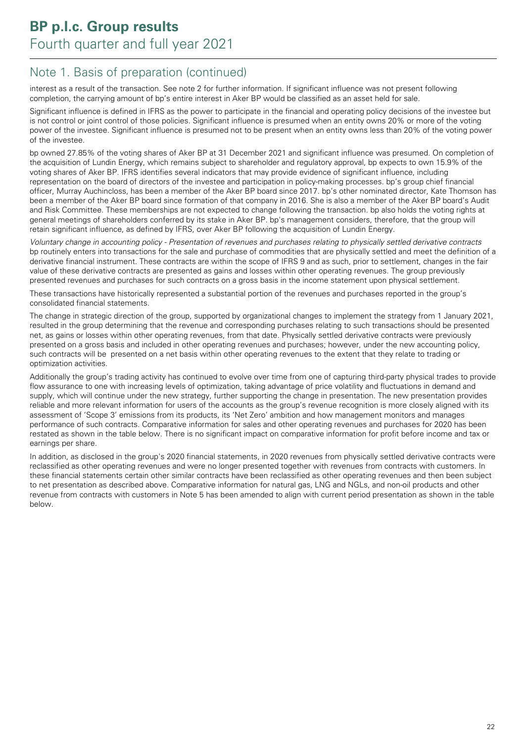## Note 1. Basis of preparation (continued)

interest as a result of the transaction. See note 2 for further information. If significant influence was not present following completion, the carrying amount of bp's entire interest in Aker BP would be classified as an asset held for sale.

Significant influence is defined in IFRS as the power to participate in the financial and operating policy decisions of the investee but is not control or joint control of those policies. Significant influence is presumed when an entity owns 20% or more of the voting power of the investee. Significant influence is presumed not to be present when an entity owns less than 20% of the voting power of the investee.

bp owned 27.85% of the voting shares of Aker BP at 31 December 2021 and significant influence was presumed. On completion of the acquisition of Lundin Energy, which remains subject to shareholder and regulatory approval, bp expects to own 15.9% of the voting shares of Aker BP. IFRS identifies several indicators that may provide evidence of significant influence, including representation on the board of directors of the investee and participation in policy-making processes. bp's group chief financial officer, Murray Auchincloss, has been a member of the Aker BP board since 2017. bp's other nominated director, Kate Thomson has been a member of the Aker BP board since formation of that company in 2016. She is also a member of the Aker BP board's Audit and Risk Committee. These memberships are not expected to change following the transaction. bp also holds the voting rights at general meetings of shareholders conferred by its stake in Aker BP. bp's management considers, therefore, that the group will retain significant influence, as defined by IFRS, over Aker BP following the acquisition of Lundin Energy.

*Voluntary change in accounting policy - Presentation of revenues and purchases relating to physically settled derivative contracts*
bp routinely enters into transactions for the sale and purchase of commodities that are physically settled and meet the definition of a derivative financial instrument. These contracts are within the scope of IFRS 9 and as such, prior to settlement, changes in the fair value of these derivative contracts are presented as gains and losses within other operating revenues. The group previously presented revenues and purchases for such contracts on a gross basis in the income statement upon physical settlement.

These transactions have historically represented a substantial portion of the revenues and purchases reported in the group's consolidated financial statements.

The change in strategic direction of the group, supported by organizational changes to implement the strategy from 1 January 2021, resulted in the group determining that the revenue and corresponding purchases relating to such transactions should be presented net, as gains or losses within other operating revenues, from that date. Physically settled derivative contracts were previously presented on a gross basis and included in other operating revenues and purchases; however, under the new accounting policy, such contracts will be presented on a net basis within other operating revenues to the extent that they relate to trading or optimization activities.

Additionally the group's trading activity has continued to evolve over time from one of capturing third-party physical trades to provide flow assurance to one with increasing levels of optimization, taking advantage of price volatility and fluctuations in demand and supply, which will continue under the new strategy, further supporting the change in presentation. The new presentation provides reliable and more relevant information for users of the accounts as the group's revenue recognition is more closely aligned with its assessment of 'Scope 3' emissions from its products, its 'Net Zero' ambition and how management monitors and manages performance of such contracts. Comparative information for sales and other operating revenues and purchases for 2020 has been restated as shown in the table below. There is no significant impact on comparative information for profit before income and tax or earnings per share.

In addition, as disclosed in the group's 2020 financial statements, in 2020 revenues from physically settled derivative contracts were reclassified as other operating revenues and were no longer presented together with revenues from contracts with customers. In these financial statements certain other similar contracts have been reclassified as other operating revenues and then been subject to net presentation as described above. Comparative information for natural gas, LNG and NGLs, and non-oil products and other revenue from contracts with customers in Note 5 has been amended to align with current period presentation as shown in the table below.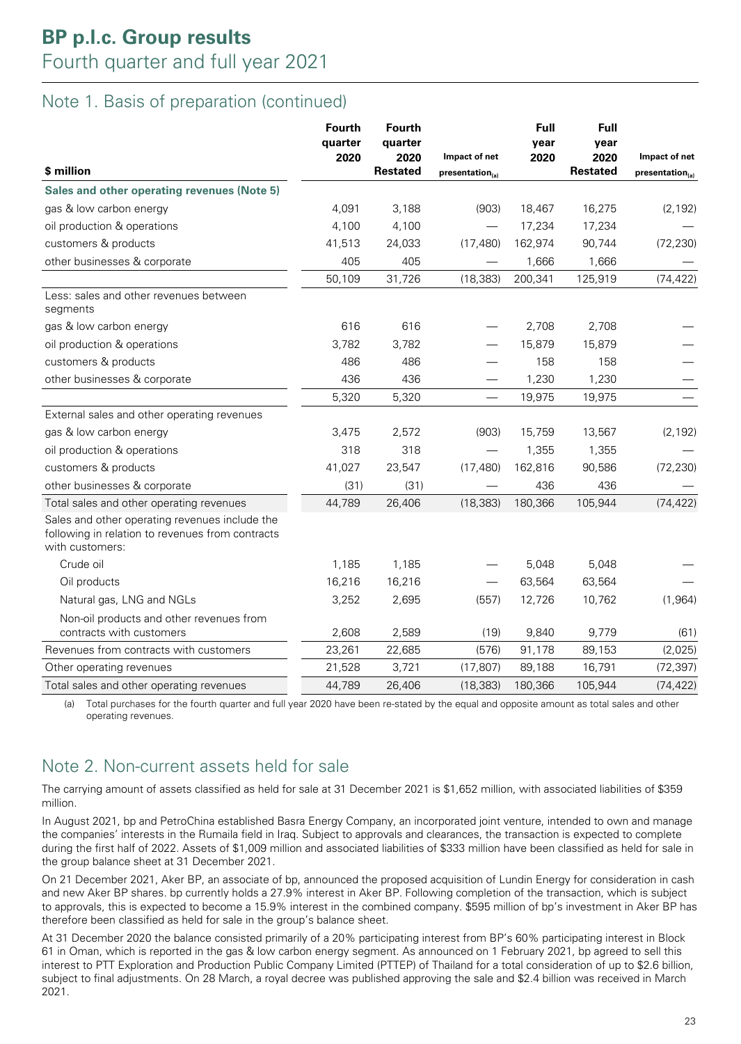## Note 1. Basis of preparation (continued)

| $ million | Fourth quarter 2020 | Fourth quarter 2020 Restated | Impact of net presentation(a) | Full year 2020 | Full year 2020 Restated | Impact of net presentation(a) |
|---|---|---|---|---|---|---|
| **Sales and other operating revenues (Note 5)** | | | | | | |
| gas & low carbon energy | 4,091 | 3,188 | (903) | 18,467 | 16,275 | (2,192) |
| oil production & operations | 4,100 | 4,100 | — | 17,234 | 17,234 | — |
| customers & products | 41,513 | 24,033 | (17,480) | 162,974 | 90,744 | (72,230) |
| other businesses & corporate | 405 | 405 | — | 1,666 | 1,666 | — |
| | 50,109 | 31,726 | (18,383) | 200,341 | 125,919 | (74,422) |
| Less: sales and other revenues between segments | | | | | | |
| gas & low carbon energy | 616 | 616 | — | 2,708 | 2,708 | — |
| oil production & operations | 3,782 | 3,782 | — | 15,879 | 15,879 | — |
| customers & products | 486 | 486 | — | 158 | 158 | — |
| other businesses & corporate | 436 | 436 | — | 1,230 | 1,230 | — |
| | 5,320 | 5,320 | — | 19,975 | 19,975 | — |
| External sales and other operating revenues | | | | | | |
| gas & low carbon energy | 3,475 | 2,572 | (903) | 15,759 | 13,567 | (2,192) |
| oil production & operations | 318 | 318 | — | 1,355 | 1,355 | — |
| customers & products | 41,027 | 23,547 | (17,480) | 162,816 | 90,586 | (72,230) |
| other businesses & corporate | (31) | (31) | — | 436 | 436 | — |
| Total sales and other operating revenues | 44,789 | 26,406 | (18,383) | 180,366 | 105,944 | (74,422) |
| Sales and other operating revenues include the following in relation to revenues from contracts with customers: | | | | | | |
| Crude oil | 1,185 | 1,185 | — | 5,048 | 5,048 | — |
| Oil products | 16,216 | 16,216 | — | 63,564 | 63,564 | — |
| Natural gas, LNG and NGLs | 3,252 | 2,695 | (557) | 12,726 | 10,762 | (1,964) |
| Non-oil products and other revenues from contracts with customers | 2,608 | 2,589 | (19) | 9,840 | 9,779 | (61) |
| Revenues from contracts with customers | 23,261 | 22,685 | (576) | 91,178 | 89,153 | (2,025) |
| Other operating revenues | 21,528 | 3,721 | (17,807) | 89,188 | 16,791 | (72,397) |
| Total sales and other operating revenues | 44,789 | 26,406 | (18,383) | 180,366 | 105,944 | (74,422) |

(a) Total purchases for the fourth quarter and full year 2020 have been re-stated by the equal and opposite amount as total sales and other operating revenues.

## Note 2. Non-current assets held for sale

The carrying amount of assets classified as held for sale at 31 December 2021 is $1,652 million, with associated liabilities of $359 million.

In August 2021, bp and PetroChina established Basra Energy Company, an incorporated joint venture, intended to own and manage the companies' interests in the Rumaila field in Iraq. Subject to approvals and clearances, the transaction is expected to complete during the first half of 2022. Assets of $1,009 million and associated liabilities of $333 million have been classified as held for sale in the group balance sheet at 31 December 2021.

On 21 December 2021, Aker BP, an associate of bp, announced the proposed acquisition of Lundin Energy for consideration in cash and new Aker BP shares. bp currently holds a 27.9% interest in Aker BP. Following completion of the transaction, which is subject to approvals, this is expected to become a 15.9% interest in the combined company. $595 million of bp's investment in Aker BP has therefore been classified as held for sale in the group's balance sheet.

At 31 December 2020 the balance consisted primarily of a 20% participating interest from BP's 60% participating interest in Block 61 in Oman, which is reported in the gas & low carbon energy segment. As announced on 1 February 2021, bp agreed to sell this interest to PTT Exploration and Production Public Company Limited (PTTEP) of Thailand for a total consideration of up to $2.6 billion, subject to final adjustments. On 28 March, a royal decree was published approving the sale and $2.4 billion was received in March 2021.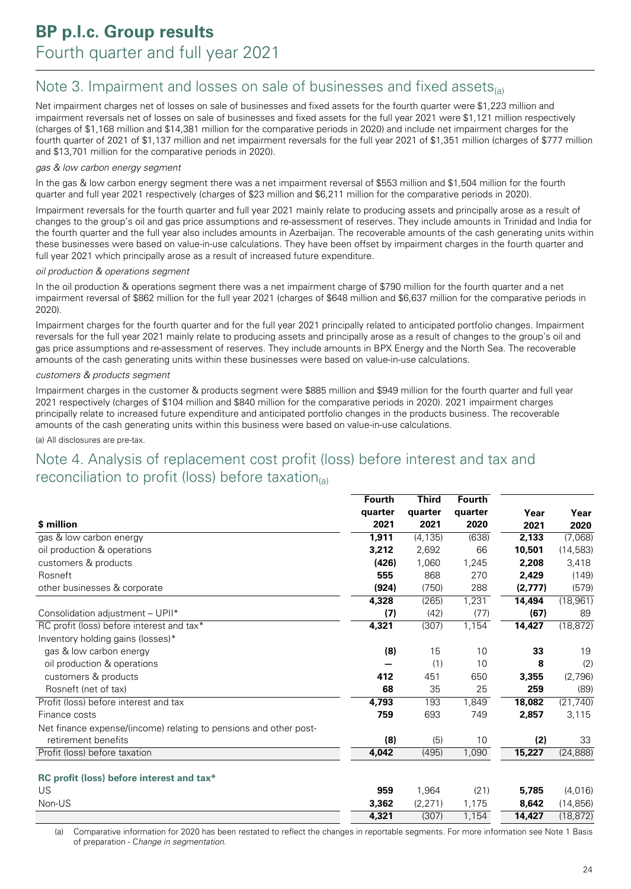# Note 3. Impairment and losses on sale of businesses and fixed assets(a)

Net impairment charges net of losses on sale of businesses and fixed assets for the fourth quarter were $1,223 million and impairment reversals net of losses on sale of businesses and fixed assets for the full year 2021 were $1,121 million respectively (charges of $1,168 million and $14,381 million for the comparative periods in 2020) and include net impairment charges for the fourth quarter of 2021 of $1,137 million and net impairment reversals for the full year 2021 of $1,351 million (charges of $777 million and $13,701 million for the comparative periods in 2020).

*gas & low carbon energy segment*

In the gas & low carbon energy segment there was a net impairment reversal of $553 million and $1,504 million for the fourth quarter and full year 2021 respectively (charges of $23 million and $6,211 million for the comparative periods in 2020).

Impairment reversals for the fourth quarter and full year 2021 mainly relate to producing assets and principally arose as a result of changes to the group's oil and gas price assumptions and re-assessment of reserves. They include amounts in Trinidad and India for the fourth quarter and the full year also includes amounts in Azerbaijan. The recoverable amounts of the cash generating units within these businesses were based on value-in-use calculations. They have been offset by impairment charges in the fourth quarter and full year 2021 which principally arose as a result of increased future expenditure.

*oil production & operations segment*

In the oil production & operations segment there was a net impairment charge of $790 million for the fourth quarter and a net impairment reversal of $862 million for the full year 2021 (charges of $648 million and $6,637 million for the comparative periods in 2020).

Impairment charges for the fourth quarter and for the full year 2021 principally related to anticipated portfolio changes. Impairment reversals for the full year 2021 mainly relate to producing assets and principally arose as a result of changes to the group's oil and gas price assumptions and re-assessment of reserves. They include amounts in BPX Energy and the North Sea. The recoverable amounts of the cash generating units within these businesses were based on value-in-use calculations.

*customers & products segment*

Impairment charges in the customer & products segment were $885 million and $949 million for the fourth quarter and full year 2021 respectively (charges of $104 million and $840 million for the comparative periods in 2020). 2021 impairment charges principally relate to increased future expenditure and anticipated portfolio changes in the products business. The recoverable amounts of the cash generating units within this business were based on value-in-use calculations.

(a) All disclosures are pre-tax.

# Note 4. Analysis of replacement cost profit (loss) before interest and tax and reconciliation to profit (loss) before taxation(a)

| $ million | Fourth quarter 2021 | Third quarter 2021 | Fourth quarter 2020 | Year 2021 | Year 2020 |
|---|---|---|---|---|---|
| gas & low carbon energy | **1,911** | (4,135) | (638) | **2,133** | (7,068) |
| oil production & operations | **3,212** | 2,692 | 66 | **10,501** | (14,583) |
| customers & products | **(426)** | 1,060 | 1,245 | **2,208** | 3,418 |
| Rosneft | **555** | 868 | 270 | **2,429** | (149) |
| other businesses & corporate | **(924)** | (750) | 288 | **(2,777)** | (579) |
| | **4,328** | (265) | 1,231 | **14,494** | (18,961) |
| Consolidation adjustment – UPII* | **(7)** | (42) | (77) | **(67)** | 89 |
| RC profit (loss) before interest and tax* | **4,321** | (307) | 1,154 | **14,427** | (18,872) |
| Inventory holding gains (losses)* | | | | | |
| gas & low carbon energy | **(8)** | 15 | 10 | **33** | 19 |
| oil production & operations | **—** | (1) | 10 | **8** | (2) |
| customers & products | **412** | 451 | 650 | **3,355** | (2,796) |
| Rosneft (net of tax) | **68** | 35 | 25 | **259** | (89) |
| Profit (loss) before interest and tax | **4,793** | 193 | 1,849 | **18,082** | (21,740) |
| Finance costs | **759** | 693 | 749 | **2,857** | 3,115 |
| Net finance expense/(income) relating to pensions and other post-retirement benefits | **(8)** | (5) | 10 | **(2)** | 33 |
| Profit (loss) before taxation | **4,042** | (495) | 1,090 | **15,227** | (24,888) |
| | | | | | |
| **RC profit (loss) before interest and tax*** | | | | | |
| US | **959** | 1,964 | (21) | **5,785** | (4,016) |
| Non-US | **3,362** | (2,271) | 1,175 | **8,642** | (14,856) |
| | **4,321** | (307) | 1,154 | **14,427** | (18,872) |

(a) Comparative information for 2020 has been restated to reflect the changes in reportable segments. For more information see Note 1 Basis of preparation - *Change in segmentation*.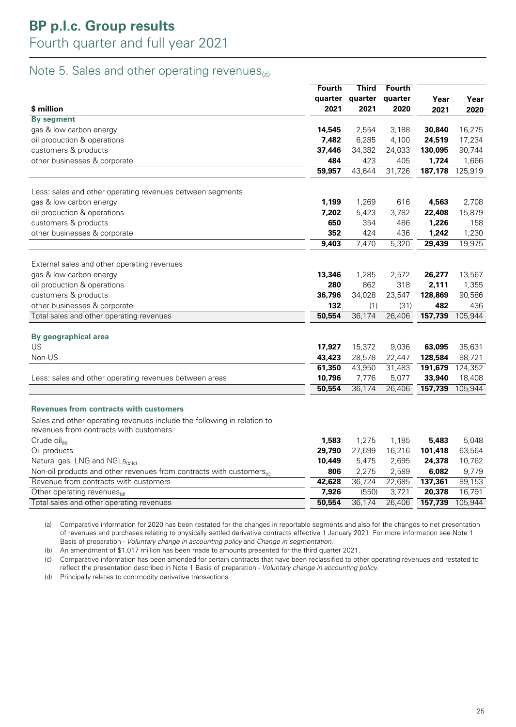# BP p.l.c. Group results
Fourth quarter and full year 2021

## Note 5. Sales and other operating revenues[(a)]

| $ million | Fourth quarter 2021 | Third quarter 2021 | Fourth quarter 2020 | Year 2021 | Year 2020 |
|---|---|---|---|---|---|
| **By segment** | | | | | |
| gas & low carbon energy | **14,545** | 2,554 | 3,188 | **30,840** | 16,275 |
| oil production & operations | **7,482** | 6,285 | 4,100 | **24,519** | 17,234 |
| customers & products | **37,446** | 34,382 | 24,033 | **130,095** | 90,744 |
| other businesses & corporate | **484** | 423 | 405 | **1,724** | 1,666 |
| | **59,957** | 43,644 | 31,726 | **187,178** | 125,919 |
| Less: sales and other operating revenues between segments | | | | | |
| gas & low carbon energy | **1,199** | 1,269 | 616 | **4,563** | 2,708 |
| oil production & operations | **7,202** | 5,423 | 3,782 | **22,408** | 15,879 |
| customers & products | **650** | 354 | 486 | **1,226** | 158 |
| other businesses & corporate | **352** | 424 | 436 | **1,242** | 1,230 |
| | **9,403** | 7,470 | 5,320 | **29,439** | 19,975 |
| External sales and other operating revenues | | | | | |
| gas & low carbon energy | **13,346** | 1,285 | 2,572 | **26,277** | 13,567 |
| oil production & operations | **280** | 862 | 318 | **2,111** | 1,355 |
| customers & products | **36,796** | 34,028 | 23,547 | **128,869** | 90,586 |
| other businesses & corporate | **132** | (1) | (31) | **482** | 436 |
| Total sales and other operating revenues | **50,554** | 36,174 | 26,406 | **157,739** | 105,944 |
| **By geographical area** | | | | | |
| US | **17,927** | 15,372 | 9,036 | **63,095** | 35,631 |
| Non-US | **43,423** | 28,578 | 22,447 | **128,584** | 88,721 |
| | **61,350** | 43,950 | 31,483 | **191,679** | 124,352 |
| Less: sales and other operating revenues between areas | **10,796** | 7,776 | 5,077 | **33,940** | 18,408 |
| | **50,554** | 36,174 | 26,406 | **157,739** | 105,944 |
| **Revenues from contracts with customers** | | | | | |
| Sales and other operating revenues include the following in relation to revenues from contracts with customers: | | | | | |
| Crude oil[(b)] | **1,583** | 1,275 | 1,185 | **5,483** | 5,048 |
| Oil products | **29,790** | 27,699 | 16,216 | **101,418** | 63,564 |
| Natural gas, LNG and NGLs[(b)(c)] | **10,449** | 5,475 | 2,695 | **24,378** | 10,762 |
| Non-oil products and other revenues from contracts with customers[(c)] | **806** | 2,275 | 2,589 | **6,082** | 9,779 |
| Revenue from contracts with customers | **42,628** | 36,724 | 22,685 | **137,361** | 89,153 |
| Other operating revenues[(d)] | **7,926** | (550) | 3,721 | **20,378** | 16,791 |
| Total sales and other operating revenues | **50,554** | 36,174 | 26,406 | **157,739** | 105,944 |

(a) Comparative information for 2020 has been restated for the changes in reportable segments and also for the changes to net presentation of revenues and purchases relating to physically settled derivative contracts effective 1 January 2021. For more information see Note 1 Basis of preparation - *Voluntary change in accounting policy* and *Change in segmentation*.

(b) An amendment of $1,017 million has been made to amounts presented for the third quarter 2021.

(c) Comparative information has been amended for certain contracts that have been reclassified to other operating revenues and restated to reflect the presentation described in Note 1 Basis of preparation - *Voluntary change in accounting policy*.

(d) Principally relates to commodity derivative transactions.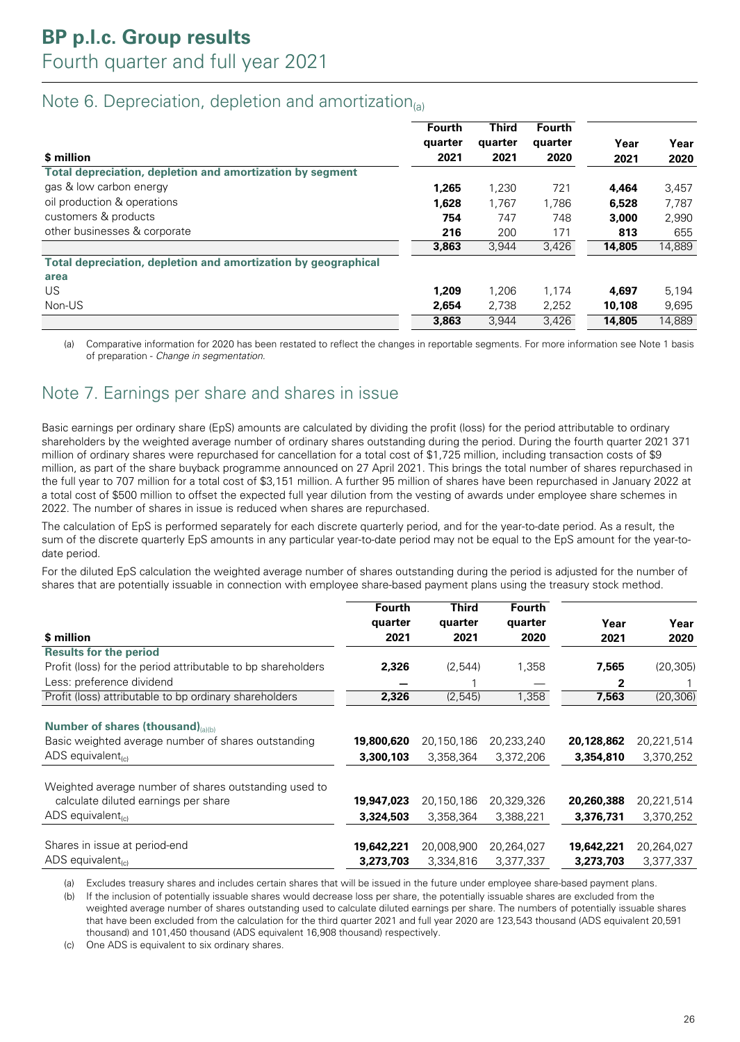# BP p.l.c. Group results
Fourth quarter and full year 2021

## Note 6. Depreciation, depletion and amortization[(a)]

| $ million | Fourth quarter 2021 | Third quarter 2021 | Fourth quarter 2020 | Year 2021 | Year 2020 |
|---|---|---|---|---|---|
| **Total depreciation, depletion and amortization by segment** | | | | | |
| gas & low carbon energy | **1,265** | 1,230 | 721 | **4,464** | 3,457 |
| oil production & operations | **1,628** | 1,767 | 1,786 | **6,528** | 7,787 |
| customers & products | **754** | 747 | 748 | **3,000** | 2,990 |
| other businesses & corporate | **216** | 200 | 171 | **813** | 655 |
| | **3,863** | 3,944 | 3,426 | **14,805** | 14,889 |
| **Total depreciation, depletion and amortization by geographical area** | | | | | |
| US | **1,209** | 1,206 | 1,174 | **4,697** | 5,194 |
| Non-US | **2,654** | 2,738 | 2,252 | **10,108** | 9,695 |
| | **3,863** | 3,944 | 3,426 | **14,805** | 14,889 |

(a) Comparative information for 2020 has been restated to reflect the changes in reportable segments. For more information see Note 1 basis of preparation - *Change in segmentation*.

## Note 7. Earnings per share and shares in issue

Basic earnings per ordinary share (EpS) amounts are calculated by dividing the profit (loss) for the period attributable to ordinary shareholders by the weighted average number of ordinary shares outstanding during the period. During the fourth quarter 2021 371 million of ordinary shares were repurchased for cancellation for a total cost of $1,725 million, including transaction costs of $9 million, as part of the share buyback programme announced on 27 April 2021. This brings the total number of shares repurchased in the full year to 707 million for a total cost of $3,151 million. A further 95 million of shares have been repurchased in January 2022 at a total cost of $500 million to offset the expected full year dilution from the vesting of awards under employee share schemes in 2022. The number of shares in issue is reduced when shares are repurchased.

The calculation of EpS is performed separately for each discrete quarterly period, and for the year-to-date period. As a result, the sum of the discrete quarterly EpS amounts in any particular year-to-date period may not be equal to the EpS amount for the year-to-date period.

For the diluted EpS calculation the weighted average number of shares outstanding during the period is adjusted for the number of shares that are potentially issuable in connection with employee share-based payment plans using the treasury stock method.

| $ million | Fourth quarter 2021 | Third quarter 2021 | Fourth quarter 2020 | Year 2021 | Year 2020 |
|---|---|---|---|---|---|
| **Results for the period** | | | | | |
| Profit (loss) for the period attributable to bp shareholders | **2,326** | (2,544) | 1,358 | **7,565** | (20,305) |
| Less: preference dividend | **—** | 1 | — | **2** | 1 |
| Profit (loss) attributable to bp ordinary shareholders | **2,326** | (2,545) | 1,358 | **7,563** | (20,306) |
| | | | | | |
| **Number of shares (thousand)**[(a)(b)] | | | | | |
| Basic weighted average number of shares outstanding | **19,800,620** | 20,150,186 | 20,233,240 | **20,128,862** | 20,221,514 |
| ADS equivalent[(c)] | **3,300,103** | 3,358,364 | 3,372,206 | **3,354,810** | 3,370,252 |
| | | | | | |
| Weighted average number of shares outstanding used to calculate diluted earnings per share | **19,947,023** | 20,150,186 | 20,329,326 | **20,260,388** | 20,221,514 |
| ADS equivalent[(c)] | **3,324,503** | 3,358,364 | 3,388,221 | **3,376,731** | 3,370,252 |
| | | | | | |
| Shares in issue at period-end | **19,642,221** | 20,008,900 | 20,264,027 | **19,642,221** | 20,264,027 |
| ADS equivalent[(c)] | **3,273,703** | 3,334,816 | 3,377,337 | **3,273,703** | 3,377,337 |

(a) Excludes treasury shares and includes certain shares that will be issued in the future under employee share-based payment plans.

(b) If the inclusion of potentially issuable shares would decrease loss per share, the potentially issuable shares are excluded from the weighted average number of shares outstanding used to calculate diluted earnings per share. The numbers of potentially issuable shares that have been excluded from the calculation for the third quarter 2021 and full year 2020 are 123,543 thousand (ADS equivalent 20,591 thousand) and 101,450 thousand (ADS equivalent 16,908 thousand) respectively.

(c) One ADS is equivalent to six ordinary shares.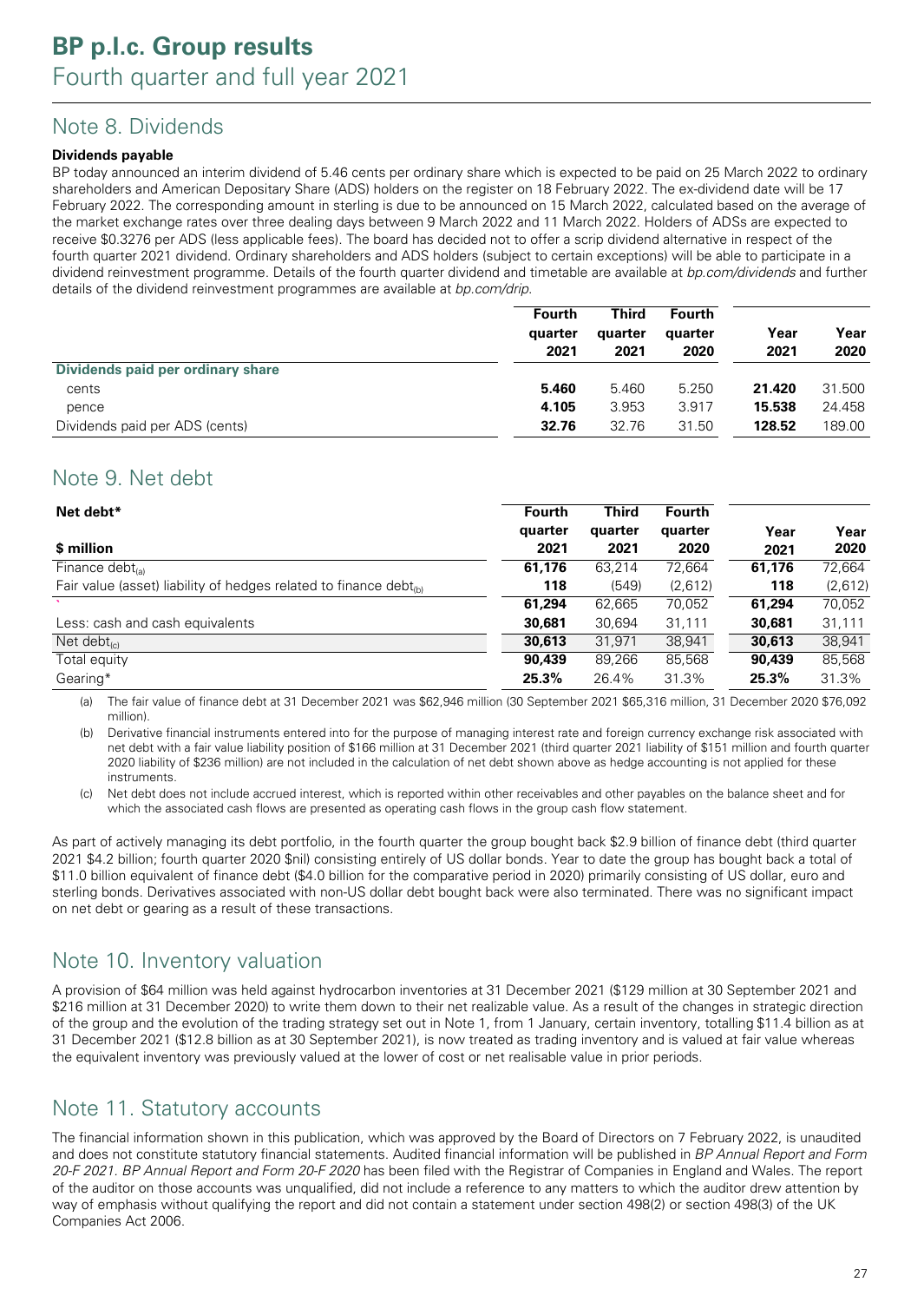## Note 8. Dividends

**Dividends payable**

BP today announced an interim dividend of 5.46 cents per ordinary share which is expected to be paid on 25 March 2022 to ordinary shareholders and American Depositary Share (ADS) holders on the register on 18 February 2022. The ex-dividend date will be 17 February 2022. The corresponding amount in sterling is due to be announced on 15 March 2022, calculated based on the average of the market exchange rates over three dealing days between 9 March 2022 and 11 March 2022. Holders of ADSs are expected to receive $0.3276 per ADS (less applicable fees). The board has decided not to offer a scrip dividend alternative in respect of the fourth quarter 2021 dividend. Ordinary shareholders and ADS holders (subject to certain exceptions) will be able to participate in a dividend reinvestment programme. Details of the fourth quarter dividend and timetable are available at *bp.com/dividends* and further details of the dividend reinvestment programmes are available at *bp.com/drip*.

| | Fourth quarter 2021 | Third quarter 2021 | Fourth quarter 2020 | Year 2021 | Year 2020 |
|---|---|---|---|---|---|
| **Dividends paid per ordinary share** | | | | | |
| cents | **5.460** | 5.460 | 5.250 | **21.420** | 31.500 |
| pence | **4.105** | 3.953 | 3.917 | **15.538** | 24.458 |
| Dividends paid per ADS (cents) | **32.76** | 32.76 | 31.50 | **128.52** | 189.00 |

## Note 9. Net debt

| **Net debt*** <br> **$ million** | Fourth quarter 2021 | Third quarter 2021 | Fourth quarter 2020 | Year 2021 | Year 2020 |
|---|---|---|---|---|---|
| Finance debt(a) | **61,176** | 63,214 | 72,664 | **61,176** | 72,664 |
| Fair value (asset) liability of hedges related to finance debt(b) | **118** | (549) | (2,612) | **118** | (2,612) |
| | **61,294** | 62,665 | 70,052 | **61,294** | 70,052 |
| Less: cash and cash equivalents | **30,681** | 30,694 | 31,111 | **30,681** | 31,111 |
| Net debt(c) | **30,613** | 31,971 | 38,941 | **30,613** | 38,941 |
| Total equity | **90,439** | 89,266 | 85,568 | **90,439** | 85,568 |
| Gearing* | **25.3%** | 26.4% | 31.3% | **25.3%** | 31.3% |

(a) The fair value of finance debt at 31 December 2021 was $62,946 million (30 September 2021 $65,316 million, 31 December 2020 $76,092 million).

(b) Derivative financial instruments entered into for the purpose of managing interest rate and foreign currency exchange risk associated with net debt with a fair value liability position of $166 million at 31 December 2021 (third quarter 2021 liability of $151 million and fourth quarter 2020 liability of $236 million) are not included in the calculation of net debt shown above as hedge accounting is not applied for these instruments.

(c) Net debt does not include accrued interest, which is reported within other receivables and other payables on the balance sheet and for which the associated cash flows are presented as operating cash flows in the group cash flow statement.

As part of actively managing its debt portfolio, in the fourth quarter the group bought back $2.9 billion of finance debt (third quarter 2021 $4.2 billion; fourth quarter 2020 $nil) consisting entirely of US dollar bonds. Year to date the group has bought back a total of $11.0 billion equivalent of finance debt ($4.0 billion for the comparative period in 2020) primarily consisting of US dollar, euro and sterling bonds. Derivatives associated with non-US dollar debt bought back were also terminated. There was no significant impact on net debt or gearing as a result of these transactions.

## Note 10. Inventory valuation

A provision of $64 million was held against hydrocarbon inventories at 31 December 2021 ($129 million at 30 September 2021 and $216 million at 31 December 2020) to write them down to their net realizable value. As a result of the changes in strategic direction of the group and the evolution of the trading strategy set out in Note 1, from 1 January, certain inventory, totalling $11.4 billion as at 31 December 2021 ($12.8 billion as at 30 September 2021), is now treated as trading inventory and is valued at fair value whereas the equivalent inventory was previously valued at the lower of cost or net realisable value in prior periods.

## Note 11. Statutory accounts

The financial information shown in this publication, which was approved by the Board of Directors on 7 February 2022, is unaudited and does not constitute statutory financial statements. Audited financial information will be published in *BP Annual Report and Form 20-F 2021*. *BP Annual Report and Form 20-F 2020* has been filed with the Registrar of Companies in England and Wales. The report of the auditor on those accounts was unqualified, did not include a reference to any matters to which the auditor drew attention by way of emphasis without qualifying the report and did not contain a statement under section 498(2) or section 498(3) of the UK Companies Act 2006.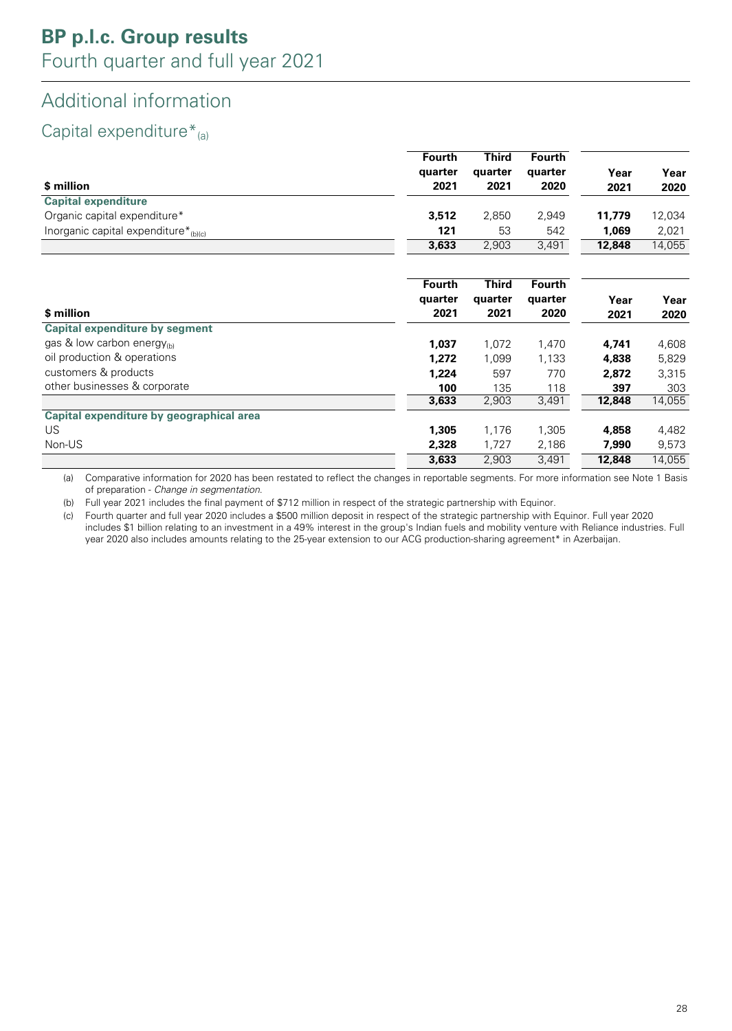# BP p.l.c. Group results
Fourth quarter and full year 2021

## Additional information

### Capital expenditure*[(a)]

| $ million | Fourth quarter 2021 | Third quarter 2021 | Fourth quarter 2020 | Year 2021 | Year 2020 |
|---|---|---|---|---|---|
| **Capital expenditure** | | | | | |
| Organic capital expenditure* | **3,512** | 2,850 | 2,949 | **11,779** | 12,034 |
| Inorganic capital expenditure*[(b)(c)] | **121** | 53 | 542 | **1,069** | 2,021 |
| | **3,633** | 2,903 | 3,491 | **12,848** | 14,055 |

| $ million | Fourth quarter 2021 | Third quarter 2021 | Fourth quarter 2020 | Year 2021 | Year 2020 |
|---|---|---|---|---|---|
| **Capital expenditure by segment** | | | | | |
| gas & low carbon energy[(b)] | **1,037** | 1,072 | 1,470 | **4,741** | 4,608 |
| oil production & operations | **1,272** | 1,099 | 1,133 | **4,838** | 5,829 |
| customers & products | **1,224** | 597 | 770 | **2,872** | 3,315 |
| other businesses & corporate | **100** | 135 | 118 | **397** | 303 |
| | **3,633** | 2,903 | 3,491 | **12,848** | 14,055 |
| **Capital expenditure by geographical area** | | | | | |
| US | **1,305** | 1,176 | 1,305 | **4,858** | 4,482 |
| Non-US | **2,328** | 1,727 | 2,186 | **7,990** | 9,573 |
| | **3,633** | 2,903 | 3,491 | **12,848** | 14,055 |

(a) Comparative information for 2020 has been restated to reflect the changes in reportable segments. For more information see Note 1 Basis of preparation - *Change in segmentation*.

(b) Full year 2021 includes the final payment of $712 million in respect of the strategic partnership with Equinor.

(c) Fourth quarter and full year 2020 includes a $500 million deposit in respect of the strategic partnership with Equinor. Full year 2020 includes $1 billion relating to an investment in a 49% interest in the group's Indian fuels and mobility venture with Reliance industries. Full year 2020 also includes amounts relating to the 25-year extension to our ACG production-sharing agreement* in Azerbaijan.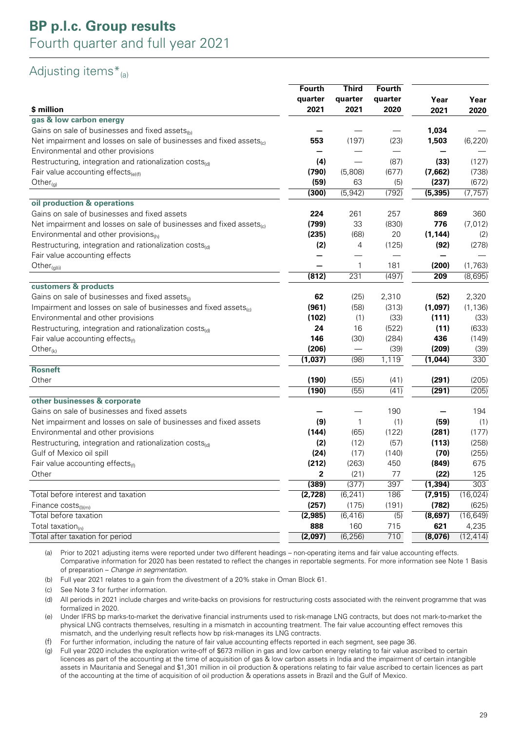# BP p.l.c. Group results
## Fourth quarter and full year 2021

### Adjusting items*(a)

| $ million | Fourth quarter 2021 | Third quarter 2021 | Fourth quarter 2020 | Year 2021 | Year 2020 |
|---|---|---|---|---|---|
| **gas & low carbon energy** | | | | | |
| Gains on sale of businesses and fixed assets(b) | **—** | — | — | **1,034** | — |
| Net impairment and losses on sale of businesses and fixed assets(c) | **553** | (197) | (23) | **1,503** | (6,220) |
| Environmental and other provisions | **—** | — | — | **—** | — |
| Restructuring, integration and rationalization costs(d) | **(4)** | — | (87) | **(33)** | (127) |
| Fair value accounting effects(e)(f) | **(790)** | (5,808) | (677) | **(7,662)** | (738) |
| Other(g) | **(59)** | 63 | (5) | **(237)** | (672) |
| | **(300)** | (5,942) | (792) | **(5,395)** | (7,757) |
| **oil production & operations** | | | | | |
| Gains on sale of businesses and fixed assets | **224** | 261 | 257 | **869** | 360 |
| Net impairment and losses on sale of businesses and fixed assets(c) | **(799)** | 33 | (830) | **776** | (7,012) |
| Environmental and other provisions(h) | **(235)** | (68) | 20 | **(1,144)** | (2) |
| Restructuring, integration and rationalization costs(d) | **(2)** | 4 | (125) | **(92)** | (278) |
| Fair value accounting effects | **—** | — | — | **—** | — |
| Other(g)(i) | **—** | 1 | 181 | **(200)** | (1,763) |
| | **(812)** | 231 | (497) | **209** | (8,695) |
| **customers & products** | | | | | |
| Gains on sale of businesses and fixed assets(j) | **62** | (25) | 2,310 | **(52)** | 2,320 |
| Impairment and losses on sale of businesses and fixed assets(c) | **(961)** | (58) | (313) | **(1,097)** | (1,136) |
| Environmental and other provisions | **(102)** | (1) | (33) | **(111)** | (33) |
| Restructuring, integration and rationalization costs(d) | **24** | 16 | (522) | **(11)** | (633) |
| Fair value accounting effects(f) | **146** | (30) | (284) | **436** | (149) |
| Other(k) | **(206)** | — | (39) | **(209)** | (39) |
| | **(1,037)** | (98) | 1,119 | **(1,044)** | 330 |
| **Rosneft** | | | | | |
| Other | **(190)** | (55) | (41) | **(291)** | (205) |
| | **(190)** | (55) | (41) | **(291)** | (205) |
| **other businesses & corporate** | | | | | |
| Gains on sale of businesses and fixed assets | **—** | — | 190 | **—** | 194 |
| Net impairment and losses on sale of businesses and fixed assets | **(9)** | 1 | (1) | **(59)** | (1) |
| Environmental and other provisions | **(144)** | (65) | (122) | **(281)** | (177) |
| Restructuring, integration and rationalization costs(d) | **(2)** | (12) | (57) | **(113)** | (258) |
| Gulf of Mexico oil spill | **(24)** | (17) | (140) | **(70)** | (255) |
| Fair value accounting effects(f) | **(212)** | (263) | 450 | **(849)** | 675 |
| Other | **2** | (21) | 77 | **(22)** | 125 |
| | **(389)** | (377) | 397 | **(1,394)** | 303 |
| Total before interest and taxation | **(2,728)** | (6,241) | 186 | **(7,915)** | (16,024) |
| Finance costs(l)(m) | **(257)** | (175) | (191) | **(782)** | (625) |
| Total before taxation | **(2,985)** | (6,416) | (5) | **(8,697)** | (16,649) |
| Total taxation(n) | **888** | 160 | 715 | **621** | 4,235 |
| Total after taxation for period | **(2,097)** | (6,256) | 710 | **(8,076)** | (12,414) |

(a) Prior to 2021 adjusting items were reported under two different headings – non-operating items and fair value accounting effects. Comparative information for 2020 has been restated to reflect the changes in reportable segments. For more information see Note 1 Basis of preparation – *Change in segmentation*.

(b) Full year 2021 relates to a gain from the divestment of a 20% stake in Oman Block 61.

(c) See Note 3 for further information.

(d) All periods in 2021 include charges and write-backs on provisions for restructuring costs associated with the reinvent programme that was formalized in 2020.

(e) Under IFRS bp marks-to-market the derivative financial instruments used to risk-manage LNG contracts, but does not mark-to-market the physical LNG contracts themselves, resulting in a mismatch in accounting treatment. The fair value accounting effect removes this mismatch, and the underlying result reflects how bp risk-manages its LNG contracts.

(f) For further information, including the nature of fair value accounting effects reported in each segment, see page 36.

(g) Full year 2020 includes the exploration write-off of $673 million in gas and low carbon energy relating to fair value ascribed to certain licences as part of the accounting at the time of acquisition of gas & low carbon assets in India and the impairment of certain intangible assets in Mauritania and Senegal and $1,301 million in oil production & operations relating to fair value ascribed to certain licences as part of the accounting at the time of acquisition of oil production & operations assets in Brazil and the Gulf of Mexico.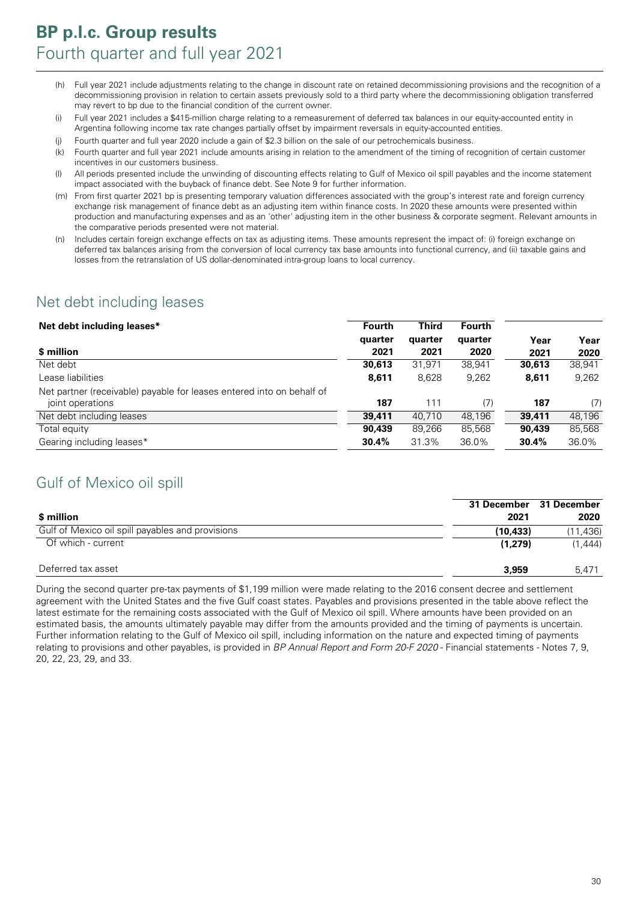(h) Full year 2021 include adjustments relating to the change in discount rate on retained decommissioning provisions and the recognition of a decommissioning provision in relation to certain assets previously sold to a third party where the decommissioning obligation transferred may revert to bp due to the financial condition of the current owner.

(i) Full year 2021 includes a $415-million charge relating to a remeasurement of deferred tax balances in our equity-accounted entity in Argentina following income tax rate changes partially offset by impairment reversals in equity-accounted entities.

(j) Fourth quarter and full year 2020 include a gain of $2.3 billion on the sale of our petrochemicals business.

(k) Fourth quarter and full year 2021 include amounts arising in relation to the amendment of the timing of recognition of certain customer incentives in our customers business.

(l) All periods presented include the unwinding of discounting effects relating to Gulf of Mexico oil spill payables and the income statement impact associated with the buyback of finance debt. See Note 9 for further information.

(m) From first quarter 2021 bp is presenting temporary valuation differences associated with the group's interest rate and foreign currency exchange risk management of finance debt as an adjusting item within finance costs. In 2020 these amounts were presented within production and manufacturing expenses and as an 'other' adjusting item in the other business & corporate segment. Relevant amounts in the comparative periods presented were not material.

(n) Includes certain foreign exchange effects on tax as adjusting items. These amounts represent the impact of: (i) foreign exchange on deferred tax balances arising from the conversion of local currency tax base amounts into functional currency, and (ii) taxable gains and losses from the retranslation of US dollar-denominated intra-group loans to local currency.

## Net debt including leases

| **Net debt including leases*** <br> **$ million** | **Fourth quarter 2021** | **Third quarter 2021** | **Fourth quarter 2020** | **Year 2021** | **Year 2020** |
|---|---|---|---|---|---|
| Net debt | **30,613** | 31,971 | 38,941 | **30,613** | 38,941 |
| Lease liabilities | **8,611** | 8,628 | 9,262 | **8,611** | 9,262 |
| Net partner (receivable) payable for leases entered into on behalf of joint operations | **187** | 111 | (7) | **187** | (7) |
| Net debt including leases | **39,411** | 40,710 | 48,196 | **39,411** | 48,196 |
| Total equity | **90,439** | 89,266 | 85,568 | **90,439** | 85,568 |
| Gearing including leases* | **30.4%** | 31.3% | 36.0% | **30.4%** | 36.0% |

## Gulf of Mexico oil spill

| **$ million** | **31 December 2021** | **31 December 2020** |
|---|---|---|
| Gulf of Mexico oil spill payables and provisions | **(10,433)** | (11,436) |
| Of which - current | **(1,279)** | (1,444) |
| Deferred tax asset | **3,959** | 5,471 |

During the second quarter pre-tax payments of $1,199 million were made relating to the 2016 consent decree and settlement agreement with the United States and the five Gulf coast states. Payables and provisions presented in the table above reflect the latest estimate for the remaining costs associated with the Gulf of Mexico oil spill. Where amounts have been provided on an estimated basis, the amounts ultimately payable may differ from the amounts provided and the timing of payments is uncertain. Further information relating to the Gulf of Mexico oil spill, including information on the nature and expected timing of payments relating to provisions and other payables, is provided in *BP Annual Report and Form 20-F 2020* - Financial statements - Notes 7, 9, 20, 22, 23, 29, and 33.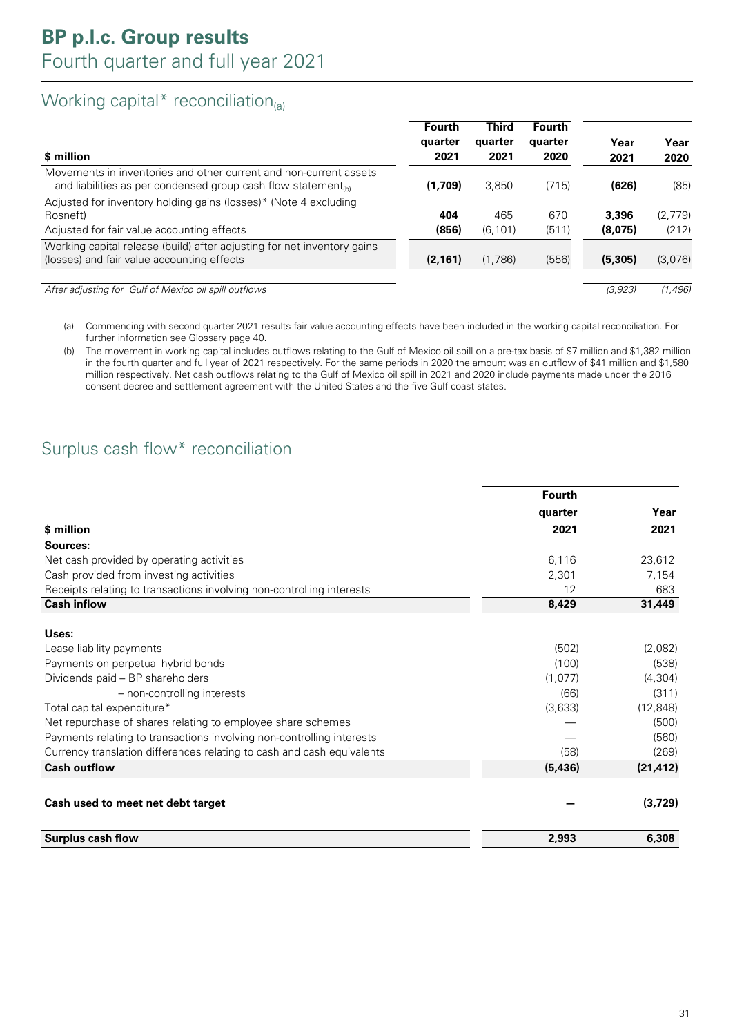# BP p.l.c. Group results
## Fourth quarter and full year 2021

### Working capital* reconciliation(a)

| $ million | Fourth quarter 2021 | Third quarter 2021 | Fourth quarter 2020 | Year 2021 | Year 2020 |
|---|---|---|---|---|---|
| Movements in inventories and other current and non-current assets and liabilities as per condensed group cash flow statement(b) | **(1,709)** | 3,850 | (715) | **(626)** | (85) |
| Adjusted for inventory holding gains (losses)* (Note 4 excluding Rosneft) | **404** | 465 | 670 | **3,396** | (2,779) |
| Adjusted for fair value accounting effects | **(856)** | (6,101) | (511) | **(8,075)** | (212) |
| Working capital release (build) after adjusting for net inventory gains (losses) and fair value accounting effects | **(2,161)** | (1,786) | (556) | **(5,305)** | (3,076) |
| *After adjusting for Gulf of Mexico oil spill outflows* | | | | *(3,923)* | *(1,496)* |

(a) Commencing with second quarter 2021 results fair value accounting effects have been included in the working capital reconciliation. For further information see Glossary page 40.

(b) The movement in working capital includes outflows relating to the Gulf of Mexico oil spill on a pre-tax basis of $7 million and $1,382 million in the fourth quarter and full year of 2021 respectively. For the same periods in 2020 the amount was an outflow of $41 million and $1,580 million respectively. Net cash outflows relating to the Gulf of Mexico oil spill in 2021 and 2020 include payments made under the 2016 consent decree and settlement agreement with the United States and the five Gulf coast states.

### Surplus cash flow* reconciliation

| $ million | Fourth quarter 2021 | Year 2021 |
|---|---|---|
| **Sources:** | | |
| Net cash provided by operating activities | 6,116 | 23,612 |
| Cash provided from investing activities | 2,301 | 7,154 |
| Receipts relating to transactions involving non-controlling interests | 12 | 683 |
| **Cash inflow** | **8,429** | **31,449** |
| **Uses:** | | |
| Lease liability payments | (502) | (2,082) |
| Payments on perpetual hybrid bonds | (100) | (538) |
| Dividends paid – BP shareholders | (1,077) | (4,304) |
| – non-controlling interests | (66) | (311) |
| Total capital expenditure* | (3,633) | (12,848) |
| Net repurchase of shares relating to employee share schemes | — | (500) |
| Payments relating to transactions involving non-controlling interests | — | (560) |
| Currency translation differences relating to cash and cash equivalents | (58) | (269) |
| **Cash outflow** | **(5,436)** | **(21,412)** |
| **Cash used to meet net debt target** | **—** | **(3,729)** |
| **Surplus cash flow** | **2,993** | **6,308** |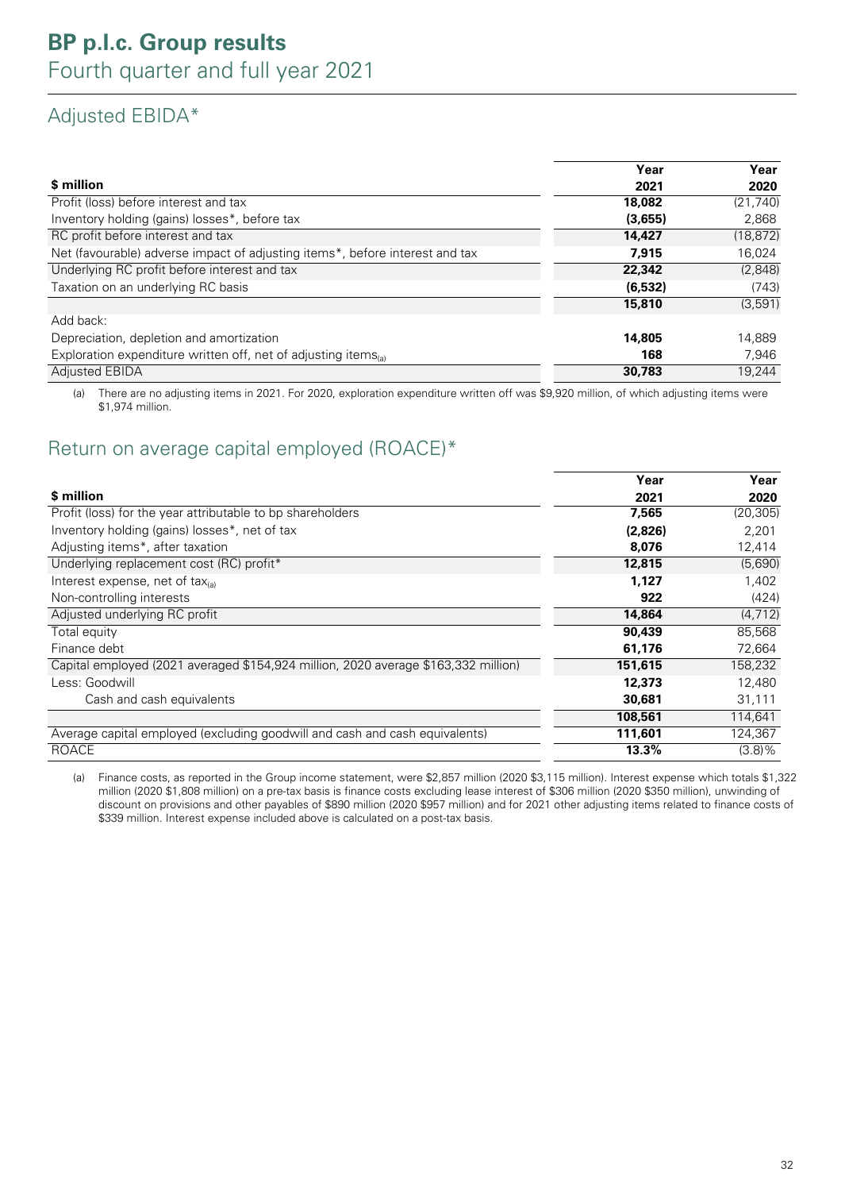# BP p.l.c. Group results
Fourth quarter and full year 2021

## Adjusted EBIDA*

| $ million | Year 2021 | Year 2020 |
|---|---|---|
| Profit (loss) before interest and tax | **18,082** | (21,740) |
| Inventory holding (gains) losses*, before tax | **(3,655)** | 2,868 |
| RC profit before interest and tax | **14,427** | (18,872) |
| Net (favourable) adverse impact of adjusting items*, before interest and tax | **7,915** | 16,024 |
| Underlying RC profit before interest and tax | **22,342** | (2,848) |
| Taxation on an underlying RC basis | **(6,532)** | (743) |
| | **15,810** | (3,591) |
| Add back: | | |
| Depreciation, depletion and amortization | **14,805** | 14,889 |
| Exploration expenditure written off, net of adjusting items(a) | **168** | 7,946 |
| Adjusted EBIDA | **30,783** | 19,244 |

(a) There are no adjusting items in 2021. For 2020, exploration expenditure written off was $9,920 million, of which adjusting items were $1,974 million.

## Return on average capital employed (ROACE)*

| $ million | Year 2021 | Year 2020 |
|---|---|---|
| Profit (loss) for the year attributable to bp shareholders | **7,565** | (20,305) |
| Inventory holding (gains) losses*, net of tax | **(2,826)** | 2,201 |
| Adjusting items*, after taxation | **8,076** | 12,414 |
| Underlying replacement cost (RC) profit* | **12,815** | (5,690) |
| Interest expense, net of tax(a) | **1,127** | 1,402 |
| Non-controlling interests | **922** | (424) |
| Adjusted underlying RC profit | **14,864** | (4,712) |
| Total equity | **90,439** | 85,568 |
| Finance debt | **61,176** | 72,664 |
| Capital employed (2021 averaged $154,924 million, 2020 average $163,332 million) | **151,615** | 158,232 |
| Less: Goodwill | **12,373** | 12,480 |
| Cash and cash equivalents | **30,681** | 31,111 |
| | **108,561** | 114,641 |
| Average capital employed (excluding goodwill and cash and cash equivalents) | **111,601** | 124,367 |
| ROACE | **13.3%** | (3.8)% |

(a) Finance costs, as reported in the Group income statement, were $2,857 million (2020 $3,115 million). Interest expense which totals $1,322 million (2020 $1,808 million) on a pre-tax basis is finance costs excluding lease interest of $306 million (2020 $350 million), unwinding of discount on provisions and other payables of $890 million (2020 $957 million) and for 2021 other adjusting items related to finance costs of $339 million. Interest expense included above is calculated on a post-tax basis.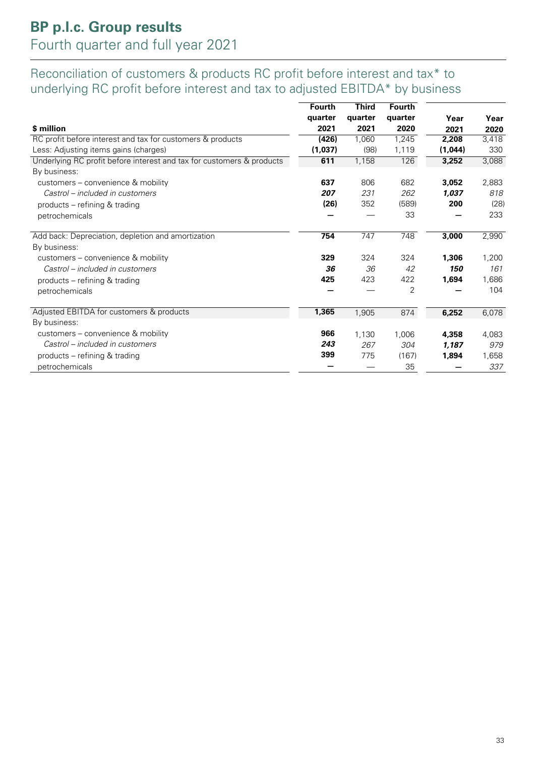# BP p.l.c. Group results

Fourth quarter and full year 2021

## Reconciliation of customers & products RC profit before interest and tax* to underlying RC profit before interest and tax to adjusted EBITDA* by business

| $ million | Fourth quarter 2021 | Third quarter 2021 | Fourth quarter 2020 | Year 2021 | Year 2020 |
|---|---|---|---|---|---|
| RC profit before interest and tax for customers & products | **(426)** | 1,060 | 1,245 | **2,208** | 3,418 |
| Less: Adjusting items gains (charges) | **(1,037)** | (98) | 1,119 | **(1,044)** | 330 |
| Underlying RC profit before interest and tax for customers & products | **611** | 1,158 | 126 | **3,252** | 3,088 |
| By business: | | | | | |
| customers – convenience & mobility | **637** | 806 | 682 | **3,052** | 2,883 |
| *Castrol – included in customers* | ***207*** | *231* | *262* | ***1,037*** | *818* |
| products – refining & trading | **(26)** | 352 | (589) | **200** | (28) |
| petrochemicals | **—** | — | 33 | **—** | 233 |
| Add back: Depreciation, depletion and amortization | **754** | 747 | 748 | **3,000** | 2,990 |
| By business: | | | | | |
| customers – convenience & mobility | **329** | 324 | 324 | **1,306** | 1,200 |
| *Castrol – included in customers* | ***36*** | *36* | *42* | ***150*** | *161* |
| products – refining & trading | **425** | 423 | 422 | **1,694** | 1,686 |
| petrochemicals | **—** | — | 2 | **—** | 104 |
| Adjusted EBITDA for customers & products | **1,365** | 1,905 | 874 | **6,252** | 6,078 |
| By business: | | | | | |
| customers – convenience & mobility | **966** | 1,130 | 1,006 | **4,358** | 4,083 |
| *Castrol – included in customers* | ***243*** | *267* | *304* | ***1,187*** | *979* |
| products – refining & trading | **399** | 775 | (167) | **1,894** | 1,658 |
| petrochemicals | **—** | — | 35 | **—** | *337* |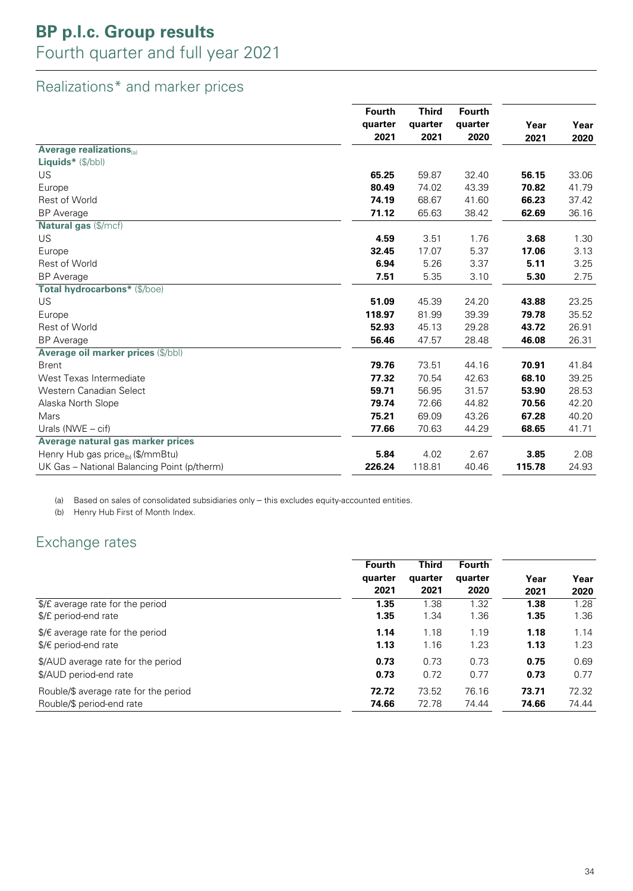# BP p.l.c. Group results

Fourth quarter and full year 2021

## Realizations* and marker prices

| | Fourth quarter 2021 | Third quarter 2021 | Fourth quarter 2020 | Year 2021 | Year 2020 |
|---|---|---|---|---|---|
| **Average realizations**[(a)] | | | | | |
| **Liquids*** ($/bbl) | | | | | |
| US | **65.25** | 59.87 | 32.40 | **56.15** | 33.06 |
| Europe | **80.49** | 74.02 | 43.39 | **70.82** | 41.79 |
| Rest of World | **74.19** | 68.67 | 41.60 | **66.23** | 37.42 |
| BP Average | **71.12** | 65.63 | 38.42 | **62.69** | 36.16 |
| **Natural gas** ($/mcf) | | | | | |
| US | **4.59** | 3.51 | 1.76 | **3.68** | 1.30 |
| Europe | **32.45** | 17.07 | 5.37 | **17.06** | 3.13 |
| Rest of World | **6.94** | 5.26 | 3.37 | **5.11** | 3.25 |
| BP Average | **7.51** | 5.35 | 3.10 | **5.30** | 2.75 |
| **Total hydrocarbons*** ($/boe) | | | | | |
| US | **51.09** | 45.39 | 24.20 | **43.88** | 23.25 |
| Europe | **118.97** | 81.99 | 39.39 | **79.78** | 35.52 |
| Rest of World | **52.93** | 45.13 | 29.28 | **43.72** | 26.91 |
| BP Average | **56.46** | 47.57 | 28.48 | **46.08** | 26.31 |
| **Average oil marker prices** ($/bbl) | | | | | |
| Brent | **79.76** | 73.51 | 44.16 | **70.91** | 41.84 |
| West Texas Intermediate | **77.32** | 70.54 | 42.63 | **68.10** | 39.25 |
| Western Canadian Select | **59.71** | 56.95 | 31.57 | **53.90** | 28.53 |
| Alaska North Slope | **79.74** | 72.66 | 44.82 | **70.56** | 42.20 |
| Mars | **75.21** | 69.09 | 43.26 | **67.28** | 40.20 |
| Urals (NWE – cif) | **77.66** | 70.63 | 44.29 | **68.65** | 41.71 |
| **Average natural gas marker prices** | | | | | |
| Henry Hub gas price[(b)] ($/mmBtu) | **5.84** | 4.02 | 2.67 | **3.85** | 2.08 |
| UK Gas – National Balancing Point (p/therm) | **226.24** | 118.81 | 40.46 | **115.78** | 24.93 |

(a) Based on sales of consolidated subsidiaries only – this excludes equity-accounted entities.

(b) Henry Hub First of Month Index.

## Exchange rates

| | Fourth quarter 2021 | Third quarter 2021 | Fourth quarter 2020 | Year 2021 | Year 2020 |
|---|---|---|---|---|---|
| $/£ average rate for the period | **1.35** | 1.38 | 1.32 | **1.38** | 1.28 |
| $/£ period-end rate | **1.35** | 1.34 | 1.36 | **1.35** | 1.36 |
| $/€ average rate for the period | **1.14** | 1.18 | 1.19 | **1.18** | 1.14 |
| $/€ period-end rate | **1.13** | 1.16 | 1.23 | **1.13** | 1.23 |
| $/AUD average rate for the period | **0.73** | 0.73 | 0.73 | **0.75** | 0.69 |
| $/AUD period-end rate | **0.73** | 0.72 | 0.77 | **0.73** | 0.77 |
| Rouble/$ average rate for the period | **72.72** | 73.52 | 76.16 | **73.71** | 72.32 |
| Rouble/$ period-end rate | **74.66** | 72.78 | 74.44 | **74.66** | 74.44 |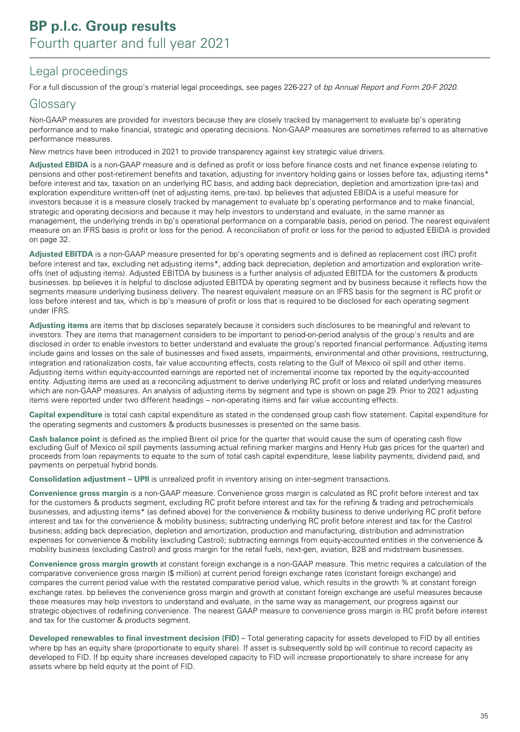## Legal proceedings

For a full discussion of the group's material legal proceedings, see pages 226-227 of *bp Annual Report and Form 20-F 2020*.

## Glossary

Non-GAAP measures are provided for investors because they are closely tracked by management to evaluate bp's operating performance and to make financial, strategic and operating decisions. Non-GAAP measures are sometimes referred to as alternative performance measures.

New metrics have been introduced in 2021 to provide transparency against key strategic value drivers.

**Adjusted EBIDA** is a non-GAAP measure and is defined as profit or loss before finance costs and net finance expense relating to pensions and other post-retirement benefits and taxation, adjusting for inventory holding gains or losses before tax, adjusting items* before interest and tax, taxation on an underlying RC basis, and adding back depreciation, depletion and amortization (pre-tax) and exploration expenditure written-off (net of adjusting items, pre-tax). bp believes that adjusted EBIDA is a useful measure for investors because it is a measure closely tracked by management to evaluate bp's operating performance and to make financial, strategic and operating decisions and because it may help investors to understand and evaluate, in the same manner as management, the underlying trends in bp's operational performance on a comparable basis, period on period. The nearest equivalent measure on an IFRS basis is profit or loss for the period. A reconciliation of profit or loss for the period to adjusted EBIDA is provided on page 32.

**Adjusted EBITDA** is a non-GAAP measure presented for bp's operating segments and is defined as replacement cost (RC) profit before interest and tax, excluding net adjusting items*, adding back depreciation, depletion and amortization and exploration write-offs (net of adjusting items). Adjusted EBITDA by business is a further analysis of adjusted EBITDA for the customers & products businesses. bp believes it is helpful to disclose adjusted EBITDA by operating segment and by business because it reflects how the segments measure underlying business delivery. The nearest equivalent measure on an IFRS basis for the segment is RC profit or loss before interest and tax, which is bp's measure of profit or loss that is required to be disclosed for each operating segment under IFRS.

**Adjusting items** are items that bp discloses separately because it considers such disclosures to be meaningful and relevant to investors. They are items that management considers to be important to period-on-period analysis of the group's results and are disclosed in order to enable investors to better understand and evaluate the group's reported financial performance. Adjusting items include gains and losses on the sale of businesses and fixed assets, impairments, environmental and other provisions, restructuring, integration and rationalization costs, fair value accounting effects, costs relating to the Gulf of Mexico oil spill and other items. Adjusting items within equity-accounted earnings are reported net of incremental income tax reported by the equity-accounted entity. Adjusting items are used as a reconciling adjustment to derive underlying RC profit or loss and related underlying measures which are non-GAAP measures. An analysis of adjusting items by segment and type is shown on page 29. Prior to 2021 adjusting items were reported under two different headings – non-operating items and fair value accounting effects.

**Capital expenditure** is total cash capital expenditure as stated in the condensed group cash flow statement. Capital expenditure for the operating segments and customers & products businesses is presented on the same basis.

**Cash balance point** is defined as the implied Brent oil price for the quarter that would cause the sum of operating cash flow excluding Gulf of Mexico oil spill payments (assuming actual refining marker margins and Henry Hub gas prices for the quarter) and proceeds from loan repayments to equate to the sum of total cash capital expenditure, lease liability payments, dividend paid, and payments on perpetual hybrid bonds.

**Consolidation adjustment – UPII** is unrealized profit in inventory arising on inter-segment transactions.

**Convenience gross margin** is a non-GAAP measure. Convenience gross margin is calculated as RC profit before interest and tax for the customers & products segment, excluding RC profit before interest and tax for the refining & trading and petrochemicals businesses, and adjusting items* (as defined above) for the convenience & mobility business to derive underlying RC profit before interest and tax for the convenience & mobility business; subtracting underlying RC profit before interest and tax for the Castrol business; adding back depreciation, depletion and amortization, production and manufacturing, distribution and administration expenses for convenience & mobility (excluding Castrol); subtracting earnings from equity-accounted entities in the convenience & mobility business (excluding Castrol) and gross margin for the retail fuels, next-gen, aviation, B2B and midstream businesses.

**Convenience gross margin growth** at constant foreign exchange is a non-GAAP measure. This metric requires a calculation of the comparative convenience gross margin ($ million) at current period foreign exchange rates (constant foreign exchange) and compares the current period value with the restated comparative period value, which results in the growth % at constant foreign exchange rates. bp believes the convenience gross margin and growth at constant foreign exchange are useful measures because these measures may help investors to understand and evaluate, in the same way as management, our progress against our strategic objectives of redefining convenience. The nearest GAAP measure to convenience gross margin is RC profit before interest and tax for the customer & products segment.

**Developed renewables to final investment decision (FID)** – Total generating capacity for assets developed to FID by all entities where bp has an equity share (proportionate to equity share). If asset is subsequently sold bp will continue to record capacity as developed to FID. If bp equity share increases developed capacity to FID will increase proportionately to share increase for any assets where bp held equity at the point of FID.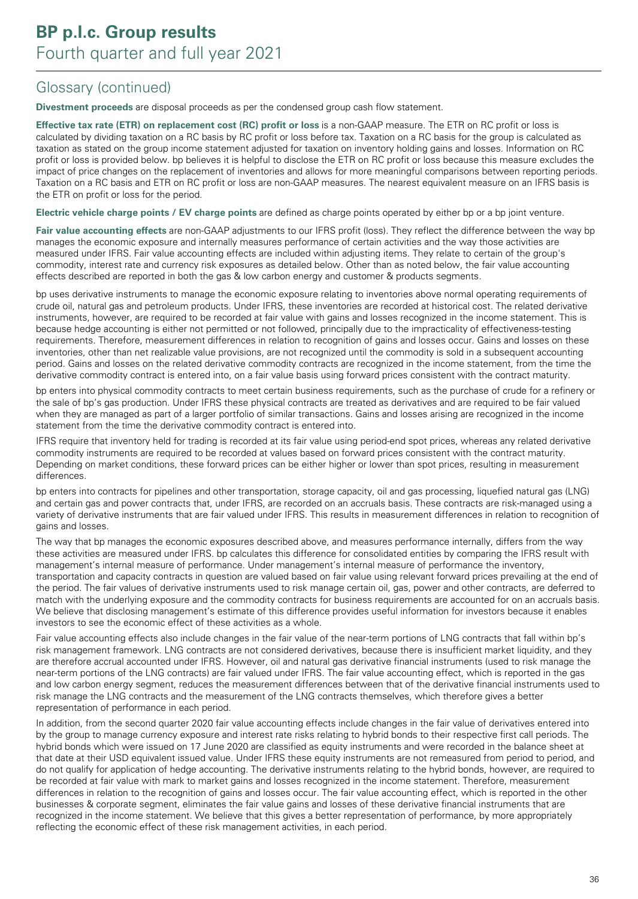## Glossary (continued)

**Divestment proceeds** are disposal proceeds as per the condensed group cash flow statement.

**Effective tax rate (ETR) on replacement cost (RC) profit or loss** is a non-GAAP measure. The ETR on RC profit or loss is calculated by dividing taxation on a RC basis by RC profit or loss before tax. Taxation on a RC basis for the group is calculated as taxation as stated on the group income statement adjusted for taxation on inventory holding gains and losses. Information on RC profit or loss is provided below. bp believes it is helpful to disclose the ETR on RC profit or loss because this measure excludes the impact of price changes on the replacement of inventories and allows for more meaningful comparisons between reporting periods. Taxation on a RC basis and ETR on RC profit or loss are non-GAAP measures. The nearest equivalent measure on an IFRS basis is the ETR on profit or loss for the period.

**Electric vehicle charge points / EV charge points** are defined as charge points operated by either bp or a bp joint venture.

**Fair value accounting effects** are non-GAAP adjustments to our IFRS profit (loss). They reflect the difference between the way bp manages the economic exposure and internally measures performance of certain activities and the way those activities are measured under IFRS. Fair value accounting effects are included within adjusting items. They relate to certain of the group's commodity, interest rate and currency risk exposures as detailed below. Other than as noted below, the fair value accounting effects described are reported in both the gas & low carbon energy and customer & products segments.

bp uses derivative instruments to manage the economic exposure relating to inventories above normal operating requirements of crude oil, natural gas and petroleum products. Under IFRS, these inventories are recorded at historical cost. The related derivative instruments, however, are required to be recorded at fair value with gains and losses recognized in the income statement. This is because hedge accounting is either not permitted or not followed, principally due to the impracticality of effectiveness-testing requirements. Therefore, measurement differences in relation to recognition of gains and losses occur. Gains and losses on these inventories, other than net realizable value provisions, are not recognized until the commodity is sold in a subsequent accounting period. Gains and losses on the related derivative commodity contracts are recognized in the income statement, from the time the derivative commodity contract is entered into, on a fair value basis using forward prices consistent with the contract maturity.

bp enters into physical commodity contracts to meet certain business requirements, such as the purchase of crude for a refinery or the sale of bp's gas production. Under IFRS these physical contracts are treated as derivatives and are required to be fair valued when they are managed as part of a larger portfolio of similar transactions. Gains and losses arising are recognized in the income statement from the time the derivative commodity contract is entered into.

IFRS require that inventory held for trading is recorded at its fair value using period-end spot prices, whereas any related derivative commodity instruments are required to be recorded at values based on forward prices consistent with the contract maturity. Depending on market conditions, these forward prices can be either higher or lower than spot prices, resulting in measurement differences.

bp enters into contracts for pipelines and other transportation, storage capacity, oil and gas processing, liquefied natural gas (LNG) and certain gas and power contracts that, under IFRS, are recorded on an accruals basis. These contracts are risk-managed using a variety of derivative instruments that are fair valued under IFRS. This results in measurement differences in relation to recognition of gains and losses.

The way that bp manages the economic exposures described above, and measures performance internally, differs from the way these activities are measured under IFRS. bp calculates this difference for consolidated entities by comparing the IFRS result with management's internal measure of performance. Under management's internal measure of performance the inventory, transportation and capacity contracts in question are valued based on fair value using relevant forward prices prevailing at the end of the period. The fair values of derivative instruments used to risk manage certain oil, gas, power and other contracts, are deferred to match with the underlying exposure and the commodity contracts for business requirements are accounted for on an accruals basis. We believe that disclosing management's estimate of this difference provides useful information for investors because it enables investors to see the economic effect of these activities as a whole.

Fair value accounting effects also include changes in the fair value of the near-term portions of LNG contracts that fall within bp's risk management framework. LNG contracts are not considered derivatives, because there is insufficient market liquidity, and they are therefore accrual accounted under IFRS. However, oil and natural gas derivative financial instruments (used to risk manage the near-term portions of the LNG contracts) are fair valued under IFRS. The fair value accounting effect, which is reported in the gas and low carbon energy segment, reduces the measurement differences between that of the derivative financial instruments used to risk manage the LNG contracts and the measurement of the LNG contracts themselves, which therefore gives a better representation of performance in each period.

In addition, from the second quarter 2020 fair value accounting effects include changes in the fair value of derivatives entered into by the group to manage currency exposure and interest rate risks relating to hybrid bonds to their respective first call periods. The hybrid bonds which were issued on 17 June 2020 are classified as equity instruments and were recorded in the balance sheet at that date at their USD equivalent issued value. Under IFRS these equity instruments are not remeasured from period to period, and do not qualify for application of hedge accounting. The derivative instruments relating to the hybrid bonds, however, are required to be recorded at fair value with mark to market gains and losses recognized in the income statement. Therefore, measurement differences in relation to the recognition of gains and losses occur. The fair value accounting effect, which is reported in the other businesses & corporate segment, eliminates the fair value gains and losses of these derivative financial instruments that are recognized in the income statement. We believe that this gives a better representation of performance, by more appropriately reflecting the economic effect of these risk management activities, in each period.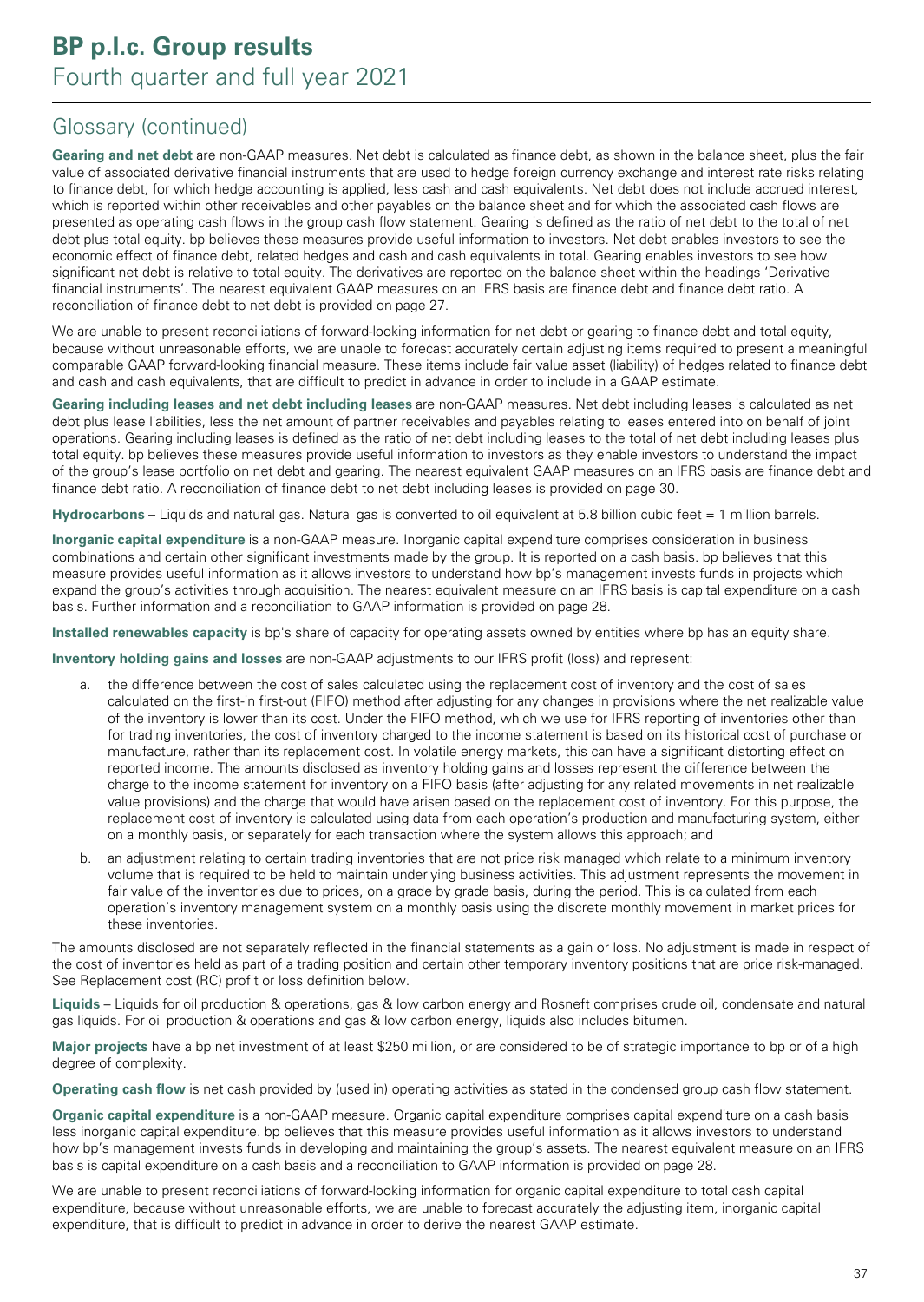## Glossary (continued)

**Gearing and net debt** are non-GAAP measures. Net debt is calculated as finance debt, as shown in the balance sheet, plus the fair value of associated derivative financial instruments that are used to hedge foreign currency exchange and interest rate risks relating to finance debt, for which hedge accounting is applied, less cash and cash equivalents. Net debt does not include accrued interest, which is reported within other receivables and other payables on the balance sheet and for which the associated cash flows are presented as operating cash flows in the group cash flow statement. Gearing is defined as the ratio of net debt to the total of net debt plus total equity. bp believes these measures provide useful information to investors. Net debt enables investors to see the economic effect of finance debt, related hedges and cash and cash equivalents in total. Gearing enables investors to see how significant net debt is relative to total equity. The derivatives are reported on the balance sheet within the headings 'Derivative financial instruments'. The nearest equivalent GAAP measures on an IFRS basis are finance debt and finance debt ratio. A reconciliation of finance debt to net debt is provided on page 27.

We are unable to present reconciliations of forward-looking information for net debt or gearing to finance debt and total equity, because without unreasonable efforts, we are unable to forecast accurately certain adjusting items required to present a meaningful comparable GAAP forward-looking financial measure. These items include fair value asset (liability) of hedges related to finance debt and cash and cash equivalents, that are difficult to predict in advance in order to include in a GAAP estimate.

**Gearing including leases and net debt including leases** are non-GAAP measures. Net debt including leases is calculated as net debt plus lease liabilities, less the net amount of partner receivables and payables relating to leases entered into on behalf of joint operations. Gearing including leases is defined as the ratio of net debt including leases to the total of net debt including leases plus total equity. bp believes these measures provide useful information to investors as they enable investors to understand the impact of the group's lease portfolio on net debt and gearing. The nearest equivalent GAAP measures on an IFRS basis are finance debt and finance debt ratio. A reconciliation of finance debt to net debt including leases is provided on page 30.

**Hydrocarbons** – Liquids and natural gas. Natural gas is converted to oil equivalent at 5.8 billion cubic feet = 1 million barrels.

**Inorganic capital expenditure** is a non-GAAP measure. Inorganic capital expenditure comprises consideration in business combinations and certain other significant investments made by the group. It is reported on a cash basis. bp believes that this measure provides useful information as it allows investors to understand how bp's management invests funds in projects which expand the group's activities through acquisition. The nearest equivalent measure on an IFRS basis is capital expenditure on a cash basis. Further information and a reconciliation to GAAP information is provided on page 28.

**Installed renewables capacity** is bp's share of capacity for operating assets owned by entities where bp has an equity share.

**Inventory holding gains and losses** are non-GAAP adjustments to our IFRS profit (loss) and represent:

a. the difference between the cost of sales calculated using the replacement cost of inventory and the cost of sales calculated on the first-in first-out (FIFO) method after adjusting for any changes in provisions where the net realizable value of the inventory is lower than its cost. Under the FIFO method, which we use for IFRS reporting of inventories other than for trading inventories, the cost of inventory charged to the income statement is based on its historical cost of purchase or manufacture, rather than its replacement cost. In volatile energy markets, this can have a significant distorting effect on reported income. The amounts disclosed as inventory holding gains and losses represent the difference between the charge to the income statement for inventory on a FIFO basis (after adjusting for any related movements in net realizable value provisions) and the charge that would have arisen based on the replacement cost of inventory. For this purpose, the replacement cost of inventory is calculated using data from each operation's production and manufacturing system, either on a monthly basis, or separately for each transaction where the system allows this approach; and

b. an adjustment relating to certain trading inventories that are not price risk managed which relate to a minimum inventory volume that is required to be held to maintain underlying business activities. This adjustment represents the movement in fair value of the inventories due to prices, on a grade by grade basis, during the period. This is calculated from each operation's inventory management system on a monthly basis using the discrete monthly movement in market prices for these inventories.

The amounts disclosed are not separately reflected in the financial statements as a gain or loss. No adjustment is made in respect of the cost of inventories held as part of a trading position and certain other temporary inventory positions that are price risk-managed. See Replacement cost (RC) profit or loss definition below.

**Liquids** – Liquids for oil production & operations, gas & low carbon energy and Rosneft comprises crude oil, condensate and natural gas liquids. For oil production & operations and gas & low carbon energy, liquids also includes bitumen.

**Major projects** have a bp net investment of at least $250 million, or are considered to be of strategic importance to bp or of a high degree of complexity.

**Operating cash flow** is net cash provided by (used in) operating activities as stated in the condensed group cash flow statement.

**Organic capital expenditure** is a non-GAAP measure. Organic capital expenditure comprises capital expenditure on a cash basis less inorganic capital expenditure. bp believes that this measure provides useful information as it allows investors to understand how bp's management invests funds in developing and maintaining the group's assets. The nearest equivalent measure on an IFRS basis is capital expenditure on a cash basis and a reconciliation to GAAP information is provided on page 28.

We are unable to present reconciliations of forward-looking information for organic capital expenditure to total cash capital expenditure, because without unreasonable efforts, we are unable to forecast accurately the adjusting item, inorganic capital expenditure, that is difficult to predict in advance in order to derive the nearest GAAP estimate.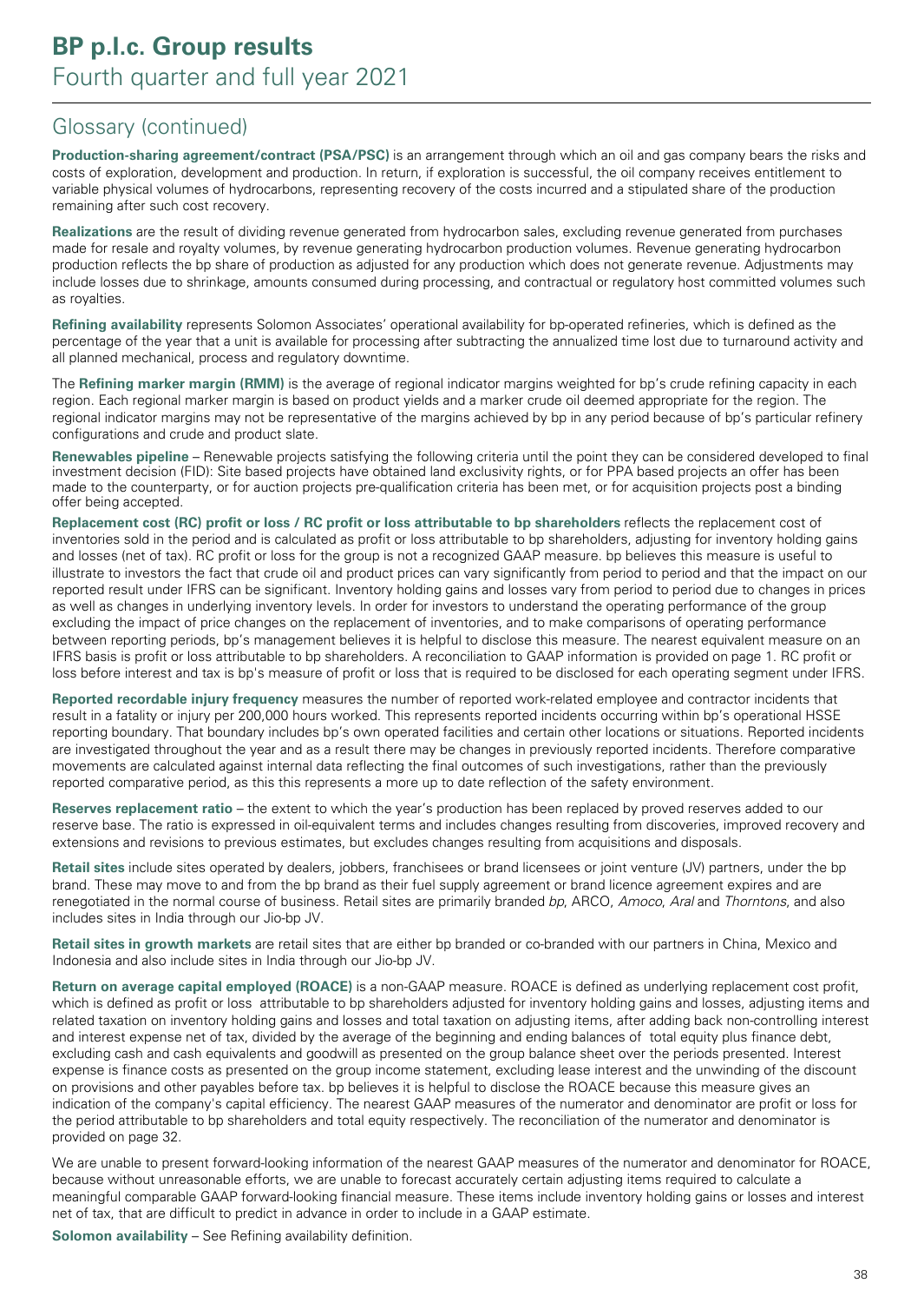## Glossary (continued)

**Production-sharing agreement/contract (PSA/PSC)** is an arrangement through which an oil and gas company bears the risks and costs of exploration, development and production. In return, if exploration is successful, the oil company receives entitlement to variable physical volumes of hydrocarbons, representing recovery of the costs incurred and a stipulated share of the production remaining after such cost recovery.

**Realizations** are the result of dividing revenue generated from hydrocarbon sales, excluding revenue generated from purchases made for resale and royalty volumes, by revenue generating hydrocarbon production volumes. Revenue generating hydrocarbon production reflects the bp share of production as adjusted for any production which does not generate revenue. Adjustments may include losses due to shrinkage, amounts consumed during processing, and contractual or regulatory host committed volumes such as royalties.

**Refining availability** represents Solomon Associates' operational availability for bp-operated refineries, which is defined as the percentage of the year that a unit is available for processing after subtracting the annualized time lost due to turnaround activity and all planned mechanical, process and regulatory downtime.

The **Refining marker margin (RMM)** is the average of regional indicator margins weighted for bp's crude refining capacity in each region. Each regional marker margin is based on product yields and a marker crude oil deemed appropriate for the region. The regional indicator margins may not be representative of the margins achieved by bp in any period because of bp's particular refinery configurations and crude and product slate.

**Renewables pipeline** – Renewable projects satisfying the following criteria until the point they can be considered developed to final investment decision (FID): Site based projects have obtained land exclusivity rights, or for PPA based projects an offer has been made to the counterparty, or for auction projects pre-qualification criteria has been met, or for acquisition projects post a binding offer being accepted.

**Replacement cost (RC) profit or loss / RC profit or loss attributable to bp shareholders** reflects the replacement cost of inventories sold in the period and is calculated as profit or loss attributable to bp shareholders, adjusting for inventory holding gains and losses (net of tax). RC profit or loss for the group is not a recognized GAAP measure. bp believes this measure is useful to illustrate to investors the fact that crude oil and product prices can vary significantly from period to period and that the impact on our reported result under IFRS can be significant. Inventory holding gains and losses vary from period to period due to changes in prices as well as changes in underlying inventory levels. In order for investors to understand the operating performance of the group excluding the impact of price changes on the replacement of inventories, and to make comparisons of operating performance between reporting periods, bp's management believes it is helpful to disclose this measure. The nearest equivalent measure on an IFRS basis is profit or loss attributable to bp shareholders. A reconciliation to GAAP information is provided on page 1. RC profit or loss before interest and tax is bp's measure of profit or loss that is required to be disclosed for each operating segment under IFRS.

**Reported recordable injury frequency** measures the number of reported work-related employee and contractor incidents that result in a fatality or injury per 200,000 hours worked. This represents reported incidents occurring within bp's operational HSSE reporting boundary. That boundary includes bp's own operated facilities and certain other locations or situations. Reported incidents are investigated throughout the year and as a result there may be changes in previously reported incidents. Therefore comparative movements are calculated against internal data reflecting the final outcomes of such investigations, rather than the previously reported comparative period, as this represents a more up to date reflection of the safety environment.

**Reserves replacement ratio** – the extent to which the year's production has been replaced by proved reserves added to our reserve base. The ratio is expressed in oil-equivalent terms and includes changes resulting from discoveries, improved recovery and extensions and revisions to previous estimates, but excludes changes resulting from acquisitions and disposals.

**Retail sites** include sites operated by dealers, jobbers, franchisees or brand licensees or joint venture (JV) partners, under the bp brand. These may move to and from the bp brand as their fuel supply agreement or brand licence agreement expires and are renegotiated in the normal course of business. Retail sites are primarily branded *bp*, ARCO, *Amoco*, *Aral* and *Thorntons*, and also includes sites in India through our Jio-bp JV.

**Retail sites in growth markets** are retail sites that are either bp branded or co-branded with our partners in China, Mexico and Indonesia and also include sites in India through our Jio-bp JV.

**Return on average capital employed (ROACE)** is a non-GAAP measure. ROACE is defined as underlying replacement cost profit, which is defined as profit or loss attributable to bp shareholders adjusted for inventory holding gains and losses, adjusting items and related taxation on inventory holding gains and losses and total taxation on adjusting items, after adding back non-controlling interest and interest expense net of tax, divided by the average of the beginning and ending balances of total equity plus finance debt, excluding cash and cash equivalents and goodwill as presented on the group balance sheet over the periods presented. Interest expense is finance costs as presented on the group income statement, excluding lease interest and the unwinding of the discount on provisions and other payables before tax. bp believes it is helpful to disclose the ROACE because this measure gives an indication of the company's capital efficiency. The nearest GAAP measures of the numerator and denominator are profit or loss for the period attributable to bp shareholders and total equity respectively. The reconciliation of the numerator and denominator is provided on page 32.

We are unable to present forward-looking information of the nearest GAAP measures of the numerator and denominator for ROACE, because without unreasonable efforts, we are unable to forecast accurately certain adjusting items required to calculate a meaningful comparable GAAP forward-looking financial measure. These items include inventory holding gains or losses and interest net of tax, that are difficult to predict in advance in order to include in a GAAP estimate.

**Solomon availability** – See Refining availability definition.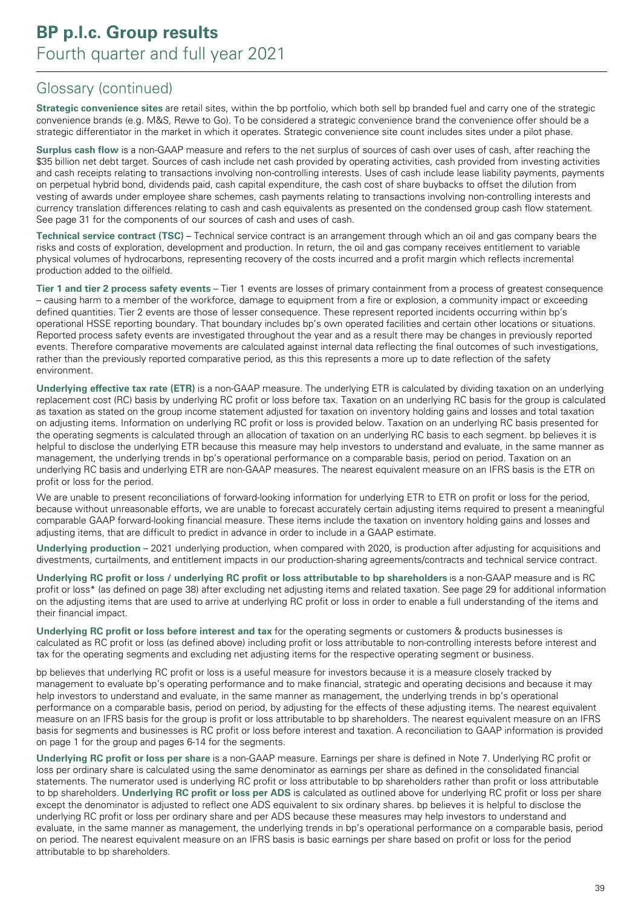## Glossary (continued)

**Strategic convenience sites** are retail sites, within the bp portfolio, which both sell bp branded fuel and carry one of the strategic convenience brands (e.g. M&S, Rewe to Go). To be considered a strategic convenience brand the convenience offer should be a strategic differentiator in the market in which it operates. Strategic convenience site count includes sites under a pilot phase.

**Surplus cash flow** is a non-GAAP measure and refers to the net surplus of sources of cash over uses of cash, after reaching the $35 billion net debt target. Sources of cash include net cash provided by operating activities, cash provided from investing activities and cash receipts relating to transactions involving non-controlling interests. Uses of cash include lease liability payments, payments on perpetual hybrid bond, dividends paid, cash capital expenditure, the cash cost of share buybacks to offset the dilution from vesting of awards under employee share schemes, cash payments relating to transactions involving non-controlling interests and currency translation differences relating to cash and cash equivalents as presented on the condensed group cash flow statement. See page 31 for the components of our sources of cash and uses of cash.

**Technical service contract (TSC)** – Technical service contract is an arrangement through which an oil and gas company bears the risks and costs of exploration, development and production. In return, the oil and gas company receives entitlement to variable physical volumes of hydrocarbons, representing recovery of the costs incurred and a profit margin which reflects incremental production added to the oilfield.

**Tier 1 and tier 2 process safety events** – Tier 1 events are losses of primary containment from a process of greatest consequence – causing harm to a member of the workforce, damage to equipment from a fire or explosion, a community impact or exceeding defined quantities. Tier 2 events are those of lesser consequence. These represent reported incidents occurring within bp's operational HSSE reporting boundary. That boundary includes bp's own operated facilities and certain other locations or situations. Reported process safety events are investigated throughout the year and as a result there may be changes in previously reported events. Therefore comparative movements are calculated against internal data reflecting the final outcomes of such investigations, rather than the previously reported comparative period, as this this represents a more up to date reflection of the safety environment.

**Underlying effective tax rate (ETR)** is a non-GAAP measure. The underlying ETR is calculated by dividing taxation on an underlying replacement cost (RC) basis by underlying RC profit or loss before tax. Taxation on an underlying RC basis for the group is calculated as taxation as stated on the group income statement adjusted for taxation on inventory holding gains and losses and total taxation on adjusting items. Information on underlying RC profit or loss is provided below. Taxation on an underlying RC basis presented for the operating segments is calculated through an allocation of taxation on an underlying RC basis to each segment. bp believes it is helpful to disclose the underlying ETR because this measure may help investors to understand and evaluate, in the same manner as management, the underlying trends in bp's operational performance on a comparable basis, period on period. Taxation on an underlying RC basis and underlying ETR are non-GAAP measures. The nearest equivalent measure on an IFRS basis is the ETR on profit or loss for the period.

We are unable to present reconciliations of forward-looking information for underlying ETR to ETR on profit or loss for the period, because without unreasonable efforts, we are unable to forecast accurately certain adjusting items required to present a meaningful comparable GAAP forward-looking financial measure. These items include the taxation on inventory holding gains and losses and adjusting items, that are difficult to predict in advance in order to include in a GAAP estimate.

**Underlying production** – 2021 underlying production, when compared with 2020, is production after adjusting for acquisitions and divestments, curtailments, and entitlement impacts in our production-sharing agreements/contracts and technical service contract.

**Underlying RC profit or loss / underlying RC profit or loss attributable to bp shareholders** is a non-GAAP measure and is RC profit or loss* (as defined on page 38) after excluding net adjusting items and related taxation. See page 29 for additional information on the adjusting items that are used to arrive at underlying RC profit or loss in order to enable a full understanding of the items and their financial impact.

**Underlying RC profit or loss before interest and tax** for the operating segments or customers & products businesses is calculated as RC profit or loss (as defined above) including profit or loss attributable to non-controlling interests before interest and tax for the operating segments and excluding net adjusting items for the respective operating segment or business.

bp believes that underlying RC profit or loss is a useful measure for investors because it is a measure closely tracked by management to evaluate bp's operating performance and to make financial, strategic and operating decisions and because it may help investors to understand and evaluate, in the same manner as management, the underlying trends in bp's operational performance on a comparable basis, period on period, by adjusting for the effects of these adjusting items. The nearest equivalent measure on an IFRS basis for the group is profit or loss attributable to bp shareholders. The nearest equivalent measure on an IFRS basis for segments and businesses is RC profit or loss before interest and taxation. A reconciliation to GAAP information is provided on page 1 for the group and pages 6-14 for the segments.

**Underlying RC profit or loss per share** is a non-GAAP measure. Earnings per share is defined in Note 7. Underlying RC profit or loss per ordinary share is calculated using the same denominator as earnings per share as defined in the consolidated financial statements. The numerator used is underlying RC profit or loss attributable to bp shareholders rather than profit or loss attributable to bp shareholders. **Underlying RC profit or loss per ADS** is calculated as outlined above for underlying RC profit or loss per share except the denominator is adjusted to reflect one ADS equivalent to six ordinary shares. bp believes it is helpful to disclose the underlying RC profit or loss per ordinary share and per ADS because these measures may help investors to understand and evaluate, in the same manner as management, the underlying trends in bp's operational performance on a comparable basis, period on period. The nearest equivalent measure on an IFRS basis is basic earnings per share based on profit or loss for the period attributable to bp shareholders.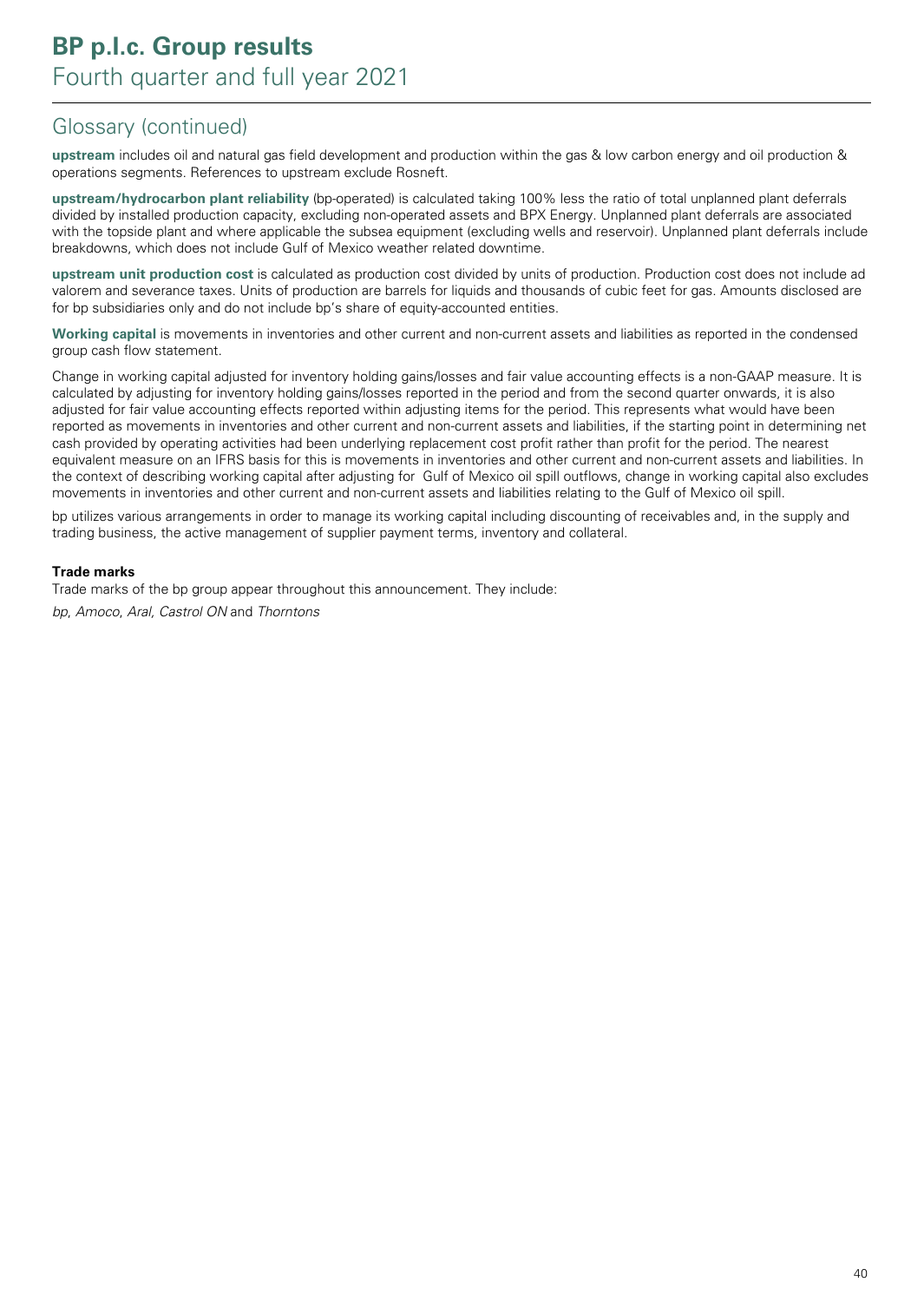## Glossary (continued)

**upstream** includes oil and natural gas field development and production within the gas & low carbon energy and oil production & operations segments. References to upstream exclude Rosneft.

**upstream/hydrocarbon plant reliability** (bp-operated) is calculated taking 100% less the ratio of total unplanned plant deferrals divided by installed production capacity, excluding non-operated assets and BPX Energy. Unplanned plant deferrals are associated with the topside plant and where applicable the subsea equipment (excluding wells and reservoir). Unplanned plant deferrals include breakdowns, which does not include Gulf of Mexico weather related downtime.

**upstream unit production cost** is calculated as production cost divided by units of production. Production cost does not include ad valorem and severance taxes. Units of production are barrels for liquids and thousands of cubic feet for gas. Amounts disclosed are for bp subsidiaries only and do not include bp's share of equity-accounted entities.

**Working capital** is movements in inventories and other current and non-current assets and liabilities as reported in the condensed group cash flow statement.

Change in working capital adjusted for inventory holding gains/losses and fair value accounting effects is a non-GAAP measure. It is calculated by adjusting for inventory holding gains/losses reported in the period and from the second quarter onwards, it is also adjusted for fair value accounting effects reported within adjusting items for the period. This represents what would have been reported as movements in inventories and other current and non-current assets and liabilities, if the starting point in determining net cash provided by operating activities had been underlying replacement cost profit rather than profit for the period. The nearest equivalent measure on an IFRS basis for this is movements in inventories and other current and non-current assets and liabilities. In the context of describing working capital after adjusting for Gulf of Mexico oil spill outflows, change in working capital also excludes movements in inventories and other current and non-current assets and liabilities relating to the Gulf of Mexico oil spill.

bp utilizes various arrangements in order to manage its working capital including discounting of receivables and, in the supply and trading business, the active management of supplier payment terms, inventory and collateral.

**Trade marks**

Trade marks of the bp group appear throughout this announcement. They include:

*bp*, *Amoco*, *Aral*, *Castrol ON* and *Thorntons*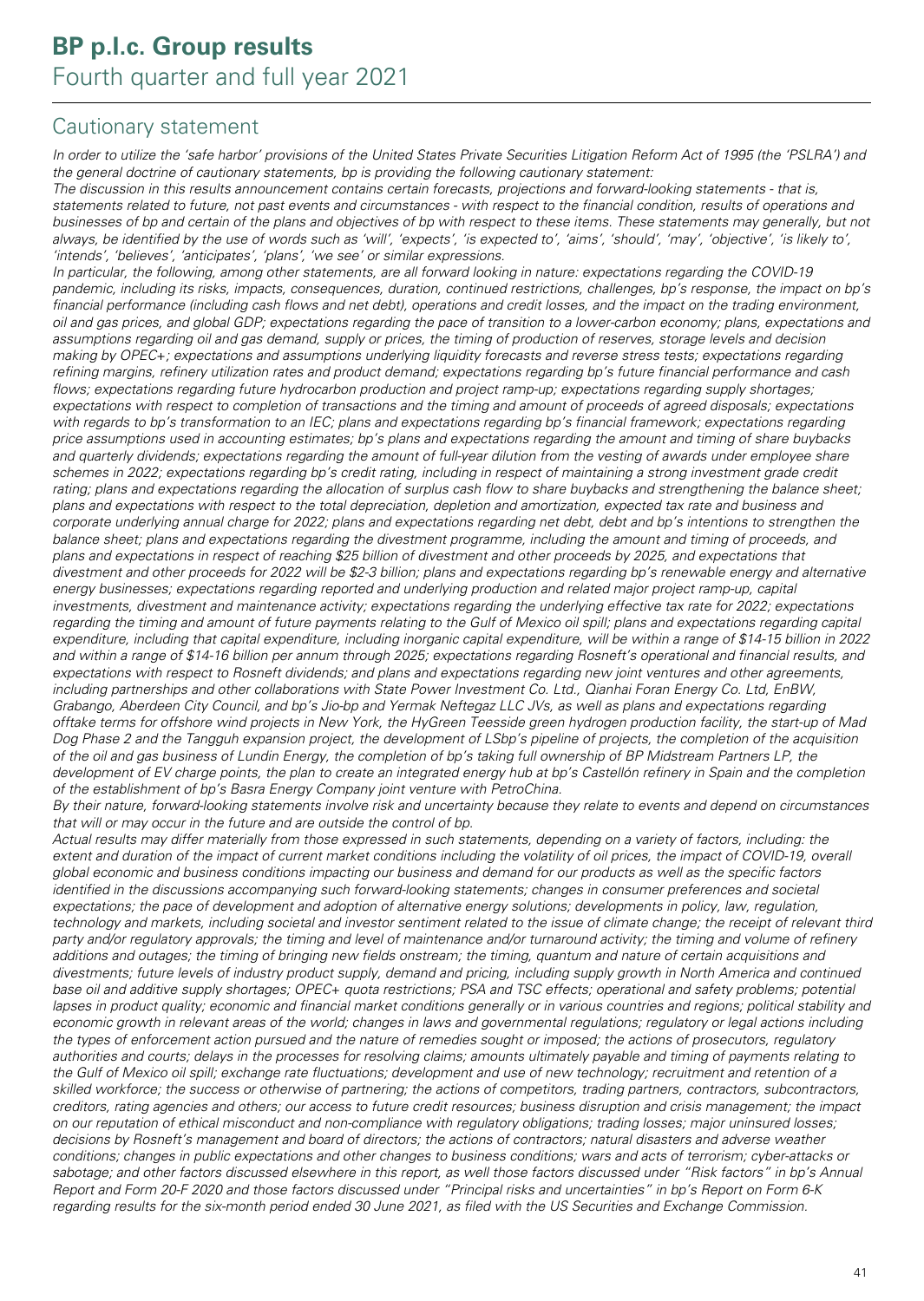## Cautionary statement

*In order to utilize the 'safe harbor' provisions of the United States Private Securities Litigation Reform Act of 1995 (the 'PSLRA') and the general doctrine of cautionary statements, bp is providing the following cautionary statement:*

*The discussion in this results announcement contains certain forecasts, projections and forward-looking statements - that is, statements related to future, not past events and circumstances - with respect to the financial condition, results of operations and businesses of bp and certain of the plans and objectives of bp with respect to these items. These statements may generally, but not always, be identified by the use of words such as 'will', 'expects', 'is expected to', 'aims', 'should', 'may', 'objective', 'is likely to', 'intends', 'believes', 'anticipates', 'plans', 'we see' or similar expressions.*

*In particular, the following, among other statements, are all forward looking in nature: expectations regarding the COVID-19 pandemic, including its risks, impacts, consequences, duration, continued restrictions, challenges, bp's response, the impact on bp's financial performance (including cash flows and net debt), operations and credit losses, and the impact on the trading environment, oil and gas prices, and global GDP; expectations regarding the pace of transition to a lower-carbon economy; plans, expectations and assumptions regarding oil and gas demand, supply or prices, the timing of production of reserves, storage levels and decision making by OPEC+; expectations and assumptions underlying liquidity forecasts and reverse stress tests; expectations regarding refining margins, refinery utilization rates and product demand; expectations regarding bp's future financial performance and cash flows; expectations regarding future hydrocarbon production and project ramp-up; expectations regarding supply shortages; expectations with respect to completion of transactions and the timing and amount of proceeds of agreed disposals; expectations with regards to bp's transformation to an IEC; plans and expectations regarding bp's financial framework; expectations regarding price assumptions used in accounting estimates; bp's plans and expectations regarding the amount and timing of share buybacks and quarterly dividends; expectations regarding the amount of full-year dilution from the vesting of awards under employee share schemes in 2022; expectations regarding bp's credit rating, including in respect of maintaining a strong investment grade credit rating; plans and expectations regarding the allocation of surplus cash flow to share buybacks and strengthening the balance sheet; plans and expectations with respect to the total depreciation, depletion and amortization, expected tax rate and business and corporate underlying annual charge for 2022; plans and expectations regarding net debt, debt and bp's intentions to strengthen the balance sheet; plans and expectations regarding the divestment programme, including the amount and timing of proceeds, and plans and expectations in respect of reaching $25 billion of divestment and other proceeds by 2025, and expectations that divestment and other proceeds for 2022 will be $2-3 billion; plans and expectations regarding bp's renewable energy and alternative energy businesses; expectations regarding reported and underlying production and related major project ramp-up, capital investments, divestment and maintenance activity; expectations regarding the underlying effective tax rate for 2022; expectations regarding the timing and amount of future payments relating to the Gulf of Mexico oil spill; plans and expectations regarding capital expenditure, including that capital expenditure, including inorganic capital expenditure, will be within a range of $14-15 billion in 2022 and within a range of $14-16 billion per annum through 2025; expectations regarding Rosneft's operational and financial results, and expectations with respect to Rosneft dividends; and plans and expectations regarding new joint ventures and other agreements, including partnerships and other collaborations with State Power Investment Co. Ltd., Qianhai Foran Energy Co. Ltd, EnBW, Grabango, Aberdeen City Council, and bp's Jio-bp and Yermak Neftegaz LLC JVs, as well as plans and expectations regarding offtake terms for offshore wind projects in New York, the HyGreen Teesside green hydrogen production facility, the start-up of Mad Dog Phase 2 and the Tangguh expansion project, the development of LSbp's pipeline of projects, the completion of the acquisition of the oil and gas business of Lundin Energy, the completion of bp's taking full ownership of BP Midstream Partners LP, the development of EV charge points, the plan to create an integrated energy hub at bp's Castellón refinery in Spain and the completion of the establishment of bp's Basra Energy Company joint venture with PetroChina.*

*By their nature, forward-looking statements involve risk and uncertainty because they relate to events and depend on circumstances that will or may occur in the future and are outside the control of bp.*

*Actual results may differ materially from those expressed in such statements, depending on a variety of factors, including: the extent and duration of the impact of current market conditions including the volatility of oil prices, the impact of COVID-19, overall global economic and business conditions impacting our business and demand for our products as well as the specific factors identified in the discussions accompanying such forward-looking statements; changes in consumer preferences and societal expectations; the pace of development and adoption of alternative energy solutions; developments in policy, law, regulation, technology and markets, including societal and investor sentiment related to the issue of climate change; the receipt of relevant third party and/or regulatory approvals; the timing and level of maintenance and/or turnaround activity; the timing and volume of refinery additions and outages; the timing of bringing new fields onstream; the timing, quantum and nature of certain acquisitions and divestments; future levels of industry product supply, demand and pricing, including supply growth in North America and continued base oil and additive supply shortages; OPEC+ quota restrictions; PSA and TSC effects; operational and safety problems; potential lapses in product quality; economic and financial market conditions generally or in various countries and regions; political stability and economic growth in relevant areas of the world; changes in laws and governmental regulations; regulatory or legal actions including the types of enforcement action pursued and the nature of remedies sought or imposed; the actions of prosecutors, regulatory authorities and courts; delays in the processes for resolving claims; amounts ultimately payable and timing of payments relating to the Gulf of Mexico oil spill; exchange rate fluctuations; development and use of new technology; recruitment and retention of a skilled workforce; the success or otherwise of partnering; the actions of competitors, trading partners, contractors, subcontractors, creditors, rating agencies and others; our access to future credit resources; business disruption and crisis management; the impact on our reputation of ethical misconduct and non-compliance with regulatory obligations; trading losses; major uninsured losses; decisions by Rosneft's management and board of directors; the actions of contractors; natural disasters and adverse weather conditions; changes in public expectations and other changes to business conditions; wars and acts of terrorism; cyber-attacks or sabotage; and other factors discussed elsewhere in this report, as well those factors discussed under "Risk factors" in bp's Annual Report and Form 20-F 2020 and those factors discussed under "Principal risks and uncertainties" in bp's Report on Form 6-K regarding results for the six-month period ended 30 June 2021, as filed with the US Securities and Exchange Commission.*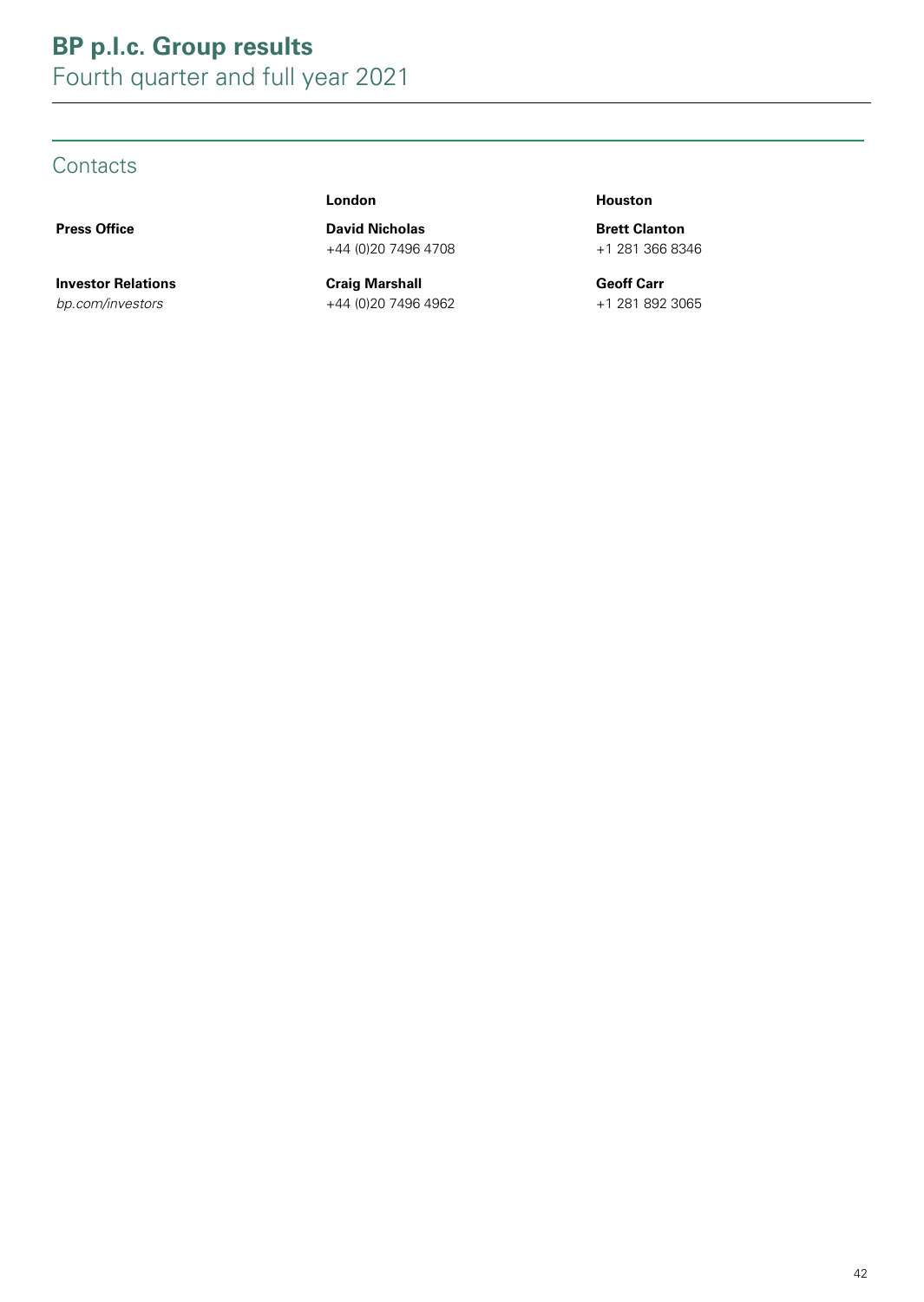## Contacts

| | London | Houston |
|---|---|---|
| **Press Office** | **David Nicholas**<br>+44 (0)20 7496 4708 | **Brett Clanton**<br>+1 281 366 8346 |
| **Investor Relations**<br>*bp.com/investors* | **Craig Marshall**<br>+44 (0)20 7496 4962 | **Geoff Carr**<br>+1 281 892 3065 |